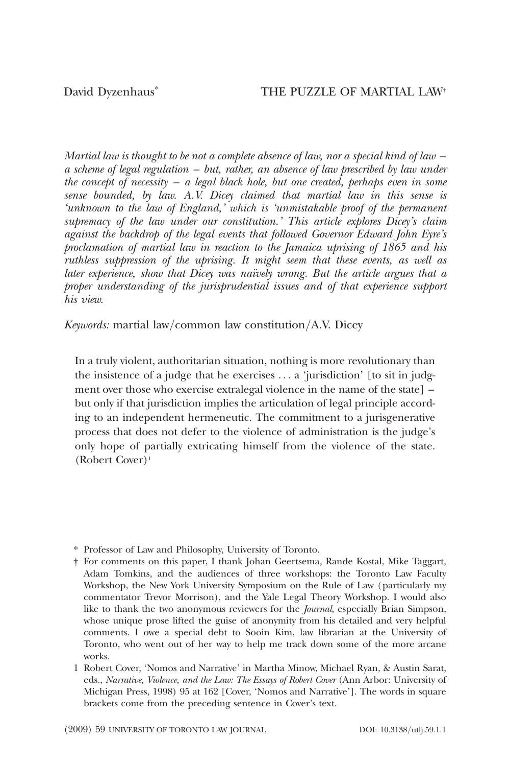David Dyzenhaus[*]

# THE PUZZLE OF MARTIAL LAW[†]

*Martial law is thought to be not a complete absence of law, nor a special kind of law – a scheme of legal regulation – but, rather, an absence of law prescribed by law under the concept of necessity – a legal black hole, but one created, perhaps even in some sense bounded, by law. A.V. Dicey claimed that martial law in this sense is 'unknown to the law of England,' which is 'unmistakable proof of the permanent supremacy of the law under our constitution.' This article explores Dicey's claim against the backdrop of the legal events that followed Governor Edward John Eyre's proclamation of martial law in reaction to the Jamaica uprising of 1865 and his ruthless suppression of the uprising. It might seem that these events, as well as later experience, show that Dicey was naïvely wrong. But the article argues that a proper understanding of the jurisprudential issues and of that experience support his view.*

*Keywords:* martial law/common law constitution/A.V. Dicey

> In a truly violent, authoritarian situation, nothing is more revolutionary than the insistence of a judge that he exercises . . . a 'jurisdiction' [to sit in judgment over those who exercise extralegal violence in the name of the state] – but only if that jurisdiction implies the articulation of legal principle according to an independent hermeneutic. The commitment to a jurisgenerative process that does not defer to the violence of administration is the judge's only hope of partially extricating himself from the violence of the state. (Robert Cover)[1]

\* Professor of Law and Philosophy, University of Toronto.

† For comments on this paper, I thank Johan Geertsema, Rande Kostal, Mike Taggart, Adam Tomkins, and the audiences of three workshops: the Toronto Law Faculty Workshop, the New York University Symposium on the Rule of Law (particularly my commentator Trevor Morrison), and the Yale Legal Theory Workshop. I would also like to thank the two anonymous reviewers for the *Journal*, especially Brian Simpson, whose unique prose lifted the guise of anonymity from his detailed and very helpful comments. I owe a special debt to Sooin Kim, law librarian at the University of Toronto, who went out of her way to help me track down some of the more arcane works.

1 Robert Cover, 'Nomos and Narrative' in Martha Minow, Michael Ryan, & Austin Sarat, eds., *Narrative, Violence, and the Law: The Essays of Robert Cover* (Ann Arbor: University of Michigan Press, 1998) 95 at 162 [Cover, 'Nomos and Narrative']. The words in square brackets come from the preceding sentence in Cover's text.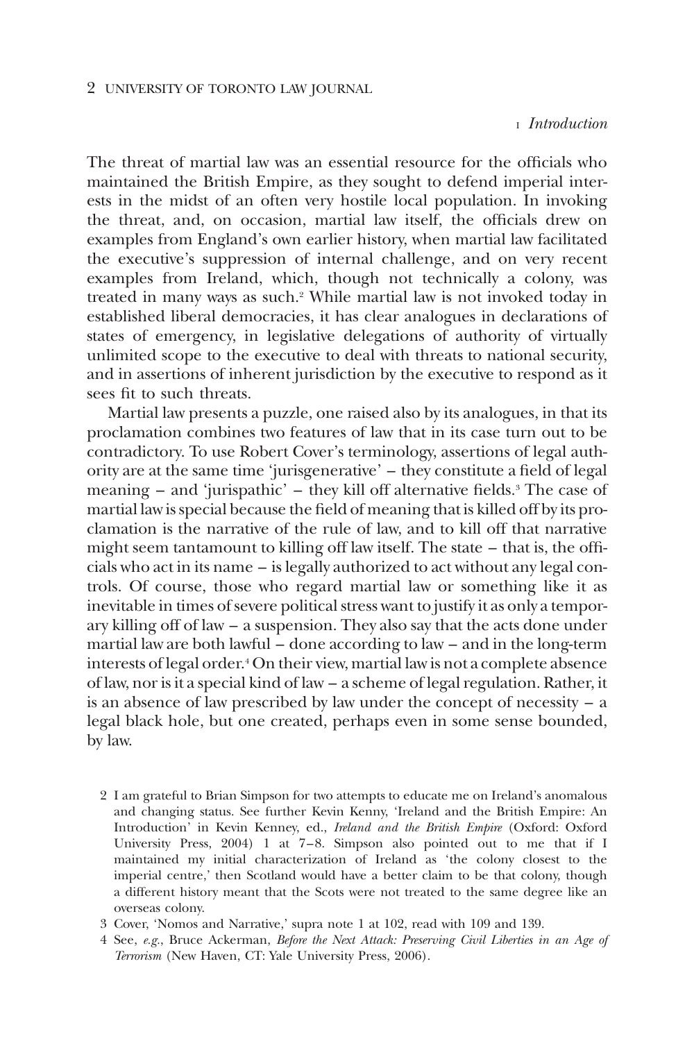## I *Introduction*

The threat of martial law was an essential resource for the officials who maintained the British Empire, as they sought to defend imperial interests in the midst of an often very hostile local population. In invoking the threat, and, on occasion, martial law itself, the officials drew on examples from England's own earlier history, when martial law facilitated the executive's suppression of internal challenge, and on very recent examples from Ireland, which, though not technically a colony, was treated in many ways as such.[2] While martial law is not invoked today in established liberal democracies, it has clear analogues in declarations of states of emergency, in legislative delegations of authority of virtually unlimited scope to the executive to deal with threats to national security, and in assertions of inherent jurisdiction by the executive to respond as it sees fit to such threats.

Martial law presents a puzzle, one raised also by its analogues, in that its proclamation combines two features of law that in its case turn out to be contradictory. To use Robert Cover's terminology, assertions of legal authority are at the same time 'jurisgenerative' – they constitute a field of legal meaning – and 'jurispathic' – they kill off alternative fields.[3] The case of martial law is special because the field of meaning that is killed off by its proclamation is the narrative of the rule of law, and to kill off that narrative might seem tantamount to killing off law itself. The state – that is, the officials who act in its name – is legally authorized to act without any legal controls. Of course, those who regard martial law or something like it as inevitable in times of severe political stress want to justify it as only a temporary killing off of law – a suspension. They also say that the acts done under martial law are both lawful – done according to law – and in the long-term interests of legal order.[4] On their view, martial law is not a complete absence of law, nor is it a special kind of law – a scheme of legal regulation. Rather, it is an absence of law prescribed by law under the concept of necessity – a legal black hole, but one created, perhaps even in some sense bounded, by law.

2 I am grateful to Brian Simpson for two attempts to educate me on Ireland's anomalous and changing status. See further Kevin Kenny, 'Ireland and the British Empire: An Introduction' in Kevin Kenney, ed., *Ireland and the British Empire* (Oxford: Oxford University Press, 2004) 1 at 7–8. Simpson also pointed out to me that if I maintained my initial characterization of Ireland as 'the colony closest to the imperial centre,' then Scotland would have a better claim to be that colony, though a different history meant that the Scots were not treated to the same degree like an overseas colony.

3 Cover, 'Nomos and Narrative,' supra note 1 at 102, read with 109 and 139.

4 See, *e.g.*, Bruce Ackerman, *Before the Next Attack: Preserving Civil Liberties in an Age of Terrorism* (New Haven, CT: Yale University Press, 2006).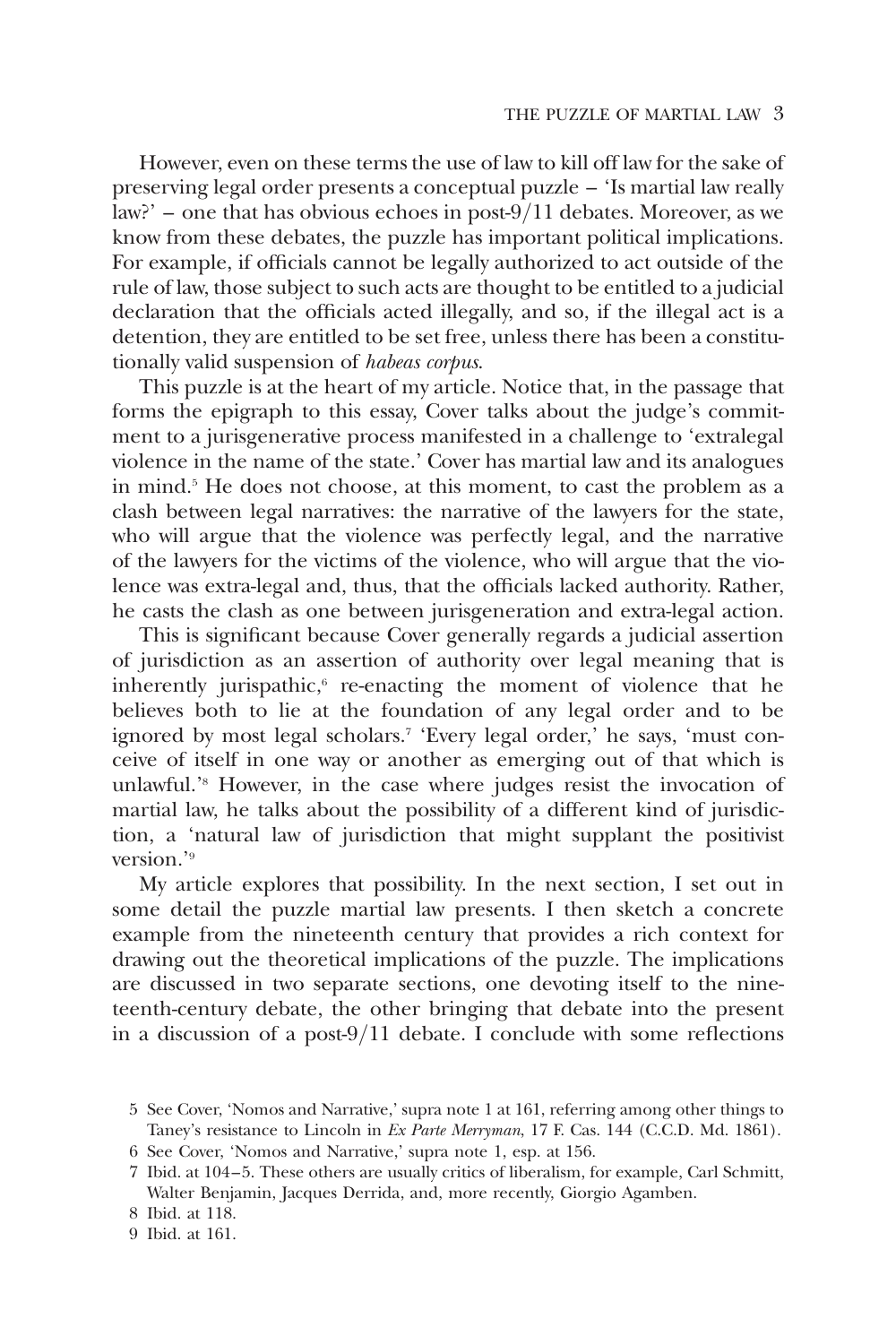However, even on these terms the use of law to kill off law for the sake of preserving legal order presents a conceptual puzzle – 'Is martial law really law?' – one that has obvious echoes in post-9/11 debates. Moreover, as we know from these debates, the puzzle has important political implications. For example, if officials cannot be legally authorized to act outside of the rule of law, those subject to such acts are thought to be entitled to a judicial declaration that the officials acted illegally, and so, if the illegal act is a detention, they are entitled to be set free, unless there has been a constitutionally valid suspension of *habeas corpus*.

This puzzle is at the heart of my article. Notice that, in the passage that forms the epigraph to this essay, Cover talks about the judge's commitment to a jurisgenerative process manifested in a challenge to 'extralegal violence in the name of the state.' Cover has martial law and its analogues in mind.[5] He does not choose, at this moment, to cast the problem as a clash between legal narratives: the narrative of the lawyers for the state, who will argue that the violence was perfectly legal, and the narrative of the lawyers for the victims of the violence, who will argue that the violence was extra-legal and, thus, that the officials lacked authority. Rather, he casts the clash as one between jurisgeneration and extra-legal action.

This is significant because Cover generally regards a judicial assertion of jurisdiction as an assertion of authority over legal meaning that is inherently jurispathic,[6] re-enacting the moment of violence that he believes both to lie at the foundation of any legal order and to be ignored by most legal scholars.[7] 'Every legal order,' he says, 'must conceive of itself in one way or another as emerging out of that which is unlawful.'[8] However, in the case where judges resist the invocation of martial law, he talks about the possibility of a different kind of jurisdiction, a 'natural law of jurisdiction that might supplant the positivist version.'[9]

My article explores that possibility. In the next section, I set out in some detail the puzzle martial law presents. I then sketch a concrete example from the nineteenth century that provides a rich context for drawing out the theoretical implications of the puzzle. The implications are discussed in two separate sections, one devoting itself to the nineteenth-century debate, the other bringing that debate into the present in a discussion of a post-9/11 debate. I conclude with some reflections

5 See Cover, 'Nomos and Narrative,' supra note 1 at 161, referring among other things to Taney's resistance to Lincoln in *Ex Parte Merryman*, 17 F. Cas. 144 (C.C.D. Md. 1861).

6 See Cover, 'Nomos and Narrative,' supra note 1, esp. at 156.

7 Ibid. at 104–5. These others are usually critics of liberalism, for example, Carl Schmitt, Walter Benjamin, Jacques Derrida, and, more recently, Giorgio Agamben.

8 Ibid. at 118.

9 Ibid. at 161.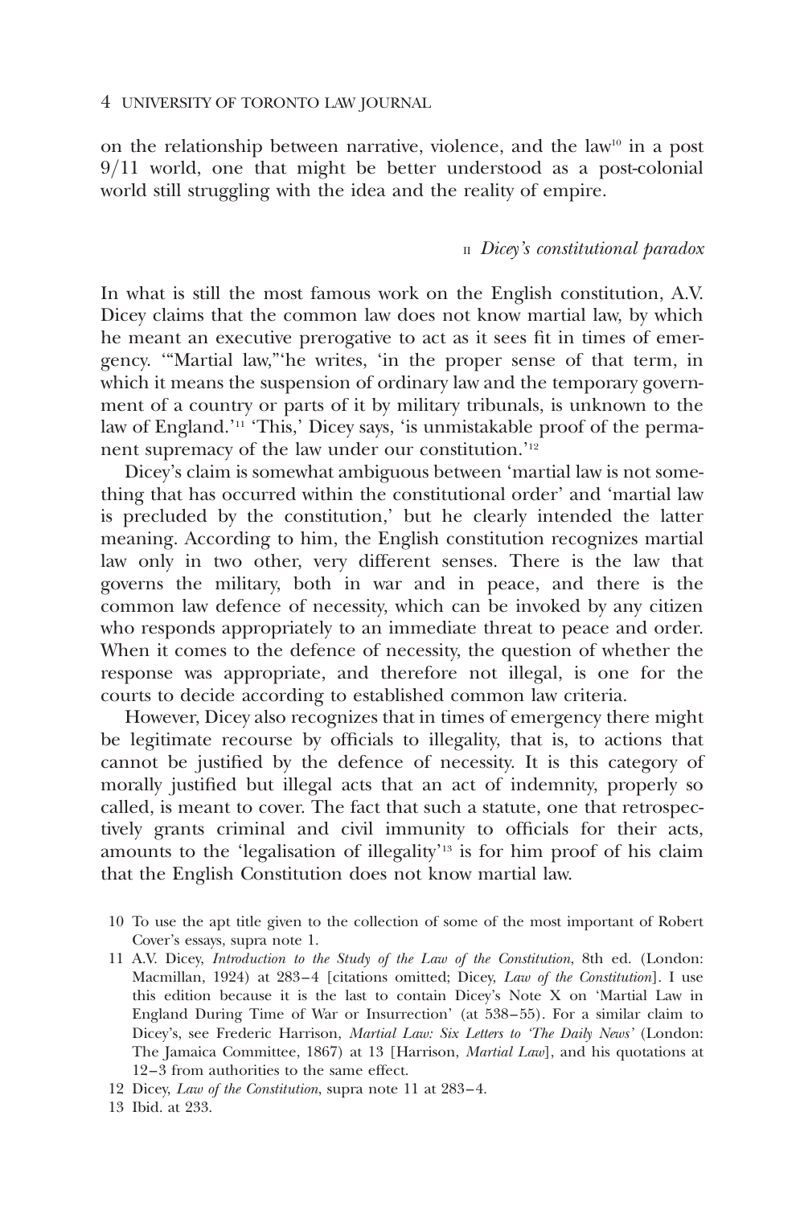on the relationship between narrative, violence, and the law[10] in a post 9/11 world, one that might be better understood as a post-colonial world still struggling with the idea and the reality of empire.

## II *Dicey's constitutional paradox*

In what is still the most famous work on the English constitution, A.V. Dicey claims that the common law does not know martial law, by which he meant an executive prerogative to act as it sees fit in times of emergency. '"Martial law,"'he writes, 'in the proper sense of that term, in which it means the suspension of ordinary law and the temporary government of a country or parts of it by military tribunals, is unknown to the law of England.'[11] 'This,' Dicey says, 'is unmistakable proof of the permanent supremacy of the law under our constitution.'[12]

Dicey's claim is somewhat ambiguous between 'martial law is not something that has occurred within the constitutional order' and 'martial law is precluded by the constitution,' but he clearly intended the latter meaning. According to him, the English constitution recognizes martial law only in two other, very different senses. There is the law that governs the military, both in war and in peace, and there is the common law defence of necessity, which can be invoked by any citizen who responds appropriately to an immediate threat to peace and order. When it comes to the defence of necessity, the question of whether the response was appropriate, and therefore not illegal, is one for the courts to decide according to established common law criteria.

However, Dicey also recognizes that in times of emergency there might be legitimate recourse by officials to illegality, that is, to actions that cannot be justified by the defence of necessity. It is this category of morally justified but illegal acts that an act of indemnity, properly so called, is meant to cover. The fact that such a statute, one that retrospectively grants criminal and civil immunity to officials for their acts, amounts to the 'legalisation of illegality'[13] is for him proof of his claim that the English Constitution does not know martial law.

10 To use the apt title given to the collection of some of the most important of Robert Cover's essays, supra note 1.

11 A.V. Dicey, *Introduction to the Study of the Law of the Constitution*, 8th ed. (London: Macmillan, 1924) at 283–4 [citations omitted; Dicey, *Law of the Constitution*]. I use this edition because it is the last to contain Dicey's Note X on 'Martial Law in England During Time of War or Insurrection' (at 538–55). For a similar claim to Dicey's, see Frederic Harrison, *Martial Law: Six Letters to 'The Daily News'* (London: The Jamaica Committee, 1867) at 13 [Harrison, *Martial Law*], and his quotations at 12–3 from authorities to the same effect.

12 Dicey, *Law of the Constitution*, supra note 11 at 283–4.

13 Ibid. at 233.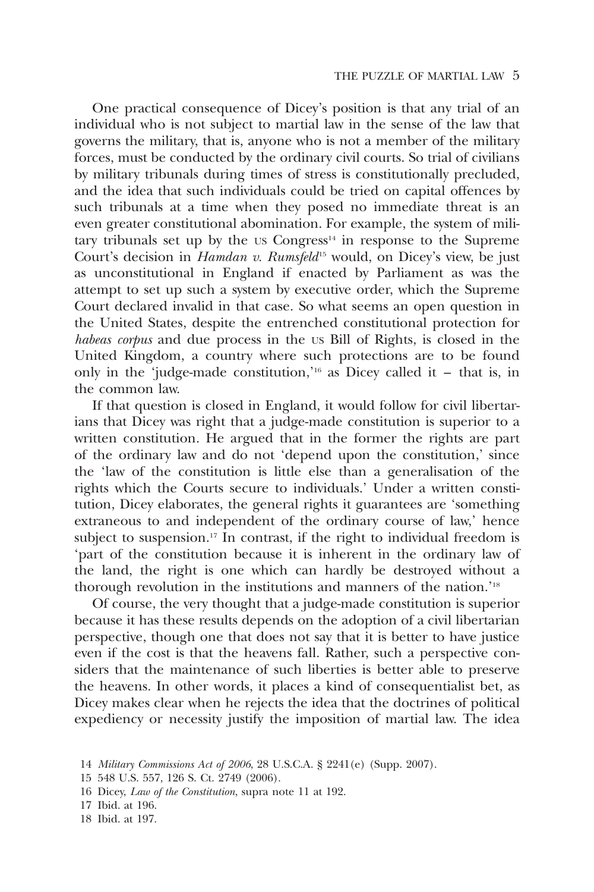One practical consequence of Dicey's position is that any trial of an individual who is not subject to martial law in the sense of the law that governs the military, that is, anyone who is not a member of the military forces, must be conducted by the ordinary civil courts. So trial of civilians by military tribunals during times of stress is constitutionally precluded, and the idea that such individuals could be tried on capital offences by such tribunals at a time when they posed no immediate threat is an even greater constitutional abomination. For example, the system of military tribunals set up by the US Congress[14] in response to the Supreme Court's decision in *Hamdan v. Rumsfeld*[15] would, on Dicey's view, be just as unconstitutional in England if enacted by Parliament as was the attempt to set up such a system by executive order, which the Supreme Court declared invalid in that case. So what seems an open question in the United States, despite the entrenched constitutional protection for *habeas corpus* and due process in the US Bill of Rights, is closed in the United Kingdom, a country where such protections are to be found only in the 'judge-made constitution,'[16] as Dicey called it – that is, in the common law.

If that question is closed in England, it would follow for civil libertarians that Dicey was right that a judge-made constitution is superior to a written constitution. He argued that in the former the rights are part of the ordinary law and do not 'depend upon the constitution,' since the 'law of the constitution is little else than a generalisation of the rights which the Courts secure to individuals.' Under a written constitution, Dicey elaborates, the general rights it guarantees are 'something extraneous to and independent of the ordinary course of law,' hence subject to suspension.[17] In contrast, if the right to individual freedom is 'part of the constitution because it is inherent in the ordinary law of the land, the right is one which can hardly be destroyed without a thorough revolution in the institutions and manners of the nation.'[18]

Of course, the very thought that a judge-made constitution is superior because it has these results depends on the adoption of a civil libertarian perspective, though one that does not say that it is better to have justice even if the cost is that the heavens fall. Rather, such a perspective considers that the maintenance of such liberties is better able to preserve the heavens. In other words, it places a kind of consequentialist bet, as Dicey makes clear when he rejects the idea that the doctrines of political expediency or necessity justify the imposition of martial law. The idea

14 *Military Commissions Act of 2006*, 28 U.S.C.A. § 2241(e) (Supp. 2007).

15 548 U.S. 557, 126 S. Ct. 2749 (2006).

16 Dicey, *Law of the Constitution*, supra note 11 at 192.

17 Ibid. at 196.

18 Ibid. at 197.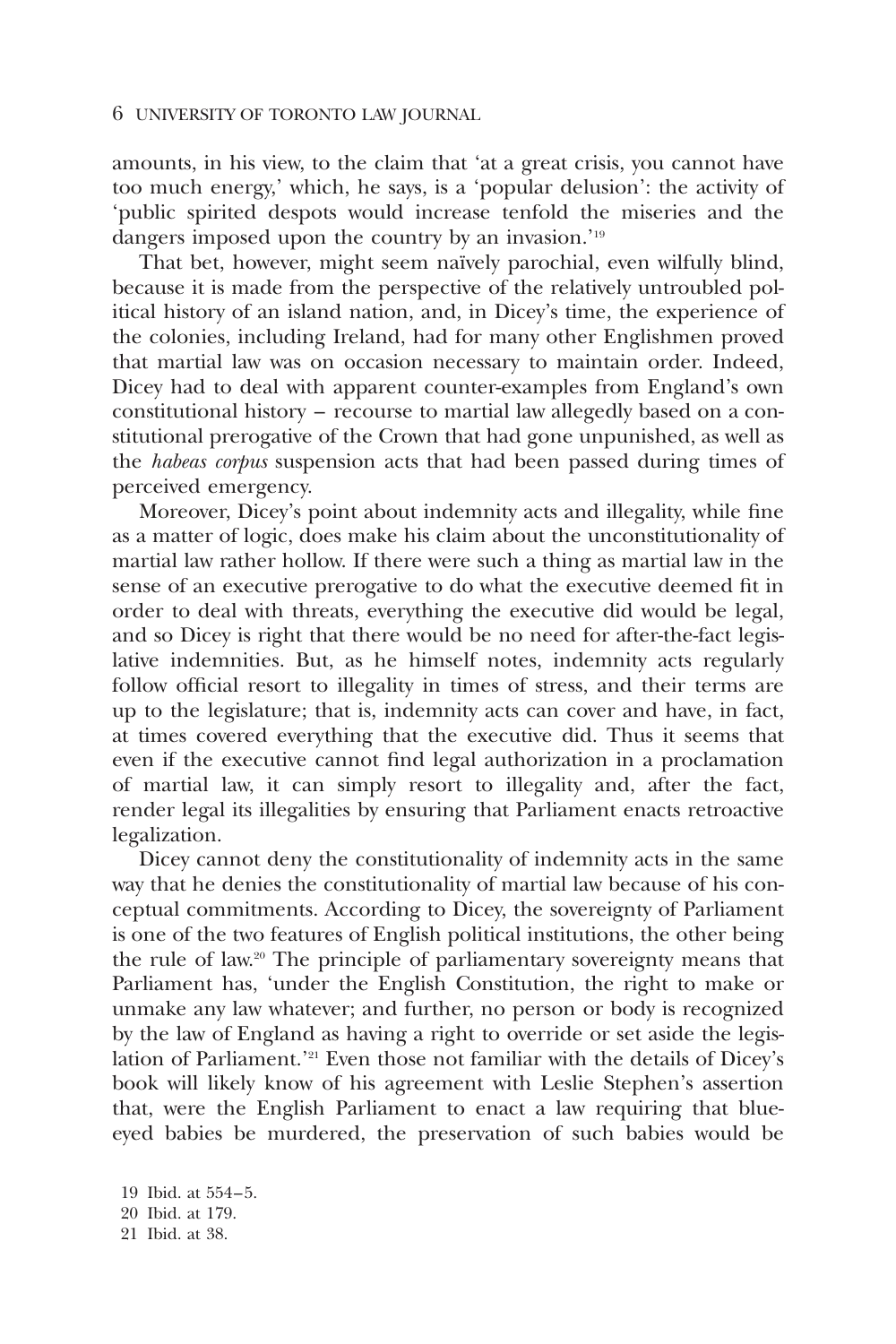amounts, in his view, to the claim that 'at a great crisis, you cannot have too much energy,' which, he says, is a 'popular delusion': the activity of 'public spirited despots would increase tenfold the miseries and the dangers imposed upon the country by an invasion.'[19]

That bet, however, might seem naïvely parochial, even wilfully blind, because it is made from the perspective of the relatively untroubled political history of an island nation, and, in Dicey's time, the experience of the colonies, including Ireland, had for many other Englishmen proved that martial law was on occasion necessary to maintain order. Indeed, Dicey had to deal with apparent counter-examples from England's own constitutional history – recourse to martial law allegedly based on a constitutional prerogative of the Crown that had gone unpunished, as well as the *habeas corpus* suspension acts that had been passed during times of perceived emergency.

Moreover, Dicey's point about indemnity acts and illegality, while fine as a matter of logic, does make his claim about the unconstitutionality of martial law rather hollow. If there were such a thing as martial law in the sense of an executive prerogative to do what the executive deemed fit in order to deal with threats, everything the executive did would be legal, and so Dicey is right that there would be no need for after-the-fact legislative indemnities. But, as he himself notes, indemnity acts regularly follow official resort to illegality in times of stress, and their terms are up to the legislature; that is, indemnity acts can cover and have, in fact, at times covered everything that the executive did. Thus it seems that even if the executive cannot find legal authorization in a proclamation of martial law, it can simply resort to illegality and, after the fact, render legal its illegalities by ensuring that Parliament enacts retroactive legalization.

Dicey cannot deny the constitutionality of indemnity acts in the same way that he denies the constitutionality of martial law because of his conceptual commitments. According to Dicey, the sovereignty of Parliament is one of the two features of English political institutions, the other being the rule of law.[20] The principle of parliamentary sovereignty means that Parliament has, 'under the English Constitution, the right to make or unmake any law whatever; and further, no person or body is recognized by the law of England as having a right to override or set aside the legislation of Parliament.'[21] Even those not familiar with the details of Dicey's book will likely know of his agreement with Leslie Stephen's assertion that, were the English Parliament to enact a law requiring that blue-eyed babies be murdered, the preservation of such babies would be

19 Ibid. at 554–5.
20 Ibid. at 179.
21 Ibid. at 38.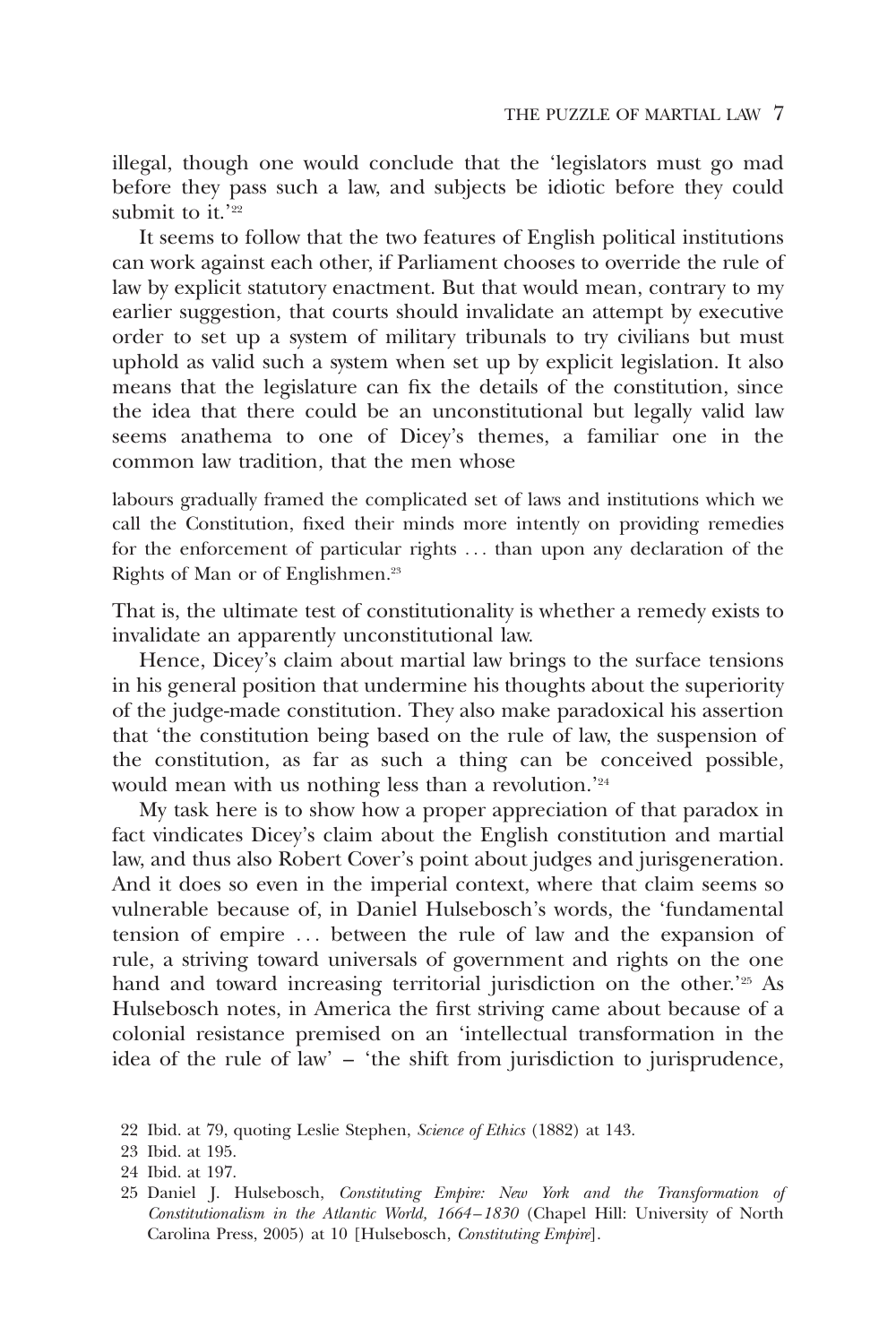illegal, though one would conclude that the 'legislators must go mad before they pass such a law, and subjects be idiotic before they could submit to it.'[22]

It seems to follow that the two features of English political institutions can work against each other, if Parliament chooses to override the rule of law by explicit statutory enactment. But that would mean, contrary to my earlier suggestion, that courts should invalidate an attempt by executive order to set up a system of military tribunals to try civilians but must uphold as valid such a system when set up by explicit legislation. It also means that the legislature can fix the details of the constitution, since the idea that there could be an unconstitutional but legally valid law seems anathema to one of Dicey's themes, a familiar one in the common law tradition, that the men whose

> labours gradually framed the complicated set of laws and institutions which we call the Constitution, fixed their minds more intently on providing remedies for the enforcement of particular rights ... than upon any declaration of the Rights of Man or of Englishmen.[23]

That is, the ultimate test of constitutionality is whether a remedy exists to invalidate an apparently unconstitutional law.

Hence, Dicey's claim about martial law brings to the surface tensions in his general position that undermine his thoughts about the superiority of the judge-made constitution. They also make paradoxical his assertion that 'the constitution being based on the rule of law, the suspension of the constitution, as far as such a thing can be conceived possible, would mean with us nothing less than a revolution.'[24]

My task here is to show how a proper appreciation of that paradox in fact vindicates Dicey's claim about the English constitution and martial law, and thus also Robert Cover's point about judges and jurisgeneration. And it does so even in the imperial context, where that claim seems so vulnerable because of, in Daniel Hulsebosch's words, the 'fundamental tension of empire ... between the rule of law and the expansion of rule, a striving toward universals of government and rights on the one hand and toward increasing territorial jurisdiction on the other.'[25] As Hulsebosch notes, in America the first striving came about because of a colonial resistance premised on an 'intellectual transformation in the idea of the rule of law' – 'the shift from jurisdiction to jurisprudence,

22 Ibid. at 79, quoting Leslie Stephen, *Science of Ethics* (1882) at 143.

23 Ibid. at 195.

24 Ibid. at 197.

25 Daniel J. Hulsebosch, *Constituting Empire: New York and the Transformation of Constitutionalism in the Atlantic World, 1664–1830* (Chapel Hill: University of North Carolina Press, 2005) at 10 [Hulsebosch, *Constituting Empire*].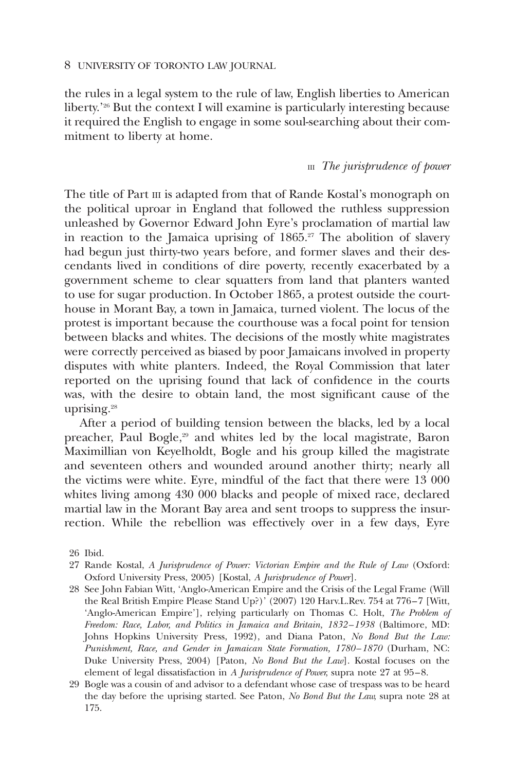the rules in a legal system to the rule of law, English liberties to American liberty.'[26] But the context I will examine is particularly interesting because it required the English to engage in some soul-searching about their commitment to liberty at home.

## III *The jurisprudence of power*

The title of Part III is adapted from that of Rande Kostal's monograph on the political uproar in England that followed the ruthless suppression unleashed by Governor Edward John Eyre's proclamation of martial law in reaction to the Jamaica uprising of 1865.[27] The abolition of slavery had begun just thirty-two years before, and former slaves and their descendants lived in conditions of dire poverty, recently exacerbated by a government scheme to clear squatters from land that planters wanted to use for sugar production. In October 1865, a protest outside the courthouse in Morant Bay, a town in Jamaica, turned violent. The locus of the protest is important because the courthouse was a focal point for tension between blacks and whites. The decisions of the mostly white magistrates were correctly perceived as biased by poor Jamaicans involved in property disputes with white planters. Indeed, the Royal Commission that later reported on the uprising found that lack of confidence in the courts was, with the desire to obtain land, the most significant cause of the uprising.[28]

After a period of building tension between the blacks, led by a local preacher, Paul Bogle,[29] and whites led by the local magistrate, Baron Maximillian von Keyelholdt, Bogle and his group killed the magistrate and seventeen others and wounded around another thirty; nearly all the victims were white. Eyre, mindful of the fact that there were 13 000 whites living among 430 000 blacks and people of mixed race, declared martial law in the Morant Bay area and sent troops to suppress the insurrection. While the rebellion was effectively over in a few days, Eyre

26 Ibid.

27 Rande Kostal, *A Jurisprudence of Power: Victorian Empire and the Rule of Law* (Oxford: Oxford University Press, 2005) [Kostal, *A Jurisprudence of Power*].

28 See John Fabian Witt, 'Anglo-American Empire and the Crisis of the Legal Frame (Will the Real British Empire Please Stand Up?)' (2007) 120 Harv.L.Rev. 754 at 776–7 [Witt, 'Anglo-American Empire'], relying particularly on Thomas C. Holt, *The Problem of Freedom: Race, Labor, and Politics in Jamaica and Britain, 1832–1938* (Baltimore, MD: Johns Hopkins University Press, 1992), and Diana Paton, *No Bond But the Law: Punishment, Race, and Gender in Jamaican State Formation, 1780–1870* (Durham, NC: Duke University Press, 2004) [Paton, *No Bond But the Law*]. Kostal focuses on the element of legal dissatisfaction in *A Jurisprudence of Power,* supra note 27 at 95–8.

29 Bogle was a cousin of and advisor to a defendant whose case of trespass was to be heard the day before the uprising started. See Paton, *No Bond But the Law,* supra note 28 at 175.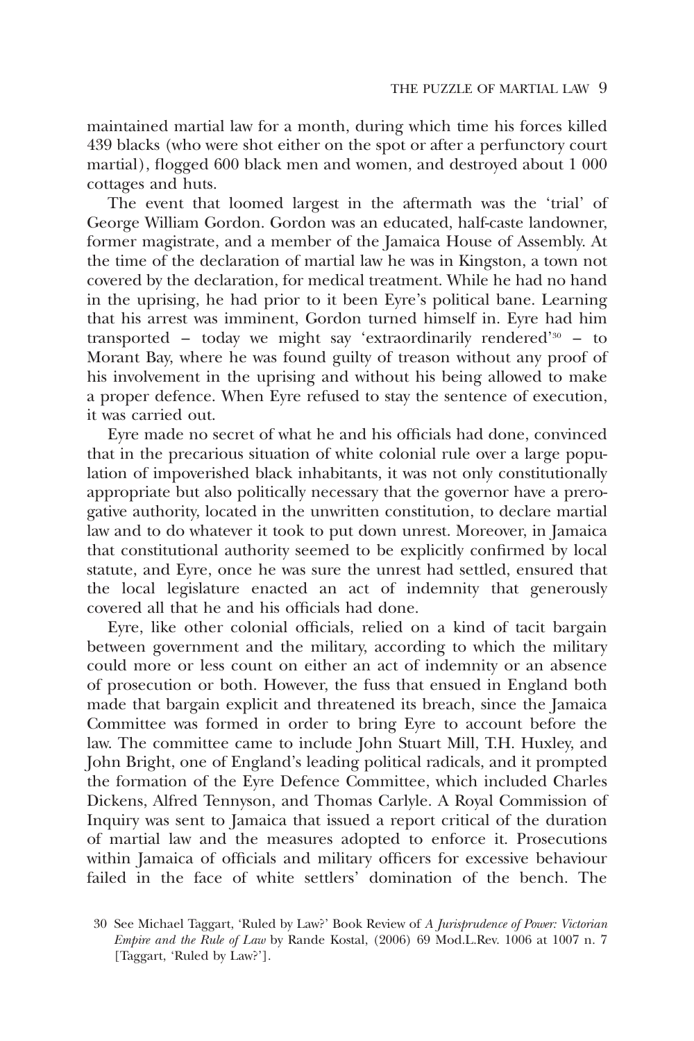maintained martial law for a month, during which time his forces killed 439 blacks (who were shot either on the spot or after a perfunctory court martial), flogged 600 black men and women, and destroyed about 1 000 cottages and huts.

The event that loomed largest in the aftermath was the 'trial' of George William Gordon. Gordon was an educated, half-caste landowner, former magistrate, and a member of the Jamaica House of Assembly. At the time of the declaration of martial law he was in Kingston, a town not covered by the declaration, for medical treatment. While he had no hand in the uprising, he had prior to it been Eyre's political bane. Learning that his arrest was imminent, Gordon turned himself in. Eyre had him transported – today we might say 'extraordinarily rendered'[30] – to Morant Bay, where he was found guilty of treason without any proof of his involvement in the uprising and without his being allowed to make a proper defence. When Eyre refused to stay the sentence of execution, it was carried out.

Eyre made no secret of what he and his officials had done, convinced that in the precarious situation of white colonial rule over a large population of impoverished black inhabitants, it was not only constitutionally appropriate but also politically necessary that the governor have a prerogative authority, located in the unwritten constitution, to declare martial law and to do whatever it took to put down unrest. Moreover, in Jamaica that constitutional authority seemed to be explicitly confirmed by local statute, and Eyre, once he was sure the unrest had settled, ensured that the local legislature enacted an act of indemnity that generously covered all that he and his officials had done.

Eyre, like other colonial officials, relied on a kind of tacit bargain between government and the military, according to which the military could more or less count on either an act of indemnity or an absence of prosecution or both. However, the fuss that ensued in England both made that bargain explicit and threatened its breach, since the Jamaica Committee was formed in order to bring Eyre to account before the law. The committee came to include John Stuart Mill, T.H. Huxley, and John Bright, one of England's leading political radicals, and it prompted the formation of the Eyre Defence Committee, which included Charles Dickens, Alfred Tennyson, and Thomas Carlyle. A Royal Commission of Inquiry was sent to Jamaica that issued a report critical of the duration of martial law and the measures adopted to enforce it. Prosecutions within Jamaica of officials and military officers for excessive behaviour failed in the face of white settlers' domination of the bench. The

30 See Michael Taggart, 'Ruled by Law?' Book Review of *A Jurisprudence of Power: Victorian Empire and the Rule of Law* by Rande Kostal, (2006) 69 Mod.L.Rev. 1006 at 1007 n. 7 [Taggart, 'Ruled by Law?'].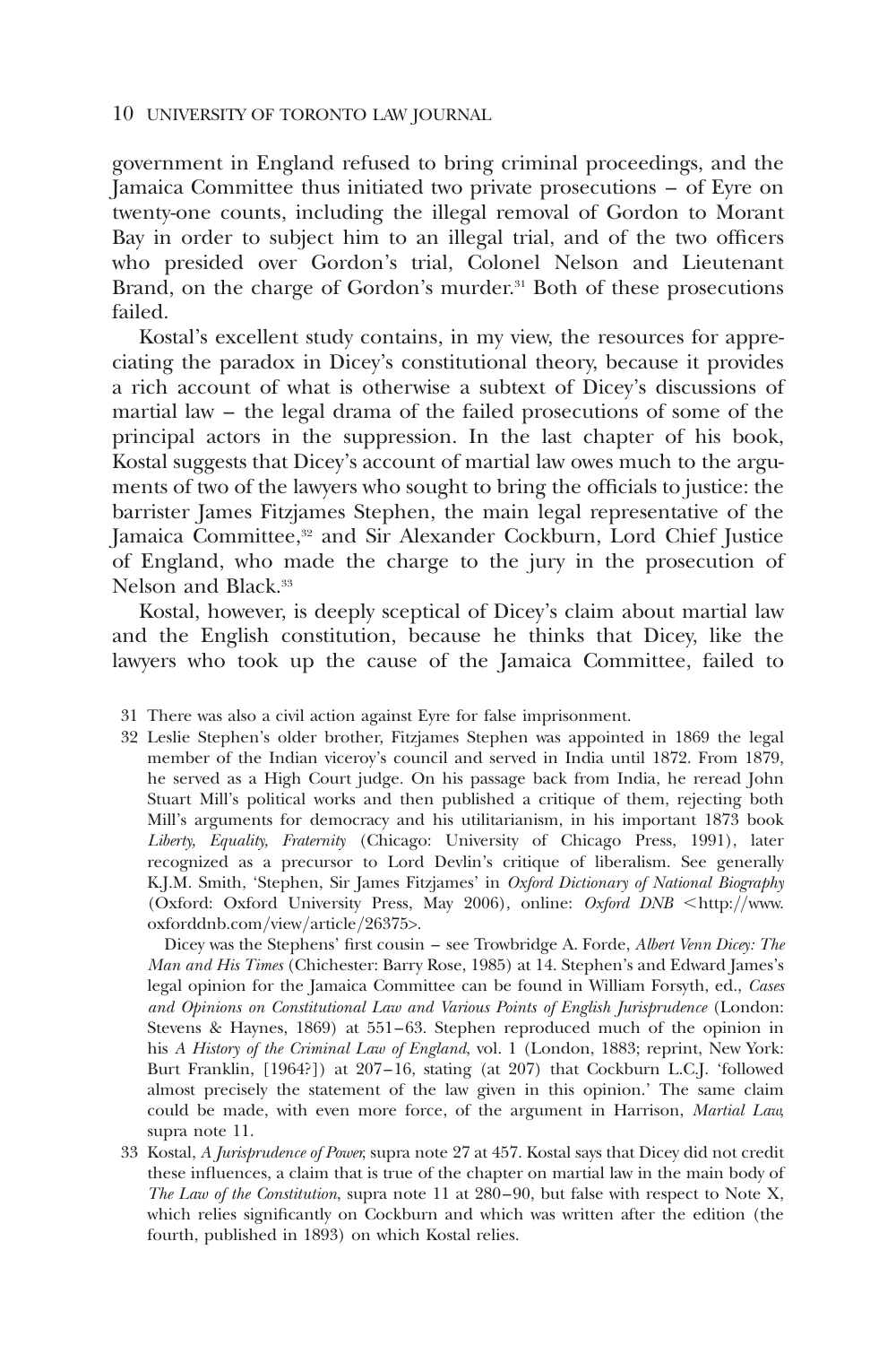government in England refused to bring criminal proceedings, and the Jamaica Committee thus initiated two private prosecutions – of Eyre on twenty-one counts, including the illegal removal of Gordon to Morant Bay in order to subject him to an illegal trial, and of the two officers who presided over Gordon's trial, Colonel Nelson and Lieutenant Brand, on the charge of Gordon's murder.[31] Both of these prosecutions failed.

Kostal's excellent study contains, in my view, the resources for appreciating the paradox in Dicey's constitutional theory, because it provides a rich account of what is otherwise a subtext of Dicey's discussions of martial law – the legal drama of the failed prosecutions of some of the principal actors in the suppression. In the last chapter of his book, Kostal suggests that Dicey's account of martial law owes much to the arguments of two of the lawyers who sought to bring the officials to justice: the barrister James Fitzjames Stephen, the main legal representative of the Jamaica Committee,[32] and Sir Alexander Cockburn, Lord Chief Justice of England, who made the charge to the jury in the prosecution of Nelson and Black.[33]

Kostal, however, is deeply sceptical of Dicey's claim about martial law and the English constitution, because he thinks that Dicey, like the lawyers who took up the cause of the Jamaica Committee, failed to

31 There was also a civil action against Eyre for false imprisonment.

32 Leslie Stephen's older brother, Fitzjames Stephen was appointed in 1869 the legal member of the Indian viceroy's council and served in India until 1872. From 1879, he served as a High Court judge. On his passage back from India, he reread John Stuart Mill's political works and then published a critique of them, rejecting both Mill's arguments for democracy and his utilitarianism, in his important 1873 book *Liberty, Equality, Fraternity* (Chicago: University of Chicago Press, 1991), later recognized as a precursor to Lord Devlin's critique of liberalism. See generally K.J.M. Smith, 'Stephen, Sir James Fitzjames' in *Oxford Dictionary of National Biography* (Oxford: Oxford University Press, May 2006), online: *Oxford DNB* <http://www.oxforddnb.com/view/article/26375>.

Dicey was the Stephens' first cousin – see Trowbridge A. Forde, *Albert Venn Dicey: The Man and His Times* (Chichester: Barry Rose, 1985) at 14. Stephen's and Edward James's legal opinion for the Jamaica Committee can be found in William Forsyth, ed., *Cases and Opinions on Constitutional Law and Various Points of English Jurisprudence* (London: Stevens & Haynes, 1869) at 551–63. Stephen reproduced much of the opinion in his *A History of the Criminal Law of England*, vol. 1 (London, 1883; reprint, New York: Burt Franklin, [1964?]) at 207–16, stating (at 207) that Cockburn L.C.J. 'followed almost precisely the statement of the law given in this opinion.' The same claim could be made, with even more force, of the argument in Harrison, *Martial Law*, supra note 11.

33 Kostal, *A Jurisprudence of Power*, supra note 27 at 457. Kostal says that Dicey did not credit these influences, a claim that is true of the chapter on martial law in the main body of *The Law of the Constitution*, supra note 11 at 280–90, but false with respect to Note X, which relies significantly on Cockburn and which was written after the edition (the fourth, published in 1893) on which Kostal relies.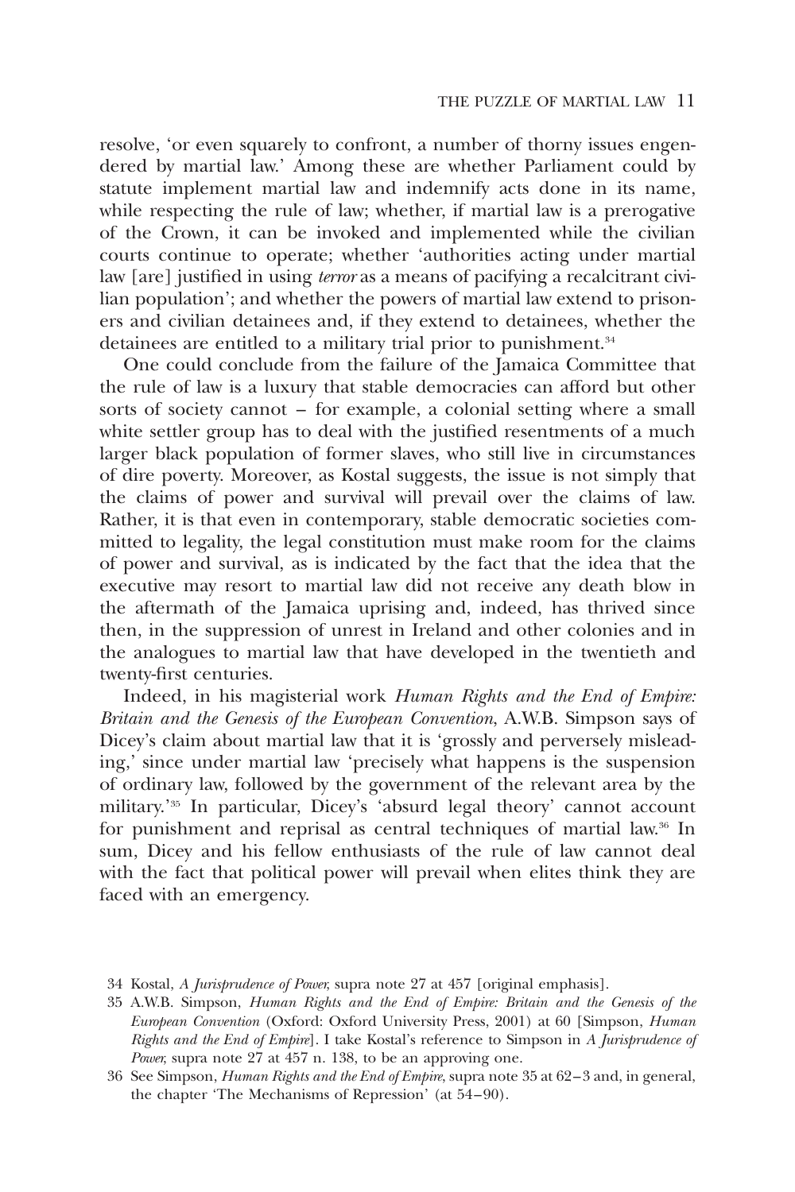resolve, 'or even squarely to confront, a number of thorny issues engendered by martial law.' Among these are whether Parliament could by statute implement martial law and indemnify acts done in its name, while respecting the rule of law; whether, if martial law is a prerogative of the Crown, it can be invoked and implemented while the civilian courts continue to operate; whether 'authorities acting under martial law [are] justified in using *terror* as a means of pacifying a recalcitrant civilian population'; and whether the powers of martial law extend to prisoners and civilian detainees and, if they extend to detainees, whether the detainees are entitled to a military trial prior to punishment.[34]

One could conclude from the failure of the Jamaica Committee that the rule of law is a luxury that stable democracies can afford but other sorts of society cannot – for example, a colonial setting where a small white settler group has to deal with the justified resentments of a much larger black population of former slaves, who still live in circumstances of dire poverty. Moreover, as Kostal suggests, the issue is not simply that the claims of power and survival will prevail over the claims of law. Rather, it is that even in contemporary, stable democratic societies committed to legality, the legal constitution must make room for the claims of power and survival, as is indicated by the fact that the idea that the executive may resort to martial law did not receive any death blow in the aftermath of the Jamaica uprising and, indeed, has thrived since then, in the suppression of unrest in Ireland and other colonies and in the analogues to martial law that have developed in the twentieth and twenty-first centuries.

Indeed, in his magisterial work *Human Rights and the End of Empire: Britain and the Genesis of the European Convention*, A.W.B. Simpson says of Dicey's claim about martial law that it is 'grossly and perversely misleading,' since under martial law 'precisely what happens is the suspension of ordinary law, followed by the government of the relevant area by the military.'[35] In particular, Dicey's 'absurd legal theory' cannot account for punishment and reprisal as central techniques of martial law.[36] In sum, Dicey and his fellow enthusiasts of the rule of law cannot deal with the fact that political power will prevail when elites think they are faced with an emergency.

34 Kostal, *A Jurisprudence of Power*, supra note 27 at 457 [original emphasis].

35 A.W.B. Simpson, *Human Rights and the End of Empire: Britain and the Genesis of the European Convention* (Oxford: Oxford University Press, 2001) at 60 [Simpson, *Human Rights and the End of Empire*]. I take Kostal's reference to Simpson in *A Jurisprudence of Power*, supra note 27 at 457 n. 138, to be an approving one.

36 See Simpson, *Human Rights and the End of Empire*, supra note 35 at 62–3 and, in general, the chapter 'The Mechanisms of Repression' (at 54–90).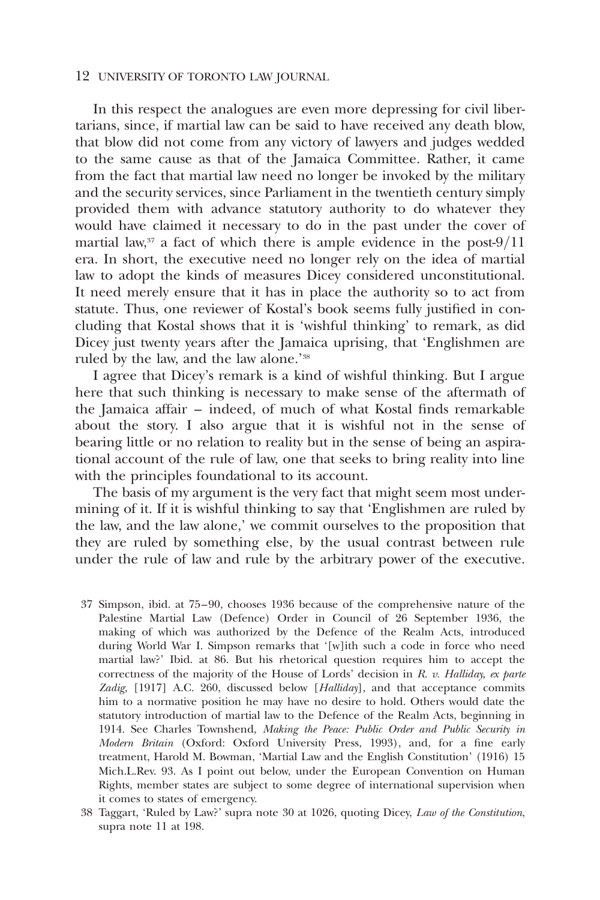In this respect the analogues are even more depressing for civil libertarians, since, if martial law can be said to have received any death blow, that blow did not come from any victory of lawyers and judges wedded to the same cause as that of the Jamaica Committee. Rather, it came from the fact that martial law need no longer be invoked by the military and the security services, since Parliament in the twentieth century simply provided them with advance statutory authority to do whatever they would have claimed it necessary to do in the past under the cover of martial law,[37] a fact of which there is ample evidence in the post-9/11 era. In short, the executive need no longer rely on the idea of martial law to adopt the kinds of measures Dicey considered unconstitutional. It need merely ensure that it has in place the authority so to act from statute. Thus, one reviewer of Kostal's book seems fully justified in concluding that Kostal shows that it is 'wishful thinking' to remark, as did Dicey just twenty years after the Jamaica uprising, that 'Englishmen are ruled by the law, and the law alone.'[38]

I agree that Dicey's remark is a kind of wishful thinking. But I argue here that such thinking is necessary to make sense of the aftermath of the Jamaica affair – indeed, of much of what Kostal finds remarkable about the story. I also argue that it is wishful not in the sense of bearing little or no relation to reality but in the sense of being an aspirational account of the rule of law, one that seeks to bring reality into line with the principles foundational to its account.

The basis of my argument is the very fact that might seem most undermining of it. If it is wishful thinking to say that 'Englishmen are ruled by the law, and the law alone,' we commit ourselves to the proposition that they are ruled by something else, by the usual contrast between rule under the rule of law and rule by the arbitrary power of the executive.

37 Simpson, ibid. at 75–90, chooses 1936 because of the comprehensive nature of the Palestine Martial Law (Defence) Order in Council of 26 September 1936, the making of which was authorized by the Defence of the Realm Acts, introduced during World War I. Simpson remarks that '[w]ith such a code in force who need martial law?' Ibid. at 86. But his rhetorical question requires him to accept the correctness of the majority of the House of Lords' decision in *R. v. Halliday, ex parte Zadig*, [1917] A.C. 260, discussed below [*Halliday*], and that acceptance commits him to a normative position he may have no desire to hold. Others would date the statutory introduction of martial law to the Defence of the Realm Acts, beginning in 1914. See Charles Townshend, *Making the Peace: Public Order and Public Security in Modern Britain* (Oxford: Oxford University Press, 1993), and, for a fine early treatment, Harold M. Bowman, 'Martial Law and the English Constitution' (1916) 15 Mich.L.Rev. 93. As I point out below, under the European Convention on Human Rights, member states are subject to some degree of international supervision when it comes to states of emergency.

38 Taggart, 'Ruled by Law?' supra note 30 at 1026, quoting Dicey, *Law of the Constitution*, supra note 11 at 198.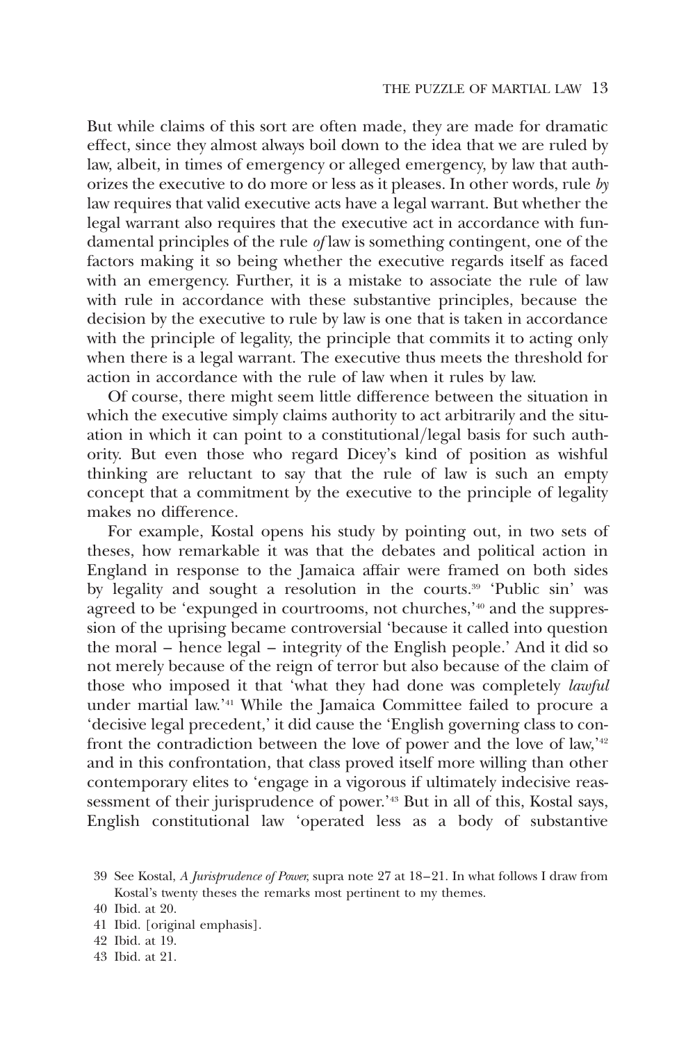But while claims of this sort are often made, they are made for dramatic effect, since they almost always boil down to the idea that we are ruled by law, albeit, in times of emergency or alleged emergency, by law that authorizes the executive to do more or less as it pleases. In other words, rule *by* law requires that valid executive acts have a legal warrant. But whether the legal warrant also requires that the executive act in accordance with fundamental principles of the rule *of* law is something contingent, one of the factors making it so being whether the executive regards itself as faced with an emergency. Further, it is a mistake to associate the rule of law with rule in accordance with these substantive principles, because the decision by the executive to rule by law is one that is taken in accordance with the principle of legality, the principle that commits it to acting only when there is a legal warrant. The executive thus meets the threshold for action in accordance with the rule of law when it rules by law.

Of course, there might seem little difference between the situation in which the executive simply claims authority to act arbitrarily and the situation in which it can point to a constitutional/legal basis for such authority. But even those who regard Dicey's kind of position as wishful thinking are reluctant to say that the rule of law is such an empty concept that a commitment by the executive to the principle of legality makes no difference.

For example, Kostal opens his study by pointing out, in two sets of theses, how remarkable it was that the debates and political action in England in response to the Jamaica affair were framed on both sides by legality and sought a resolution in the courts.[39] 'Public sin' was agreed to be 'expunged in courtrooms, not churches,'[40] and the suppression of the uprising became controversial 'because it called into question the moral – hence legal – integrity of the English people.' And it did so not merely because of the reign of terror but also because of the claim of those who imposed it that 'what they had done was completely *lawful* under martial law.'[41] While the Jamaica Committee failed to procure a 'decisive legal precedent,' it did cause the 'English governing class to confront the contradiction between the love of power and the love of law,'[42] and in this confrontation, that class proved itself more willing than other contemporary elites to 'engage in a vigorous if ultimately indecisive reassessment of their jurisprudence of power.'[43] But in all of this, Kostal says, English constitutional law 'operated less as a body of substantive

39 See Kostal, *A Jurisprudence of Power*, supra note 27 at 18–21. In what follows I draw from Kostal's twenty theses the remarks most pertinent to my themes.

40 Ibid. at 20.

41 Ibid. [original emphasis].

42 Ibid. at 19.

43 Ibid. at 21.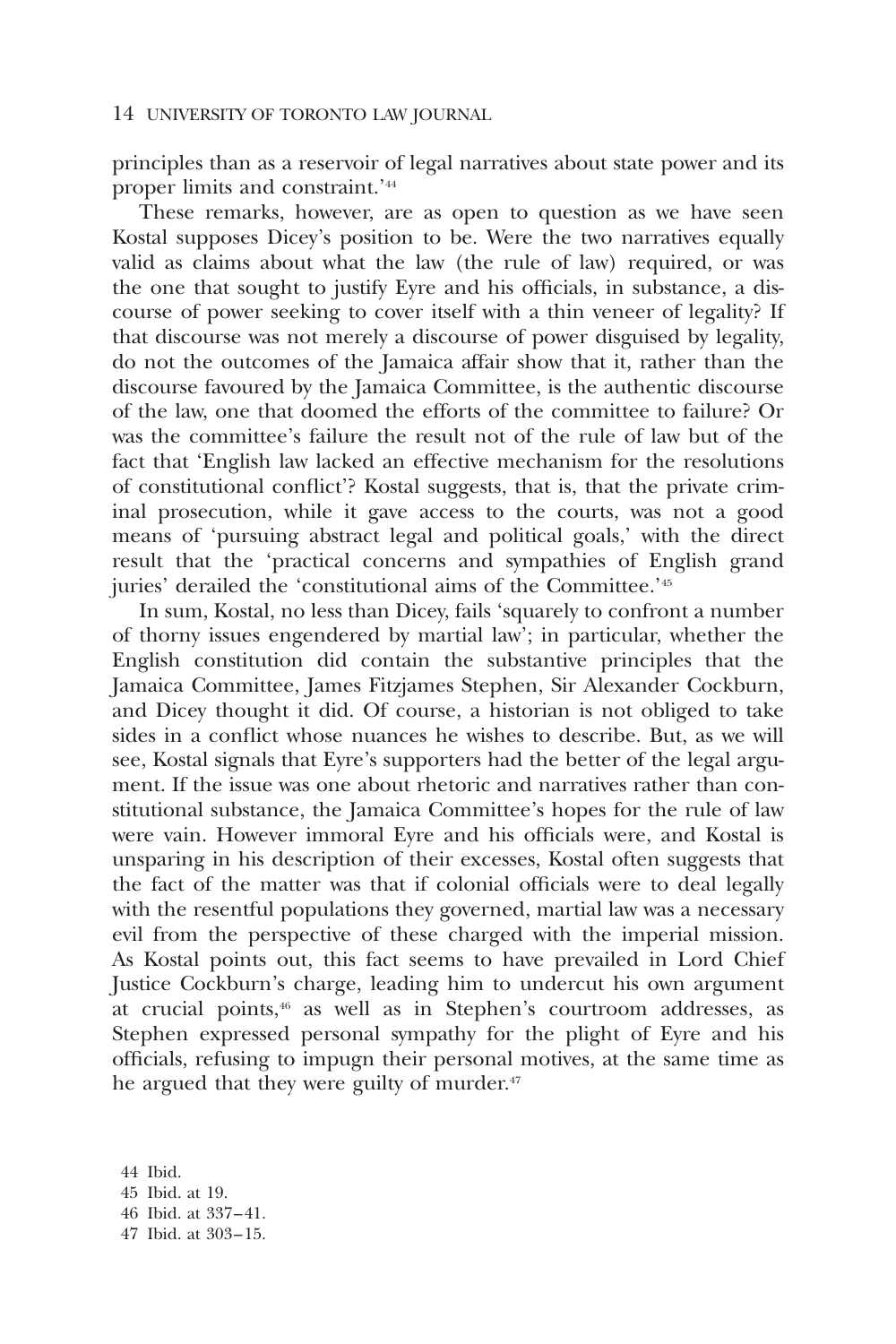principles than as a reservoir of legal narratives about state power and its proper limits and constraint.'[44]

These remarks, however, are as open to question as we have seen Kostal supposes Dicey's position to be. Were the two narratives equally valid as claims about what the law (the rule of law) required, or was the one that sought to justify Eyre and his officials, in substance, a discourse of power seeking to cover itself with a thin veneer of legality? If that discourse was not merely a discourse of power disguised by legality, do not the outcomes of the Jamaica affair show that it, rather than the discourse favoured by the Jamaica Committee, is the authentic discourse of the law, one that doomed the efforts of the committee to failure? Or was the committee's failure the result not of the rule of law but of the fact that 'English law lacked an effective mechanism for the resolutions of constitutional conflict'? Kostal suggests, that is, that the private criminal prosecution, while it gave access to the courts, was not a good means of 'pursuing abstract legal and political goals,' with the direct result that the 'practical concerns and sympathies of English grand juries' derailed the 'constitutional aims of the Committee.'[45]

In sum, Kostal, no less than Dicey, fails 'squarely to confront a number of thorny issues engendered by martial law'; in particular, whether the English constitution did contain the substantive principles that the Jamaica Committee, James Fitzjames Stephen, Sir Alexander Cockburn, and Dicey thought it did. Of course, a historian is not obliged to take sides in a conflict whose nuances he wishes to describe. But, as we will see, Kostal signals that Eyre's supporters had the better of the legal argument. If the issue was one about rhetoric and narratives rather than constitutional substance, the Jamaica Committee's hopes for the rule of law were vain. However immoral Eyre and his officials were, and Kostal is unsparing in his description of their excesses, Kostal often suggests that the fact of the matter was that if colonial officials were to deal legally with the resentful populations they governed, martial law was a necessary evil from the perspective of these charged with the imperial mission. As Kostal points out, this fact seems to have prevailed in Lord Chief Justice Cockburn's charge, leading him to undercut his own argument at crucial points,[46] as well as in Stephen's courtroom addresses, as Stephen expressed personal sympathy for the plight of Eyre and his officials, refusing to impugn their personal motives, at the same time as he argued that they were guilty of murder.[47]

44 Ibid.
45 Ibid. at 19.
46 Ibid. at 337–41.
47 Ibid. at 303–15.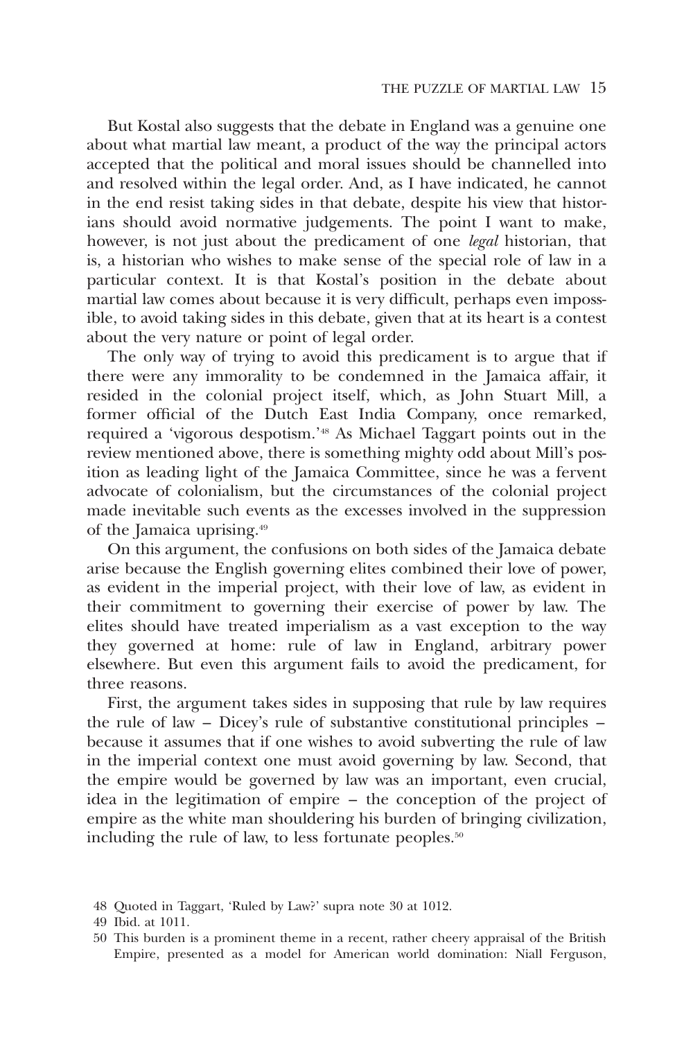But Kostal also suggests that the debate in England was a genuine one about what martial law meant, a product of the way the principal actors accepted that the political and moral issues should be channelled into and resolved within the legal order. And, as I have indicated, he cannot in the end resist taking sides in that debate, despite his view that historians should avoid normative judgements. The point I want to make, however, is not just about the predicament of one *legal* historian, that is, a historian who wishes to make sense of the special role of law in a particular context. It is that Kostal's position in the debate about martial law comes about because it is very difficult, perhaps even impossible, to avoid taking sides in this debate, given that at its heart is a contest about the very nature or point of legal order.

The only way of trying to avoid this predicament is to argue that if there were any immorality to be condemned in the Jamaica affair, it resided in the colonial project itself, which, as John Stuart Mill, a former official of the Dutch East India Company, once remarked, required a 'vigorous despotism.'[48] As Michael Taggart points out in the review mentioned above, there is something mighty odd about Mill's position as leading light of the Jamaica Committee, since he was a fervent advocate of colonialism, but the circumstances of the colonial project made inevitable such events as the excesses involved in the suppression of the Jamaica uprising.[49]

On this argument, the confusions on both sides of the Jamaica debate arise because the English governing elites combined their love of power, as evident in the imperial project, with their love of law, as evident in their commitment to governing their exercise of power by law. The elites should have treated imperialism as a vast exception to the way they governed at home: rule of law in England, arbitrary power elsewhere. But even this argument fails to avoid the predicament, for three reasons.

First, the argument takes sides in supposing that rule by law requires the rule of law – Dicey's rule of substantive constitutional principles – because it assumes that if one wishes to avoid subverting the rule of law in the imperial context one must avoid governing by law. Second, that the empire would be governed by law was an important, even crucial, idea in the legitimation of empire – the conception of the project of empire as the white man shouldering his burden of bringing civilization, including the rule of law, to less fortunate peoples.[50]

48 Quoted in Taggart, 'Ruled by Law?' supra note 30 at 1012.

49 Ibid. at 1011.

50 This burden is a prominent theme in a recent, rather cheery appraisal of the British Empire, presented as a model for American world domination: Niall Ferguson,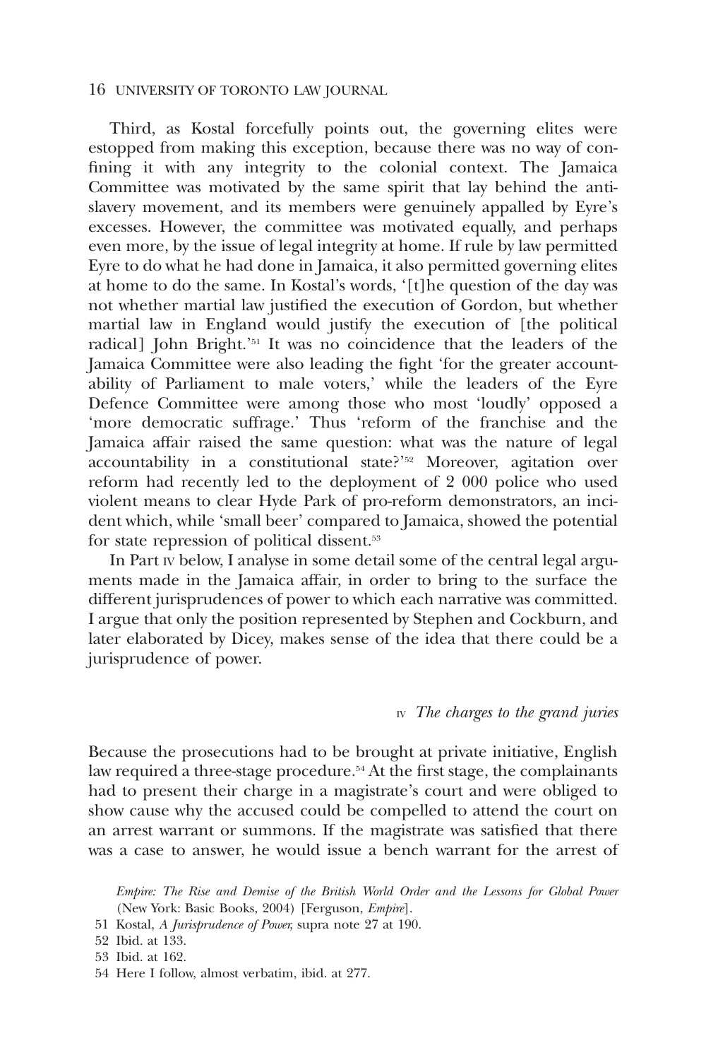Third, as Kostal forcefully points out, the governing elites were estopped from making this exception, because there was no way of confining it with any integrity to the colonial context. The Jamaica Committee was motivated by the same spirit that lay behind the anti-slavery movement, and its members were genuinely appalled by Eyre's excesses. However, the committee was motivated equally, and perhaps even more, by the issue of legal integrity at home. If rule by law permitted Eyre to do what he had done in Jamaica, it also permitted governing elites at home to do the same. In Kostal's words, '[t]he question of the day was not whether martial law justified the execution of Gordon, but whether martial law in England would justify the execution of [the political radical] John Bright.'[51] It was no coincidence that the leaders of the Jamaica Committee were also leading the fight 'for the greater accountability of Parliament to male voters,' while the leaders of the Eyre Defence Committee were among those who most 'loudly' opposed a 'more democratic suffrage.' Thus 'reform of the franchise and the Jamaica affair raised the same question: what was the nature of legal accountability in a constitutional state?'[52] Moreover, agitation over reform had recently led to the deployment of 2 000 police who used violent means to clear Hyde Park of pro-reform demonstrators, an incident which, while 'small beer' compared to Jamaica, showed the potential for state repression of political dissent.[53]

In Part IV below, I analyse in some detail some of the central legal arguments made in the Jamaica affair, in order to bring to the surface the different jurisprudences of power to which each narrative was committed. I argue that only the position represented by Stephen and Cockburn, and later elaborated by Dicey, makes sense of the idea that there could be a jurisprudence of power.

## IV *The charges to the grand juries*

Because the prosecutions had to be brought at private initiative, English law required a three-stage procedure.[54] At the first stage, the complainants had to present their charge in a magistrate's court and were obliged to show cause why the accused could be compelled to attend the court on an arrest warrant or summons. If the magistrate was satisfied that there was a case to answer, he would issue a bench warrant for the arrest of

*Empire: The Rise and Demise of the British World Order and the Lessons for Global Power* (New York: Basic Books, 2004) [Ferguson, *Empire*].

51 Kostal, *A Jurisprudence of Power,* supra note 27 at 190.

52 Ibid. at 133.

53 Ibid. at 162.

54 Here I follow, almost verbatim, ibid. at 277.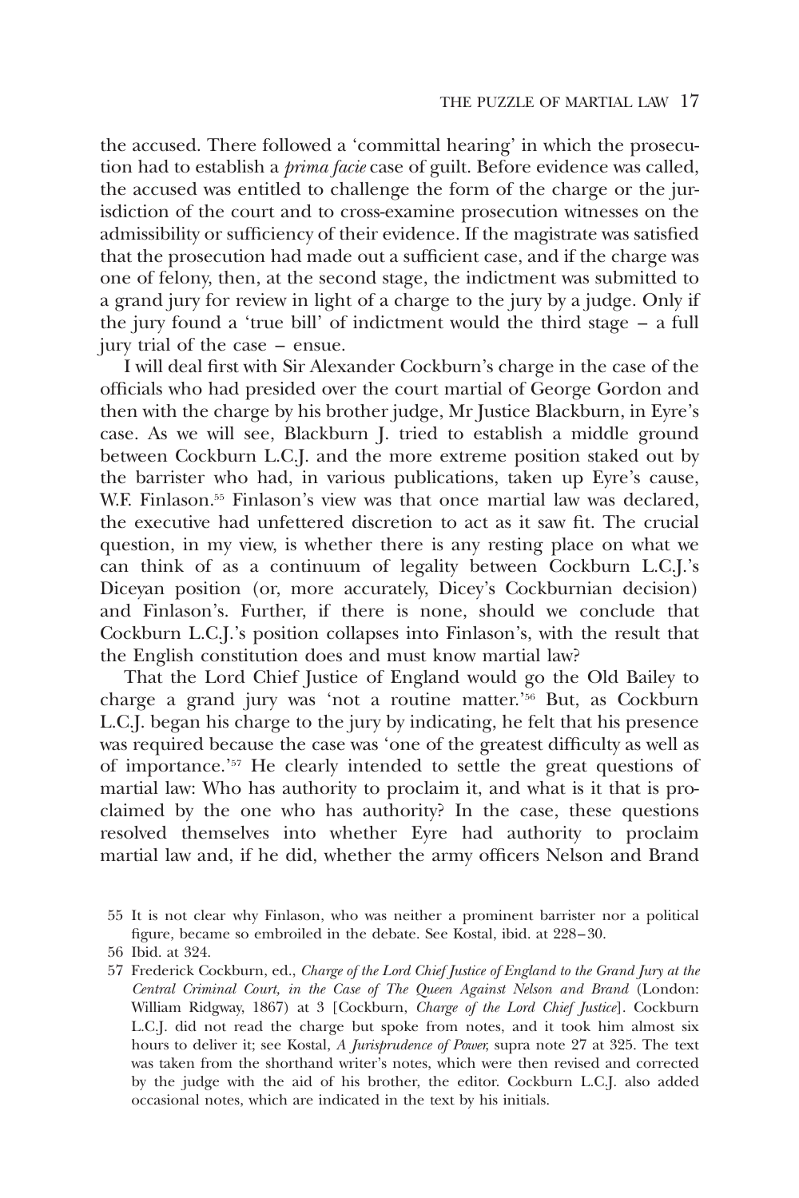the accused. There followed a 'committal hearing' in which the prosecution had to establish a *prima facie* case of guilt. Before evidence was called, the accused was entitled to challenge the form of the charge or the jurisdiction of the court and to cross-examine prosecution witnesses on the admissibility or sufficiency of their evidence. If the magistrate was satisfied that the prosecution had made out a sufficient case, and if the charge was one of felony, then, at the second stage, the indictment was submitted to a grand jury for review in light of a charge to the jury by a judge. Only if the jury found a 'true bill' of indictment would the third stage – a full jury trial of the case – ensue.

I will deal first with Sir Alexander Cockburn's charge in the case of the officials who had presided over the court martial of George Gordon and then with the charge by his brother judge, Mr Justice Blackburn, in Eyre's case. As we will see, Blackburn J. tried to establish a middle ground between Cockburn L.C.J. and the more extreme position staked out by the barrister who had, in various publications, taken up Eyre's cause, W.F. Finlason.[55] Finlason's view was that once martial law was declared, the executive had unfettered discretion to act as it saw fit. The crucial question, in my view, is whether there is any resting place on what we can think of as a continuum of legality between Cockburn L.C.J.'s Diceyan position (or, more accurately, Dicey's Cockburnian decision) and Finlason's. Further, if there is none, should we conclude that Cockburn L.C.J.'s position collapses into Finlason's, with the result that the English constitution does and must know martial law?

That the Lord Chief Justice of England would go the Old Bailey to charge a grand jury was 'not a routine matter.'[56] But, as Cockburn L.C.J. began his charge to the jury by indicating, he felt that his presence was required because the case was 'one of the greatest difficulty as well as of importance.'[57] He clearly intended to settle the great questions of martial law: Who has authority to proclaim it, and what is it that is proclaimed by the one who has authority? In the case, these questions resolved themselves into whether Eyre had authority to proclaim martial law and, if he did, whether the army officers Nelson and Brand

55 It is not clear why Finlason, who was neither a prominent barrister nor a political figure, became so embroiled in the debate. See Kostal, ibid. at 228–30.

56 Ibid. at 324.

57 Frederick Cockburn, ed., *Charge of the Lord Chief Justice of England to the Grand Jury at the Central Criminal Court, in the Case of The Queen Against Nelson and Brand* (London: William Ridgway, 1867) at 3 [Cockburn, *Charge of the Lord Chief Justice*]. Cockburn L.C.J. did not read the charge but spoke from notes, and it took him almost six hours to deliver it; see Kostal, *A Jurisprudence of Power,* supra note 27 at 325. The text was taken from the shorthand writer's notes, which were then revised and corrected by the judge with the aid of his brother, the editor. Cockburn L.C.J. also added occasional notes, which are indicated in the text by his initials.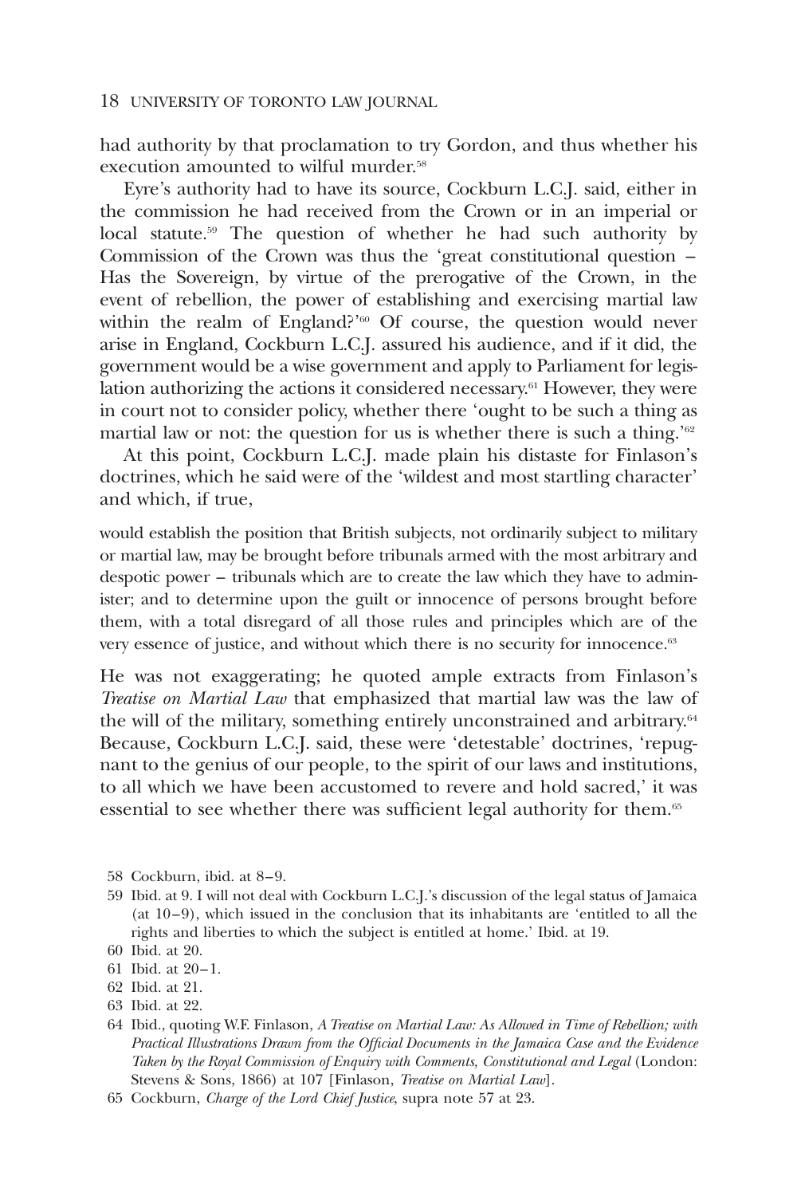had authority by that proclamation to try Gordon, and thus whether his execution amounted to wilful murder.[58]

Eyre's authority had to have its source, Cockburn L.C.J. said, either in the commission he had received from the Crown or in an imperial or local statute.[59] The question of whether he had such authority by Commission of the Crown was thus the 'great constitutional question – Has the Sovereign, by virtue of the prerogative of the Crown, in the event of rebellion, the power of establishing and exercising martial law within the realm of England?'[60] Of course, the question would never arise in England, Cockburn L.C.J. assured his audience, and if it did, the government would be a wise government and apply to Parliament for legislation authorizing the actions it considered necessary.[61] However, they were in court not to consider policy, whether there 'ought to be such a thing as martial law or not: the question for us is whether there is such a thing.'[62]

At this point, Cockburn L.C.J. made plain his distaste for Finlason's doctrines, which he said were of the 'wildest and most startling character' and which, if true,

> would establish the position that British subjects, not ordinarily subject to military or martial law, may be brought before tribunals armed with the most arbitrary and despotic power – tribunals which are to create the law which they have to administer; and to determine upon the guilt or innocence of persons brought before them, with a total disregard of all those rules and principles which are of the very essence of justice, and without which there is no security for innocence.[63]

He was not exaggerating; he quoted ample extracts from Finlason's *Treatise on Martial Law* that emphasized that martial law was the law of the will of the military, something entirely unconstrained and arbitrary.[64] Because, Cockburn L.C.J. said, these were 'detestable' doctrines, 'repugnant to the genius of our people, to the spirit of our laws and institutions, to all which we have been accustomed to revere and hold sacred,' it was essential to see whether there was sufficient legal authority for them.[65]

---

58 Cockburn, ibid. at 8–9.

59 Ibid. at 9. I will not deal with Cockburn L.C.J.'s discussion of the legal status of Jamaica (at 10–9), which issued in the conclusion that its inhabitants are 'entitled to all the rights and liberties to which the subject is entitled at home.' Ibid. at 19.

60 Ibid. at 20.

61 Ibid. at 20–1.

62 Ibid. at 21.

63 Ibid. at 22.

64 Ibid., quoting W.F. Finlason, *A Treatise on Martial Law: As Allowed in Time of Rebellion; with Practical Illustrations Drawn from the Official Documents in the Jamaica Case and the Evidence Taken by the Royal Commission of Enquiry with Comments, Constitutional and Legal* (London: Stevens & Sons, 1866) at 107 [Finlason, *Treatise on Martial Law*].

65 Cockburn, *Charge of the Lord Chief Justice*, supra note 57 at 23.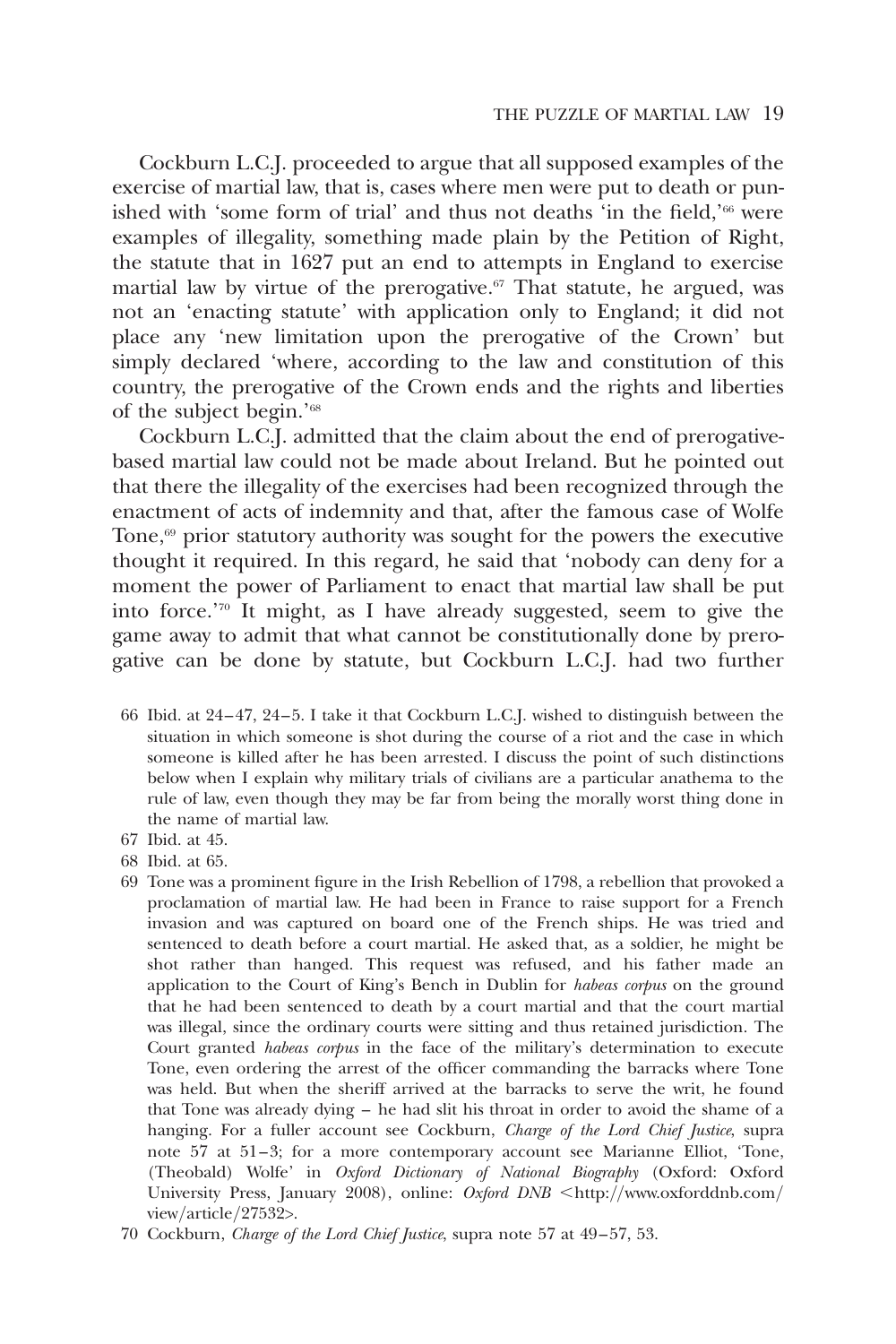Cockburn L.C.J. proceeded to argue that all supposed examples of the exercise of martial law, that is, cases where men were put to death or punished with 'some form of trial' and thus not deaths 'in the field,'[66] were examples of illegality, something made plain by the Petition of Right, the statute that in 1627 put an end to attempts in England to exercise martial law by virtue of the prerogative.[67] That statute, he argued, was not an 'enacting statute' with application only to England; it did not place any 'new limitation upon the prerogative of the Crown' but simply declared 'where, according to the law and constitution of this country, the prerogative of the Crown ends and the rights and liberties of the subject begin.'[68]

Cockburn L.C.J. admitted that the claim about the end of prerogative-based martial law could not be made about Ireland. But he pointed out that there the illegality of the exercises had been recognized through the enactment of acts of indemnity and that, after the famous case of Wolfe Tone,[69] prior statutory authority was sought for the powers the executive thought it required. In this regard, he said that 'nobody can deny for a moment the power of Parliament to enact that martial law shall be put into force.'[70] It might, as I have already suggested, seem to give the game away to admit that what cannot be constitutionally done by prerogative can be done by statute, but Cockburn L.C.J. had two further

66 Ibid. at 24–47, 24–5. I take it that Cockburn L.C.J. wished to distinguish between the situation in which someone is shot during the course of a riot and the case in which someone is killed after he has been arrested. I discuss the point of such distinctions below when I explain why military trials of civilians are a particular anathema to the rule of law, even though they may be far from being the morally worst thing done in the name of martial law.

67 Ibid. at 45.

68 Ibid. at 65.

69 Tone was a prominent figure in the Irish Rebellion of 1798, a rebellion that provoked a proclamation of martial law. He had been in France to raise support for a French invasion and was captured on board one of the French ships. He was tried and sentenced to death before a court martial. He asked that, as a soldier, he might be shot rather than hanged. This request was refused, and his father made an application to the Court of King's Bench in Dublin for *habeas corpus* on the ground that he had been sentenced to death by a court martial and that the court martial was illegal, since the ordinary courts were sitting and thus retained jurisdiction. The Court granted *habeas corpus* in the face of the military's determination to execute Tone, even ordering the arrest of the officer commanding the barracks where Tone was held. But when the sheriff arrived at the barracks to serve the writ, he found that Tone was already dying – he had slit his throat in order to avoid the shame of a hanging. For a fuller account see Cockburn, *Charge of the Lord Chief Justice*, supra note 57 at 51–3; for a more contemporary account see Marianne Elliot, 'Tone, (Theobald) Wolfe' in *Oxford Dictionary of National Biography* (Oxford: Oxford University Press, January 2008), online: *Oxford DNB* <http://www.oxforddnb.com/view/article/27532>.

70 Cockburn, *Charge of the Lord Chief Justice*, supra note 57 at 49–57, 53.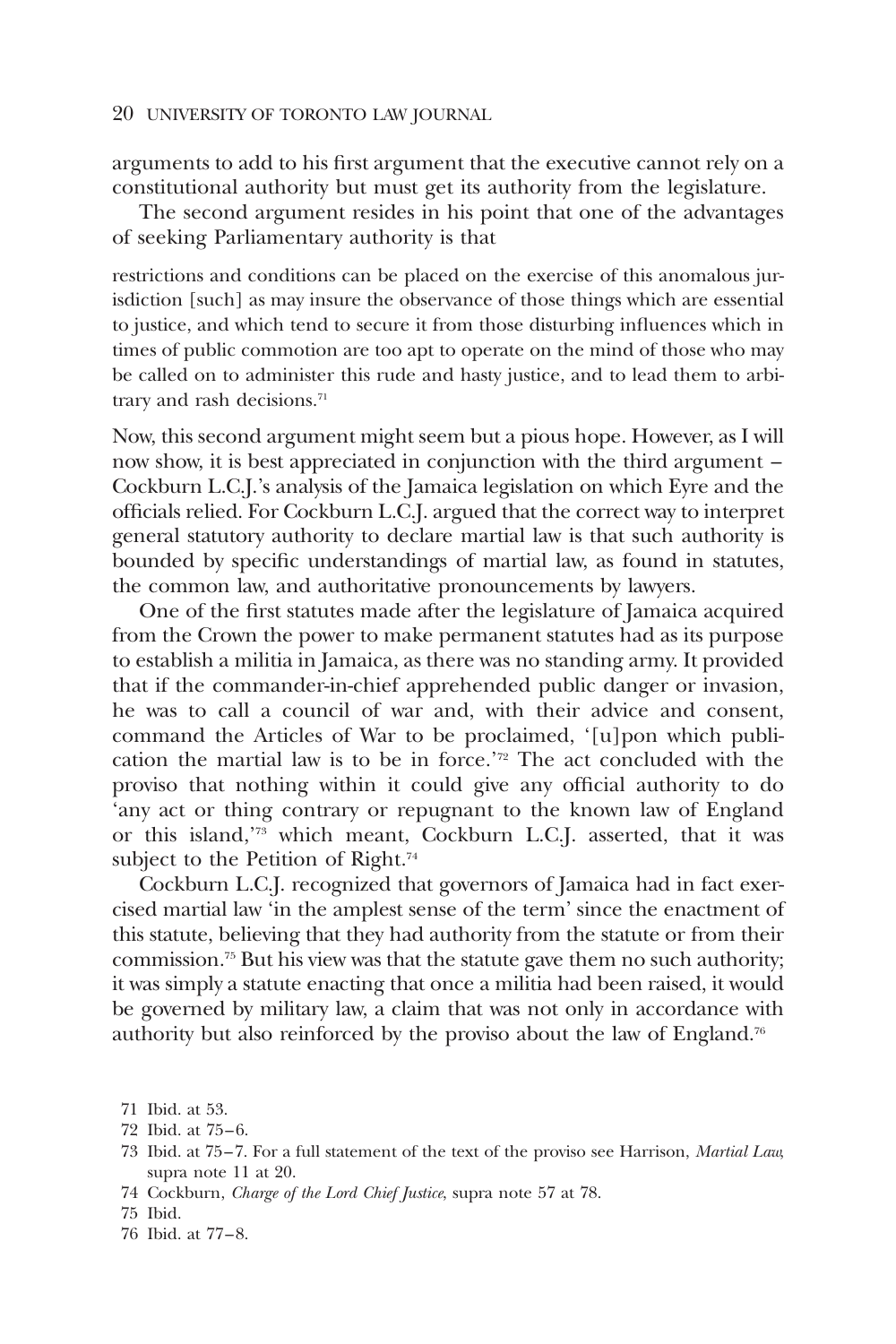arguments to add to his first argument that the executive cannot rely on a constitutional authority but must get its authority from the legislature.

The second argument resides in his point that one of the advantages of seeking Parliamentary authority is that

> restrictions and conditions can be placed on the exercise of this anomalous jurisdiction [such] as may insure the observance of those things which are essential to justice, and which tend to secure it from those disturbing influences which in times of public commotion are too apt to operate on the mind of those who may be called on to administer this rude and hasty justice, and to lead them to arbitrary and rash decisions.[71]

Now, this second argument might seem but a pious hope. However, as I will now show, it is best appreciated in conjunction with the third argument – Cockburn L.C.J.'s analysis of the Jamaica legislation on which Eyre and the officials relied. For Cockburn L.C.J. argued that the correct way to interpret general statutory authority to declare martial law is that such authority is bounded by specific understandings of martial law, as found in statutes, the common law, and authoritative pronouncements by lawyers.

One of the first statutes made after the legislature of Jamaica acquired from the Crown the power to make permanent statutes had as its purpose to establish a militia in Jamaica, as there was no standing army. It provided that if the commander-in-chief apprehended public danger or invasion, he was to call a council of war and, with their advice and consent, command the Articles of War to be proclaimed, '[u]pon which publication the martial law is to be in force.'[72] The act concluded with the proviso that nothing within it could give any official authority to do 'any act or thing contrary or repugnant to the known law of England or this island,'[73] which meant, Cockburn L.C.J. asserted, that it was subject to the Petition of Right.[74]

Cockburn L.C.J. recognized that governors of Jamaica had in fact exercised martial law 'in the amplest sense of the term' since the enactment of this statute, believing that they had authority from the statute or from their commission.[75] But his view was that the statute gave them no such authority; it was simply a statute enacting that once a militia had been raised, it would be governed by military law, a claim that was not only in accordance with authority but also reinforced by the proviso about the law of England.[76]

71 Ibid. at 53.

72 Ibid. at 75–6.

73 Ibid. at 75–7. For a full statement of the text of the proviso see Harrison, *Martial Law*, supra note 11 at 20.

74 Cockburn, *Charge of the Lord Chief Justice*, supra note 57 at 78.

75 Ibid.

76 Ibid. at 77–8.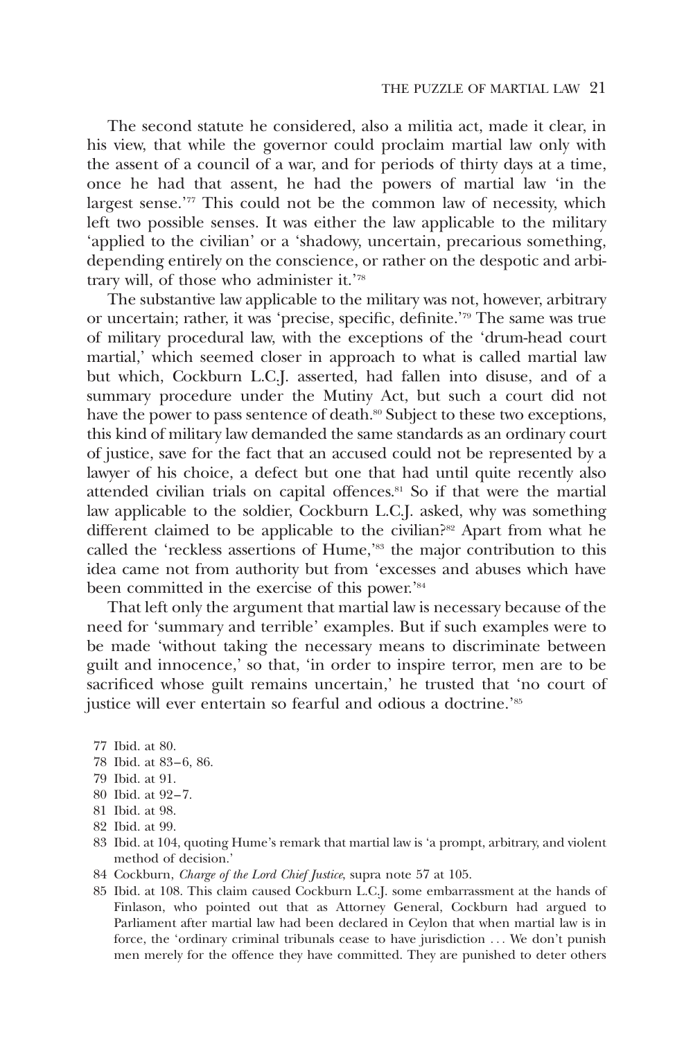The second statute he considered, also a militia act, made it clear, in his view, that while the governor could proclaim martial law only with the assent of a council of a war, and for periods of thirty days at a time, once he had that assent, he had the powers of martial law 'in the largest sense.'[77] This could not be the common law of necessity, which left two possible senses. It was either the law applicable to the military 'applied to the civilian' or a 'shadowy, uncertain, precarious something, depending entirely on the conscience, or rather on the despotic and arbitrary will, of those who administer it.'[78]

The substantive law applicable to the military was not, however, arbitrary or uncertain; rather, it was 'precise, specific, definite.'[79] The same was true of military procedural law, with the exceptions of the 'drum-head court martial,' which seemed closer in approach to what is called martial law but which, Cockburn L.C.J. asserted, had fallen into disuse, and of a summary procedure under the Mutiny Act, but such a court did not have the power to pass sentence of death.[80] Subject to these two exceptions, this kind of military law demanded the same standards as an ordinary court of justice, save for the fact that an accused could not be represented by a lawyer of his choice, a defect but one that had until quite recently also attended civilian trials on capital offences.[81] So if that were the martial law applicable to the soldier, Cockburn L.C.J. asked, why was something different claimed to be applicable to the civilian?[82] Apart from what he called the 'reckless assertions of Hume,'[83] the major contribution to this idea came not from authority but from 'excesses and abuses which have been committed in the exercise of this power.'[84]

That left only the argument that martial law is necessary because of the need for 'summary and terrible' examples. But if such examples were to be made 'without taking the necessary means to discriminate between guilt and innocence,' so that, 'in order to inspire terror, men are to be sacrificed whose guilt remains uncertain,' he trusted that 'no court of justice will ever entertain so fearful and odious a doctrine.'[85]

77 Ibid. at 80.

78 Ibid. at 83–6, 86.

79 Ibid. at 91.

80 Ibid. at 92–7.

81 Ibid. at 98.

82 Ibid. at 99.

83 Ibid. at 104, quoting Hume's remark that martial law is 'a prompt, arbitrary, and violent method of decision.'

84 Cockburn, *Charge of the Lord Chief Justice*, supra note 57 at 105.

85 Ibid. at 108. This claim caused Cockburn L.C.J. some embarrassment at the hands of Finlason, who pointed out that as Attorney General, Cockburn had argued to Parliament after martial law had been declared in Ceylon that when martial law is in force, the 'ordinary criminal tribunals cease to have jurisdiction ... We don't punish men merely for the offence they have committed. They are punished to deter others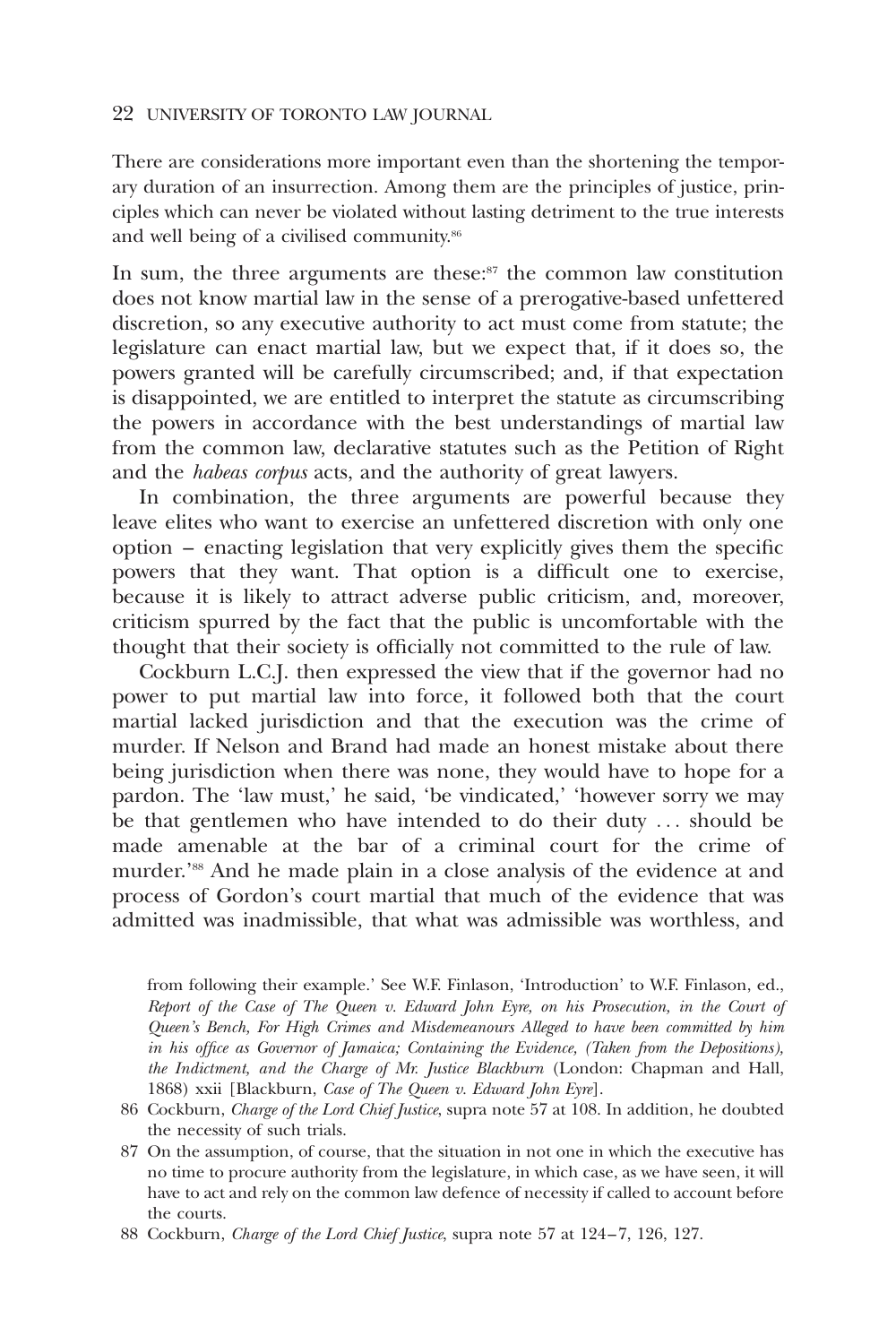There are considerations more important even than the shortening the temporary duration of an insurrection. Among them are the principles of justice, principles which can never be violated without lasting detriment to the true interests and well being of a civilised community.[86]

In sum, the three arguments are these:[87] the common law constitution does not know martial law in the sense of a prerogative-based unfettered discretion, so any executive authority to act must come from statute; the legislature can enact martial law, but we expect that, if it does so, the powers granted will be carefully circumscribed; and, if that expectation is disappointed, we are entitled to interpret the statute as circumscribing the powers in accordance with the best understandings of martial law from the common law, declarative statutes such as the Petition of Right and the *habeas corpus* acts, and the authority of great lawyers.

In combination, the three arguments are powerful because they leave elites who want to exercise an unfettered discretion with only one option – enacting legislation that very explicitly gives them the specific powers that they want. That option is a difficult one to exercise, because it is likely to attract adverse public criticism, and, moreover, criticism spurred by the fact that the public is uncomfortable with the thought that their society is officially not committed to the rule of law.

Cockburn L.C.J. then expressed the view that if the governor had no power to put martial law into force, it followed both that the court martial lacked jurisdiction and that the execution was the crime of murder. If Nelson and Brand had made an honest mistake about there being jurisdiction when there was none, they would have to hope for a pardon. The 'law must,' he said, 'be vindicated,' 'however sorry we may be that gentlemen who have intended to do their duty . . . should be made amenable at the bar of a criminal court for the crime of murder.'[88] And he made plain in a close analysis of the evidence at and process of Gordon's court martial that much of the evidence that was admitted was inadmissible, that what was admissible was worthless, and

from following their example.' See W.F. Finlason, 'Introduction' to W.F. Finlason, ed., *Report of the Case of The Queen v. Edward John Eyre, on his Prosecution, in the Court of Queen's Bench, For High Crimes and Misdemeanours Alleged to have been committed by him in his office as Governor of Jamaica; Containing the Evidence, (Taken from the Depositions), the Indictment, and the Charge of Mr. Justice Blackburn* (London: Chapman and Hall, 1868) xxii [Blackburn, *Case of The Queen v. Edward John Eyre*].

86 Cockburn, *Charge of the Lord Chief Justice*, supra note 57 at 108. In addition, he doubted the necessity of such trials.

87 On the assumption, of course, that the situation in not one in which the executive has no time to procure authority from the legislature, in which case, as we have seen, it will have to act and rely on the common law defence of necessity if called to account before the courts.

88 Cockburn, *Charge of the Lord Chief Justice*, supra note 57 at 124–7, 126, 127.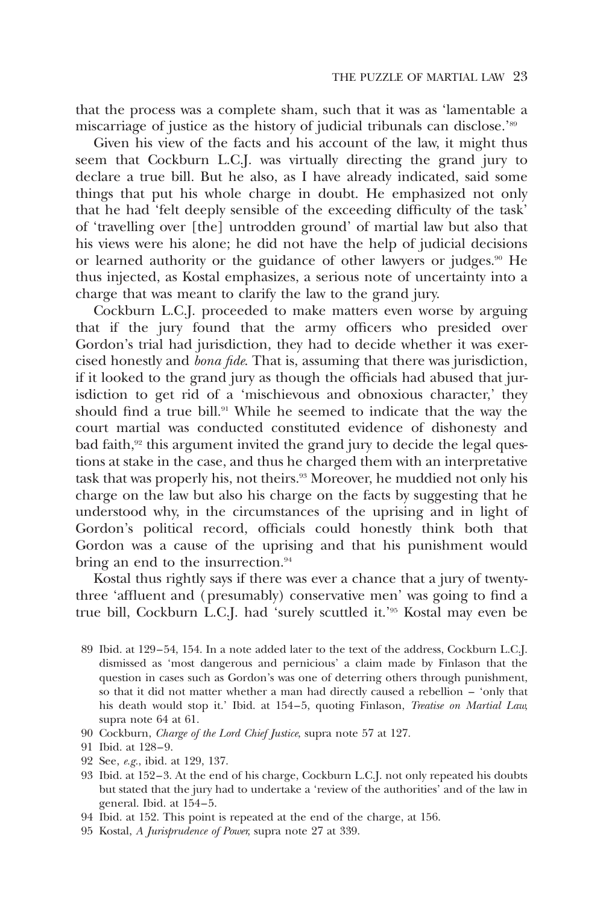that the process was a complete sham, such that it was as 'lamentable a miscarriage of justice as the history of judicial tribunals can disclose.'[89]

Given his view of the facts and his account of the law, it might thus seem that Cockburn L.C.J. was virtually directing the grand jury to declare a true bill. But he also, as I have already indicated, said some things that put his whole charge in doubt. He emphasized not only that he had 'felt deeply sensible of the exceeding difficulty of the task' of 'travelling over [the] untrodden ground' of martial law but also that his views were his alone; he did not have the help of judicial decisions or learned authority or the guidance of other lawyers or judges.[90] He thus injected, as Kostal emphasizes, a serious note of uncertainty into a charge that was meant to clarify the law to the grand jury.

Cockburn L.C.J. proceeded to make matters even worse by arguing that if the jury found that the army officers who presided over Gordon's trial had jurisdiction, they had to decide whether it was exercised honestly and *bona fide*. That is, assuming that there was jurisdiction, if it looked to the grand jury as though the officials had abused that jurisdiction to get rid of a 'mischievous and obnoxious character,' they should find a true bill.[91] While he seemed to indicate that the way the court martial was conducted constituted evidence of dishonesty and bad faith,[92] this argument invited the grand jury to decide the legal questions at stake in the case, and thus he charged them with an interpretative task that was properly his, not theirs.[93] Moreover, he muddied not only his charge on the law but also his charge on the facts by suggesting that he understood why, in the circumstances of the uprising and in light of Gordon's political record, officials could honestly think both that Gordon was a cause of the uprising and that his punishment would bring an end to the insurrection.[94]

Kostal thus rightly says if there was ever a chance that a jury of twenty-three 'affluent and (presumably) conservative men' was going to find a true bill, Cockburn L.C.J. had 'surely scuttled it.'[95] Kostal may even be

89 Ibid. at 129–54, 154. In a note added later to the text of the address, Cockburn L.C.J. dismissed as 'most dangerous and pernicious' a claim made by Finlason that the question in cases such as Gordon's was one of deterring others through punishment, so that it did not matter whether a man had directly caused a rebellion – 'only that his death would stop it.' Ibid. at 154–5, quoting Finlason, *Treatise on Martial Law*, supra note 64 at 61.

90 Cockburn, *Charge of the Lord Chief Justice*, supra note 57 at 127.

91 Ibid. at 128–9.

92 See, *e.g.*, ibid. at 129, 137.

93 Ibid. at 152–3. At the end of his charge, Cockburn L.C.J. not only repeated his doubts but stated that the jury had to undertake a 'review of the authorities' and of the law in general. Ibid. at 154–5.

94 Ibid. at 152. This point is repeated at the end of the charge, at 156.

95 Kostal, *A Jurisprudence of Power*, supra note 27 at 339.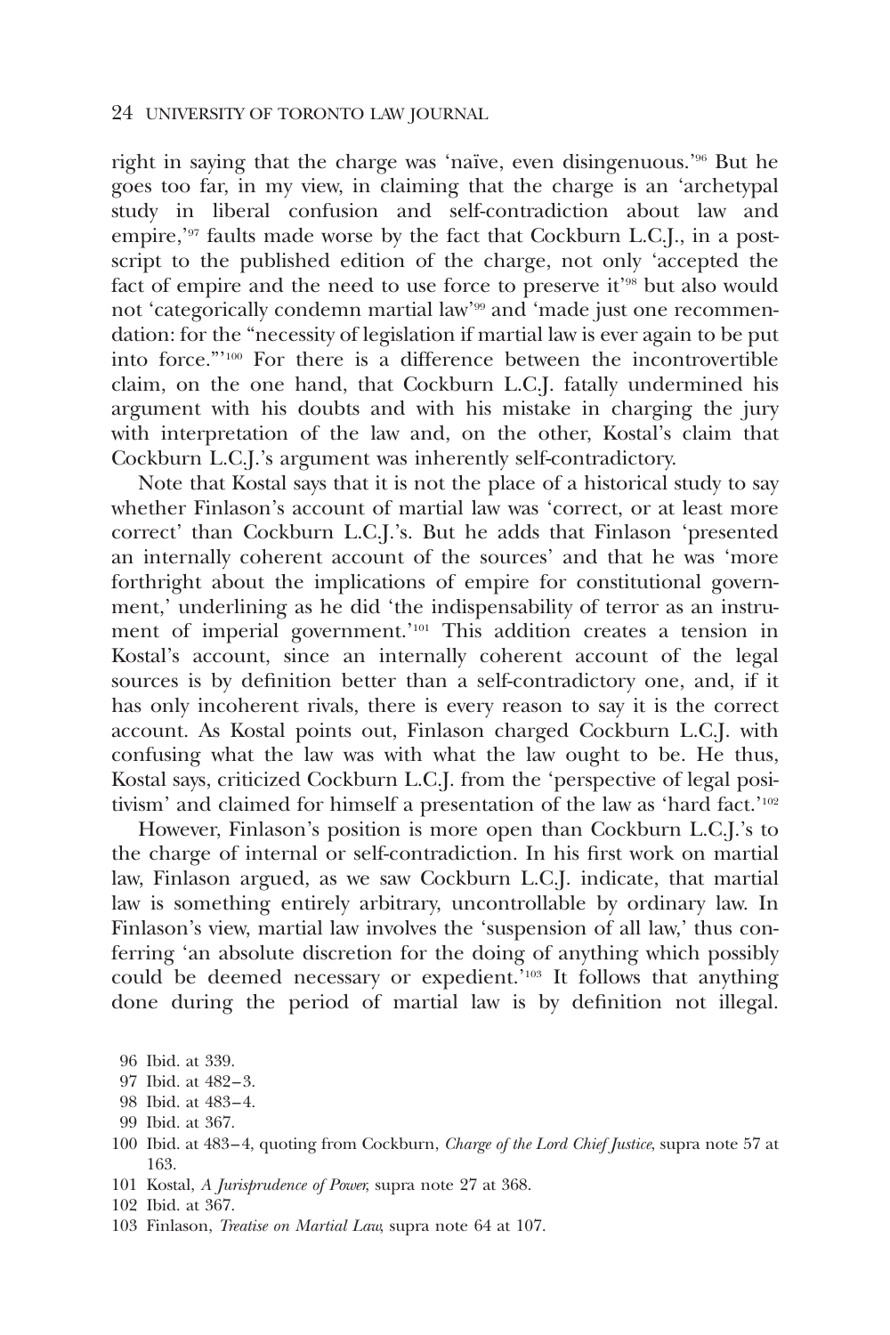right in saying that the charge was 'naïve, even disingenuous.'[96] But he goes too far, in my view, in claiming that the charge is an 'archetypal study in liberal confusion and self-contradiction about law and empire,'[97] faults made worse by the fact that Cockburn L.C.J., in a postscript to the published edition of the charge, not only 'accepted the fact of empire and the need to use force to preserve it'[98] but also would not 'categorically condemn martial law'[99] and 'made just one recommendation: for the "necessity of legislation if martial law is ever again to be put into force."'[100] For there is a difference between the incontrovertible claim, on the one hand, that Cockburn L.C.J. fatally undermined his argument with his doubts and with his mistake in charging the jury with interpretation of the law and, on the other, Kostal's claim that Cockburn L.C.J.'s argument was inherently self-contradictory.

Note that Kostal says that it is not the place of a historical study to say whether Finlason's account of martial law was 'correct, or at least more correct' than Cockburn L.C.J.'s. But he adds that Finlason 'presented an internally coherent account of the sources' and that he was 'more forthright about the implications of empire for constitutional government,' underlining as he did 'the indispensability of terror as an instrument of imperial government.'[101] This addition creates a tension in Kostal's account, since an internally coherent account of the legal sources is by definition better than a self-contradictory one, and, if it has only incoherent rivals, there is every reason to say it is the correct account. As Kostal points out, Finlason charged Cockburn L.C.J. with confusing what the law was with what the law ought to be. He thus, Kostal says, criticized Cockburn L.C.J. from the 'perspective of legal positivism' and claimed for himself a presentation of the law as 'hard fact.'[102]

However, Finlason's position is more open than Cockburn L.C.J.'s to the charge of internal or self-contradiction. In his first work on martial law, Finlason argued, as we saw Cockburn L.C.J. indicate, that martial law is something entirely arbitrary, uncontrollable by ordinary law. In Finlason's view, martial law involves the 'suspension of all law,' thus conferring 'an absolute discretion for the doing of anything which possibly could be deemed necessary or expedient.'[103] It follows that anything done during the period of martial law is by definition not illegal.

96 Ibid. at 339.

97 Ibid. at 482–3.

98 Ibid. at 483–4.

99 Ibid. at 367.

100 Ibid. at 483–4, quoting from Cockburn, *Charge of the Lord Chief Justice*, supra note 57 at 163.

101 Kostal, *A Jurisprudence of Power*, supra note 27 at 368.

102 Ibid. at 367.

103 Finlason, *Treatise on Martial Law*, supra note 64 at 107.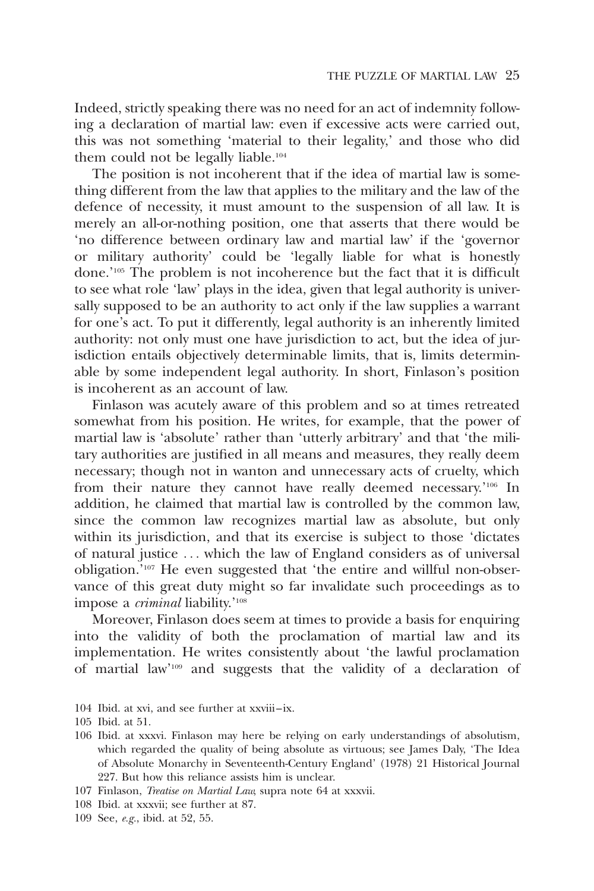Indeed, strictly speaking there was no need for an act of indemnity following a declaration of martial law: even if excessive acts were carried out, this was not something 'material to their legality,' and those who did them could not be legally liable.[104]

The position is not incoherent that if the idea of martial law is something different from the law that applies to the military and the law of the defence of necessity, it must amount to the suspension of all law. It is merely an all-or-nothing position, one that asserts that there would be 'no difference between ordinary law and martial law' if the 'governor or military authority' could be 'legally liable for what is honestly done.'[105] The problem is not incoherence but the fact that it is difficult to see what role 'law' plays in the idea, given that legal authority is universally supposed to be an authority to act only if the law supplies a warrant for one's act. To put it differently, legal authority is an inherently limited authority: not only must one have jurisdiction to act, but the idea of jurisdiction entails objectively determinable limits, that is, limits determinable by some independent legal authority. In short, Finlason's position is incoherent as an account of law.

Finlason was acutely aware of this problem and so at times retreated somewhat from his position. He writes, for example, that the power of martial law is 'absolute' rather than 'utterly arbitrary' and that 'the military authorities are justified in all means and measures, they really deem necessary; though not in wanton and unnecessary acts of cruelty, which from their nature they cannot have really deemed necessary.'[106] In addition, he claimed that martial law is controlled by the common law, since the common law recognizes martial law as absolute, but only within its jurisdiction, and that its exercise is subject to those 'dictates of natural justice . . . which the law of England considers as of universal obligation.'[107] He even suggested that 'the entire and willful non-observance of this great duty might so far invalidate such proceedings as to impose a *criminal* liability.'[108]

Moreover, Finlason does seem at times to provide a basis for enquiring into the validity of both the proclamation of martial law and its implementation. He writes consistently about 'the lawful proclamation of martial law'[109] and suggests that the validity of a declaration of

104 Ibid. at xvi, and see further at xxviii–ix.

105 Ibid. at 51.

106 Ibid. at xxxvi. Finlason may here be relying on early understandings of absolutism, which regarded the quality of being absolute as virtuous; see James Daly, 'The Idea of Absolute Monarchy in Seventeenth-Century England' (1978) 21 Historical Journal 227. But how this reliance assists him is unclear.

107 Finlason, *Treatise on Martial Law*, supra note 64 at xxxvii.

108 Ibid. at xxxvii; see further at 87.

109 See, *e.g.*, ibid. at 52, 55.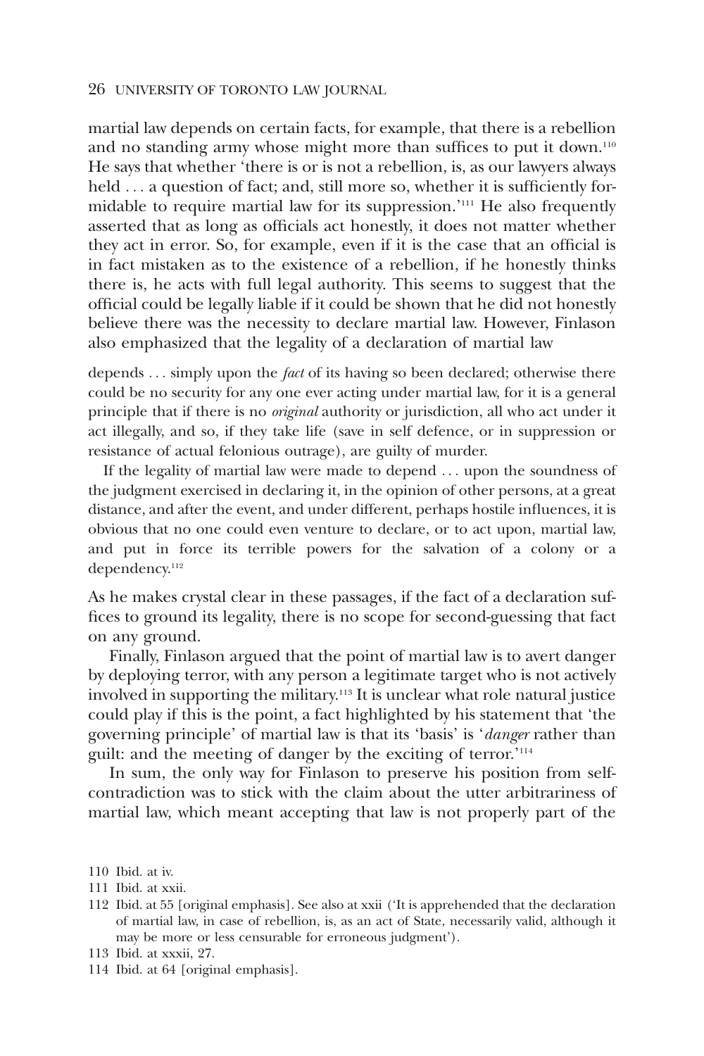martial law depends on certain facts, for example, that there is a rebellion and no standing army whose might more than suffices to put it down.[110] He says that whether 'there is or is not a rebellion, is, as our lawyers always held . . . a question of fact; and, still more so, whether it is sufficiently formidable to require martial law for its suppression.'[111] He also frequently asserted that as long as officials act honestly, it does not matter whether they act in error. So, for example, even if it is the case that an official is in fact mistaken as to the existence of a rebellion, if he honestly thinks there is, he acts with full legal authority. This seems to suggest that the official could be legally liable if it could be shown that he did not honestly believe there was the necessity to declare martial law. However, Finlason also emphasized that the legality of a declaration of martial law

> depends . . . simply upon the *fact* of its having so been declared; otherwise there could be no security for any one ever acting under martial law, for it is a general principle that if there is no *original* authority or jurisdiction, all who act under it act illegally, and so, if they take life (save in self defence, or in suppression or resistance of actual felonious outrage), are guilty of murder.
>
> If the legality of martial law were made to depend . . . upon the soundness of the judgment exercised in declaring it, in the opinion of other persons, at a great distance, and after the event, and under different, perhaps hostile influences, it is obvious that no one could even venture to declare, or to act upon, martial law, and put in force its terrible powers for the salvation of a colony or a dependency.[112]

As he makes crystal clear in these passages, if the fact of a declaration suffices to ground its legality, there is no scope for second-guessing that fact on any ground.

Finally, Finlason argued that the point of martial law is to avert danger by deploying terror, with any person a legitimate target who is not actively involved in supporting the military.[113] It is unclear what role natural justice could play if this is the point, a fact highlighted by his statement that 'the governing principle' of martial law is that its 'basis' is '*danger* rather than guilt: and the meeting of danger by the exciting of terror.'[114]

In sum, the only way for Finlason to preserve his position from self-contradiction was to stick with the claim about the utter arbitrariness of martial law, which meant accepting that law is not properly part of the

110 Ibid. at iv.

111 Ibid. at xxii.

112 Ibid. at 55 [original emphasis]. See also at xxii ('It is apprehended that the declaration of martial law, in case of rebellion, is, as an act of State, necessarily valid, although it may be more or less censurable for erroneous judgment').

113 Ibid. at xxxii, 27.

114 Ibid. at 64 [original emphasis].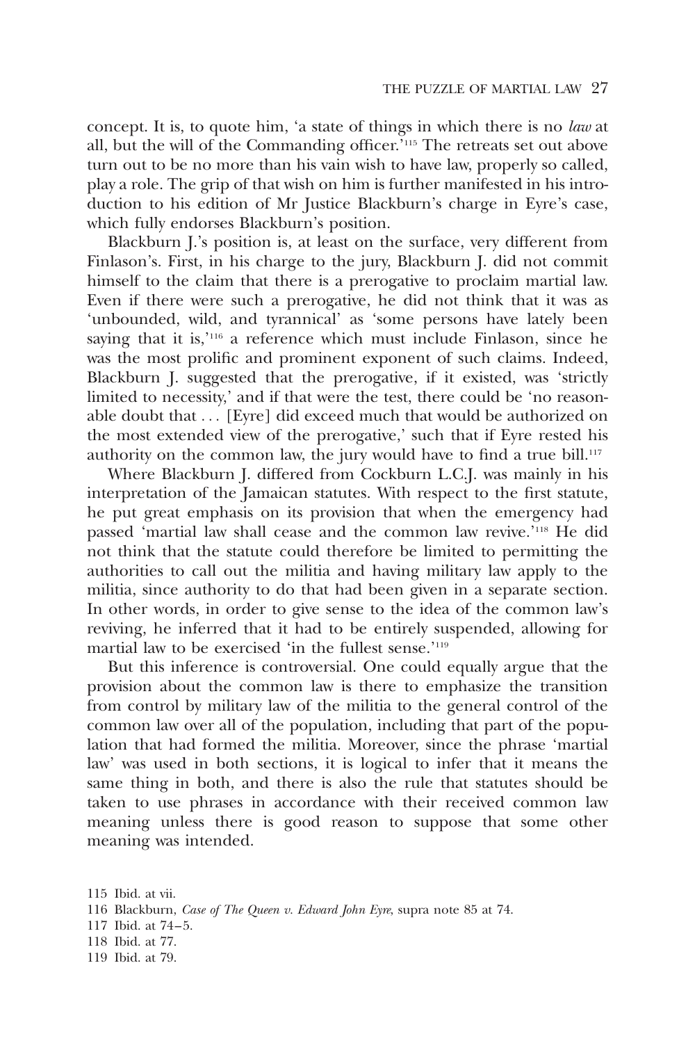concept. It is, to quote him, 'a state of things in which there is no *law* at all, but the will of the Commanding officer.'[115] The retreats set out above turn out to be no more than his vain wish to have law, properly so called, play a role. The grip of that wish on him is further manifested in his introduction to his edition of Mr Justice Blackburn's charge in Eyre's case, which fully endorses Blackburn's position.

Blackburn J.'s position is, at least on the surface, very different from Finlason's. First, in his charge to the jury, Blackburn J. did not commit himself to the claim that there is a prerogative to proclaim martial law. Even if there were such a prerogative, he did not think that it was as 'unbounded, wild, and tyrannical' as 'some persons have lately been saying that it is,'[116] a reference which must include Finlason, since he was the most prolific and prominent exponent of such claims. Indeed, Blackburn J. suggested that the prerogative, if it existed, was 'strictly limited to necessity,' and if that were the test, there could be 'no reasonable doubt that . . . [Eyre] did exceed much that would be authorized on the most extended view of the prerogative,' such that if Eyre rested his authority on the common law, the jury would have to find a true bill.[117]

Where Blackburn J. differed from Cockburn L.C.J. was mainly in his interpretation of the Jamaican statutes. With respect to the first statute, he put great emphasis on its provision that when the emergency had passed 'martial law shall cease and the common law revive.'[118] He did not think that the statute could therefore be limited to permitting the authorities to call out the militia and having military law apply to the militia, since authority to do that had been given in a separate section. In other words, in order to give sense to the idea of the common law's reviving, he inferred that it had to be entirely suspended, allowing for martial law to be exercised 'in the fullest sense.'[119]

But this inference is controversial. One could equally argue that the provision about the common law is there to emphasize the transition from control by military law of the militia to the general control of the common law over all of the population, including that part of the population that had formed the militia. Moreover, since the phrase 'martial law' was used in both sections, it is logical to infer that it means the same thing in both, and there is also the rule that statutes should be taken to use phrases in accordance with their received common law meaning unless there is good reason to suppose that some other meaning was intended.

115 Ibid. at vii.
116 Blackburn, *Case of The Queen v. Edward John Eyre*, supra note 85 at 74.
117 Ibid. at 74–5.
118 Ibid. at 77.
119 Ibid. at 79.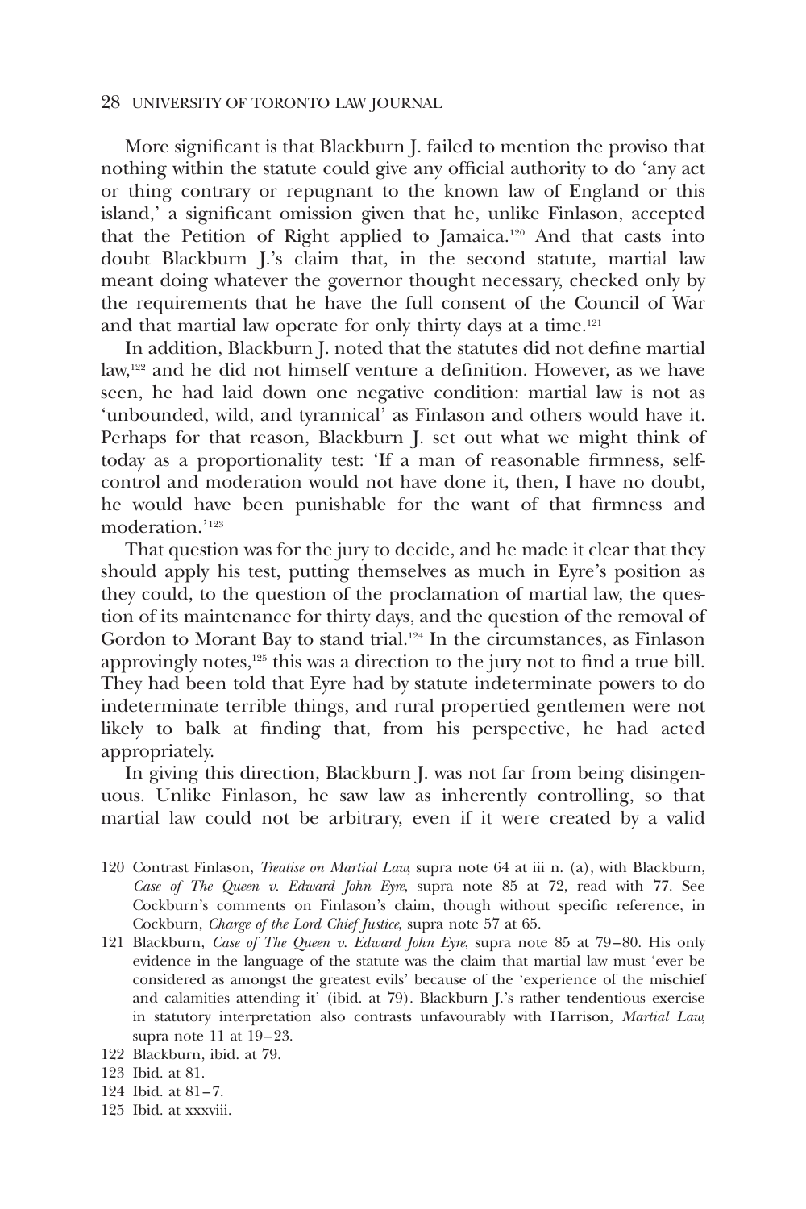More significant is that Blackburn J. failed to mention the proviso that nothing within the statute could give any official authority to do 'any act or thing contrary or repugnant to the known law of England or this island,' a significant omission given that he, unlike Finlason, accepted that the Petition of Right applied to Jamaica.[120] And that casts into doubt Blackburn J.'s claim that, in the second statute, martial law meant doing whatever the governor thought necessary, checked only by the requirements that he have the full consent of the Council of War and that martial law operate for only thirty days at a time.[121]

In addition, Blackburn J. noted that the statutes did not define martial law,[122] and he did not himself venture a definition. However, as we have seen, he had laid down one negative condition: martial law is not as 'unbounded, wild, and tyrannical' as Finlason and others would have it. Perhaps for that reason, Blackburn J. set out what we might think of today as a proportionality test: 'If a man of reasonable firmness, self-control and moderation would not have done it, then, I have no doubt, he would have been punishable for the want of that firmness and moderation.'[123]

That question was for the jury to decide, and he made it clear that they should apply his test, putting themselves as much in Eyre's position as they could, to the question of the proclamation of martial law, the question of its maintenance for thirty days, and the question of the removal of Gordon to Morant Bay to stand trial.[124] In the circumstances, as Finlason approvingly notes,[125] this was a direction to the jury not to find a true bill. They had been told that Eyre had by statute indeterminate powers to do indeterminate terrible things, and rural propertied gentlemen were not likely to balk at finding that, from his perspective, he had acted appropriately.

In giving this direction, Blackburn J. was not far from being disingenuous. Unlike Finlason, he saw law as inherently controlling, so that martial law could not be arbitrary, even if it were created by a valid

120 Contrast Finlason, *Treatise on Martial Law*, supra note 64 at iii n. (a), with Blackburn, *Case of The Queen v. Edward John Eyre*, supra note 85 at 72, read with 77. See Cockburn's comments on Finlason's claim, though without specific reference, in Cockburn, *Charge of the Lord Chief Justice*, supra note 57 at 65.

121 Blackburn, *Case of The Queen v. Edward John Eyre*, supra note 85 at 79–80. His only evidence in the language of the statute was the claim that martial law must 'ever be considered as amongst the greatest evils' because of the 'experience of the mischief and calamities attending it' (ibid. at 79). Blackburn J.'s rather tendentious exercise in statutory interpretation also contrasts unfavourably with Harrison, *Martial Law*, supra note 11 at 19–23.

122 Blackburn, ibid. at 79.

123 Ibid. at 81.

124 Ibid. at 81–7.

125 Ibid. at xxxviii.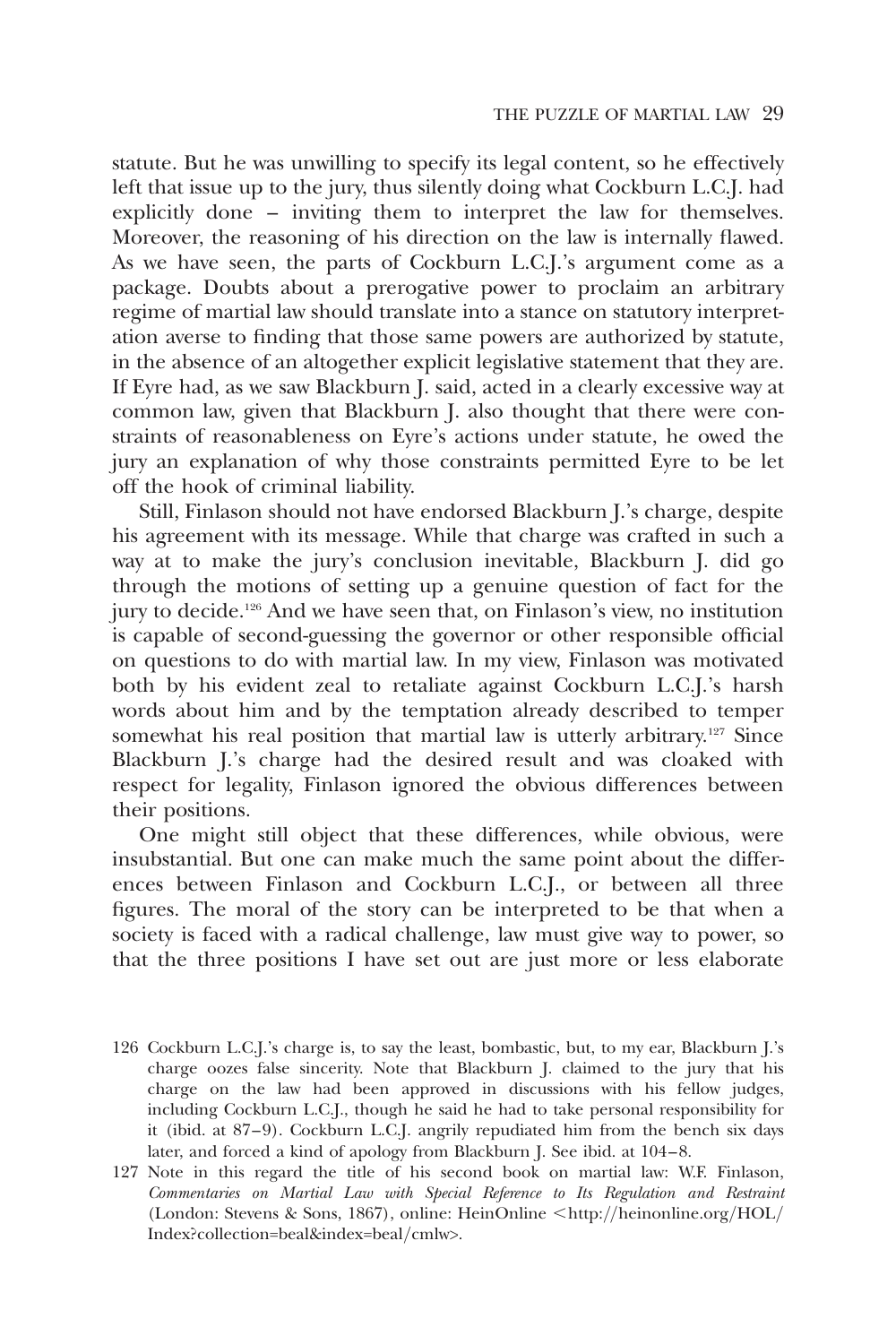statute. But he was unwilling to specify its legal content, so he effectively left that issue up to the jury, thus silently doing what Cockburn L.C.J. had explicitly done – inviting them to interpret the law for themselves. Moreover, the reasoning of his direction on the law is internally flawed. As we have seen, the parts of Cockburn L.C.J.'s argument come as a package. Doubts about a prerogative power to proclaim an arbitrary regime of martial law should translate into a stance on statutory interpretation averse to finding that those same powers are authorized by statute, in the absence of an altogether explicit legislative statement that they are. If Eyre had, as we saw Blackburn J. said, acted in a clearly excessive way at common law, given that Blackburn J. also thought that there were constraints of reasonableness on Eyre's actions under statute, he owed the jury an explanation of why those constraints permitted Eyre to be let off the hook of criminal liability.

Still, Finlason should not have endorsed Blackburn J.'s charge, despite his agreement with its message. While that charge was crafted in such a way at to make the jury's conclusion inevitable, Blackburn J. did go through the motions of setting up a genuine question of fact for the jury to decide.[126] And we have seen that, on Finlason's view, no institution is capable of second-guessing the governor or other responsible official on questions to do with martial law. In my view, Finlason was motivated both by his evident zeal to retaliate against Cockburn L.C.J.'s harsh words about him and by the temptation already described to temper somewhat his real position that martial law is utterly arbitrary.[127] Since Blackburn J.'s charge had the desired result and was cloaked with respect for legality, Finlason ignored the obvious differences between their positions.

One might still object that these differences, while obvious, were insubstantial. But one can make much the same point about the differences between Finlason and Cockburn L.C.J., or between all three figures. The moral of the story can be interpreted to be that when a society is faced with a radical challenge, law must give way to power, so that the three positions I have set out are just more or less elaborate

126 Cockburn L.C.J.'s charge is, to say the least, bombastic, but, to my ear, Blackburn J.'s charge oozes false sincerity. Note that Blackburn J. claimed to the jury that his charge on the law had been approved in discussions with his fellow judges, including Cockburn L.C.J., though he said he had to take personal responsibility for it (ibid. at 87–9). Cockburn L.C.J. angrily repudiated him from the bench six days later, and forced a kind of apology from Blackburn J. See ibid. at 104–8.

127 Note in this regard the title of his second book on martial law: W.F. Finlason, *Commentaries on Martial Law with Special Reference to Its Regulation and Restraint* (London: Stevens & Sons, 1867), online: HeinOnline <http://heinonline.org/HOL/Index?collection=beal&index=beal/cmlw>.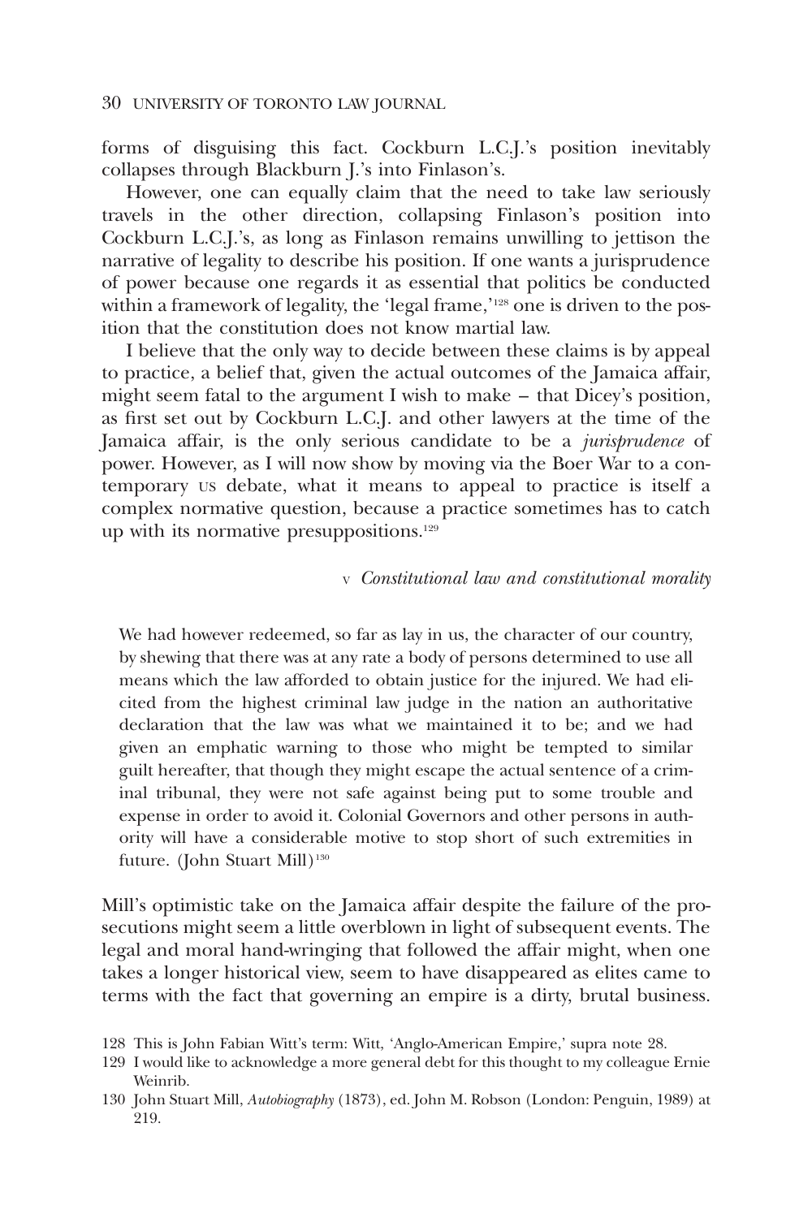forms of disguising this fact. Cockburn L.C.J.'s position inevitably collapses through Blackburn J.'s into Finlason's.

However, one can equally claim that the need to take law seriously travels in the other direction, collapsing Finlason's position into Cockburn L.C.J.'s, as long as Finlason remains unwilling to jettison the narrative of legality to describe his position. If one wants a jurisprudence of power because one regards it as essential that politics be conducted within a framework of legality, the 'legal frame,'[128] one is driven to the position that the constitution does not know martial law.

I believe that the only way to decide between these claims is by appeal to practice, a belief that, given the actual outcomes of the Jamaica affair, might seem fatal to the argument I wish to make – that Dicey's position, as first set out by Cockburn L.C.J. and other lawyers at the time of the Jamaica affair, is the only serious candidate to be a *jurisprudence* of power. However, as I will now show by moving via the Boer War to a contemporary US debate, what it means to appeal to practice is itself a complex normative question, because a practice sometimes has to catch up with its normative presuppositions.[129]

## V *Constitutional law and constitutional morality*

> We had however redeemed, so far as lay in us, the character of our country, by shewing that there was at any rate a body of persons determined to use all means which the law afforded to obtain justice for the injured. We had elicited from the highest criminal law judge in the nation an authoritative declaration that the law was what we maintained it to be; and we had given an emphatic warning to those who might be tempted to similar guilt hereafter, that though they might escape the actual sentence of a criminal tribunal, they were not safe against being put to some trouble and expense in order to avoid it. Colonial Governors and other persons in authority will have a considerable motive to stop short of such extremities in future. (John Stuart Mill)[130]

Mill's optimistic take on the Jamaica affair despite the failure of the prosecutions might seem a little overblown in light of subsequent events. The legal and moral hand-wringing that followed the affair might, when one takes a longer historical view, seem to have disappeared as elites came to terms with the fact that governing an empire is a dirty, brutal business.

128 This is John Fabian Witt's term: Witt, 'Anglo-American Empire,' supra note 28.

129 I would like to acknowledge a more general debt for this thought to my colleague Ernie Weinrib.

130 John Stuart Mill, *Autobiography* (1873), ed. John M. Robson (London: Penguin, 1989) at 219.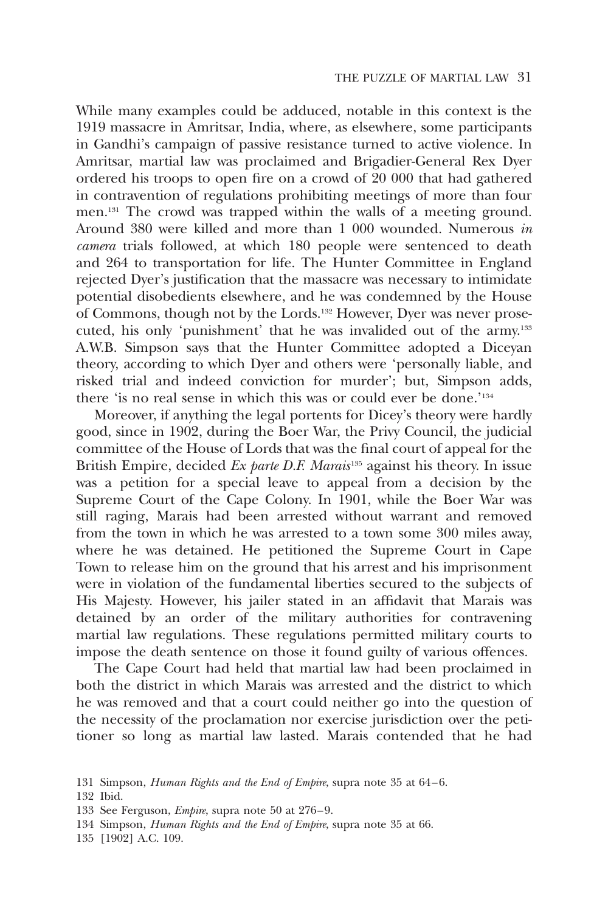While many examples could be adduced, notable in this context is the 1919 massacre in Amritsar, India, where, as elsewhere, some participants in Gandhi's campaign of passive resistance turned to active violence. In Amritsar, martial law was proclaimed and Brigadier-General Rex Dyer ordered his troops to open fire on a crowd of 20 000 that had gathered in contravention of regulations prohibiting meetings of more than four men.[131] The crowd was trapped within the walls of a meeting ground. Around 380 were killed and more than 1 000 wounded. Numerous *in camera* trials followed, at which 180 people were sentenced to death and 264 to transportation for life. The Hunter Committee in England rejected Dyer's justification that the massacre was necessary to intimidate potential disobedients elsewhere, and he was condemned by the House of Commons, though not by the Lords.[132] However, Dyer was never prosecuted, his only 'punishment' that he was invalided out of the army.[133] A.W.B. Simpson says that the Hunter Committee adopted a Diceyan theory, according to which Dyer and others were 'personally liable, and risked trial and indeed conviction for murder'; but, Simpson adds, there 'is no real sense in which this was or could ever be done.'[134]

Moreover, if anything the legal portents for Dicey's theory were hardly good, since in 1902, during the Boer War, the Privy Council, the judicial committee of the House of Lords that was the final court of appeal for the British Empire, decided *Ex parte D.F. Marais*[135] against his theory. In issue was a petition for a special leave to appeal from a decision by the Supreme Court of the Cape Colony. In 1901, while the Boer War was still raging, Marais had been arrested without warrant and removed from the town in which he was arrested to a town some 300 miles away, where he was detained. He petitioned the Supreme Court in Cape Town to release him on the ground that his arrest and his imprisonment were in violation of the fundamental liberties secured to the subjects of His Majesty. However, his jailer stated in an affidavit that Marais was detained by an order of the military authorities for contravening martial law regulations. These regulations permitted military courts to impose the death sentence on those it found guilty of various offences.

The Cape Court had held that martial law had been proclaimed in both the district in which Marais was arrested and the district to which he was removed and that a court could neither go into the question of the necessity of the proclamation nor exercise jurisdiction over the petitioner so long as martial law lasted. Marais contended that he had

131 Simpson, *Human Rights and the End of Empire*, supra note 35 at 64–6.

132 Ibid.

133 See Ferguson, *Empire*, supra note 50 at 276–9.

134 Simpson, *Human Rights and the End of Empire*, supra note 35 at 66.

135 [1902] A.C. 109.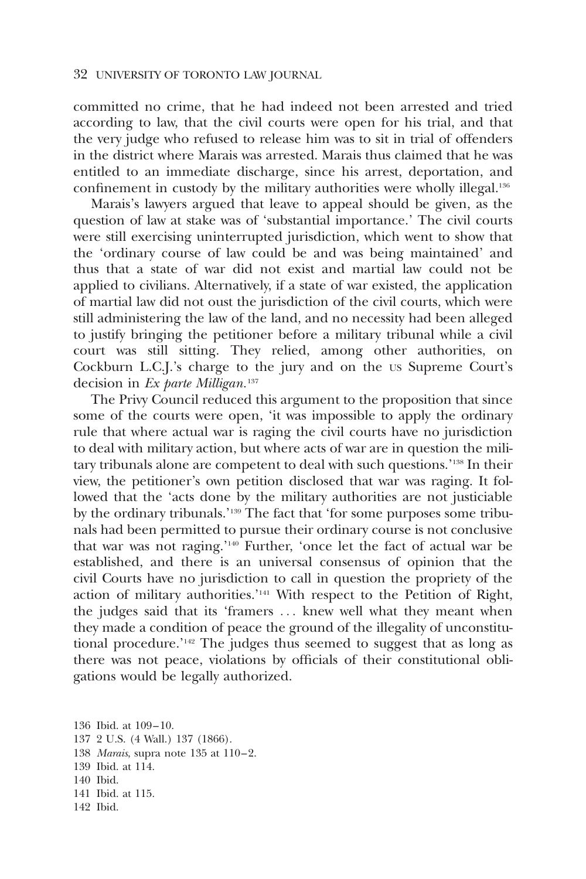committed no crime, that he had indeed not been arrested and tried according to law, that the civil courts were open for his trial, and that the very judge who refused to release him was to sit in trial of offenders in the district where Marais was arrested. Marais thus claimed that he was entitled to an immediate discharge, since his arrest, deportation, and confinement in custody by the military authorities were wholly illegal.[136]

Marais's lawyers argued that leave to appeal should be given, as the question of law at stake was of 'substantial importance.' The civil courts were still exercising uninterrupted jurisdiction, which went to show that the 'ordinary course of law could be and was being maintained' and thus that a state of war did not exist and martial law could not be applied to civilians. Alternatively, if a state of war existed, the application of martial law did not oust the jurisdiction of the civil courts, which were still administering the law of the land, and no necessity had been alleged to justify bringing the petitioner before a military tribunal while a civil court was still sitting. They relied, among other authorities, on Cockburn L.C.J.'s charge to the jury and on the US Supreme Court's decision in *Ex parte Milligan.*[137]

The Privy Council reduced this argument to the proposition that since some of the courts were open, 'it was impossible to apply the ordinary rule that where actual war is raging the civil courts have no jurisdiction to deal with military action, but where acts of war are in question the military tribunals alone are competent to deal with such questions.'[138] In their view, the petitioner's own petition disclosed that war was raging. It followed that the 'acts done by the military authorities are not justiciable by the ordinary tribunals.'[139] The fact that 'for some purposes some tribunals had been permitted to pursue their ordinary course is not conclusive that war was not raging.'[140] Further, 'once let the fact of actual war be established, and there is an universal consensus of opinion that the civil Courts have no jurisdiction to call in question the propriety of the action of military authorities.'[141] With respect to the Petition of Right, the judges said that its 'framers ... knew well what they meant when they made a condition of peace the ground of the illegality of unconstitutional procedure.'[142] The judges thus seemed to suggest that as long as there was not peace, violations by officials of their constitutional obligations would be legally authorized.

136 Ibid. at 109–10.
137 2 U.S. (4 Wall.) 137 (1866).
138 *Marais*, supra note 135 at 110–2.
139 Ibid. at 114.
140 Ibid.
141 Ibid. at 115.
142 Ibid.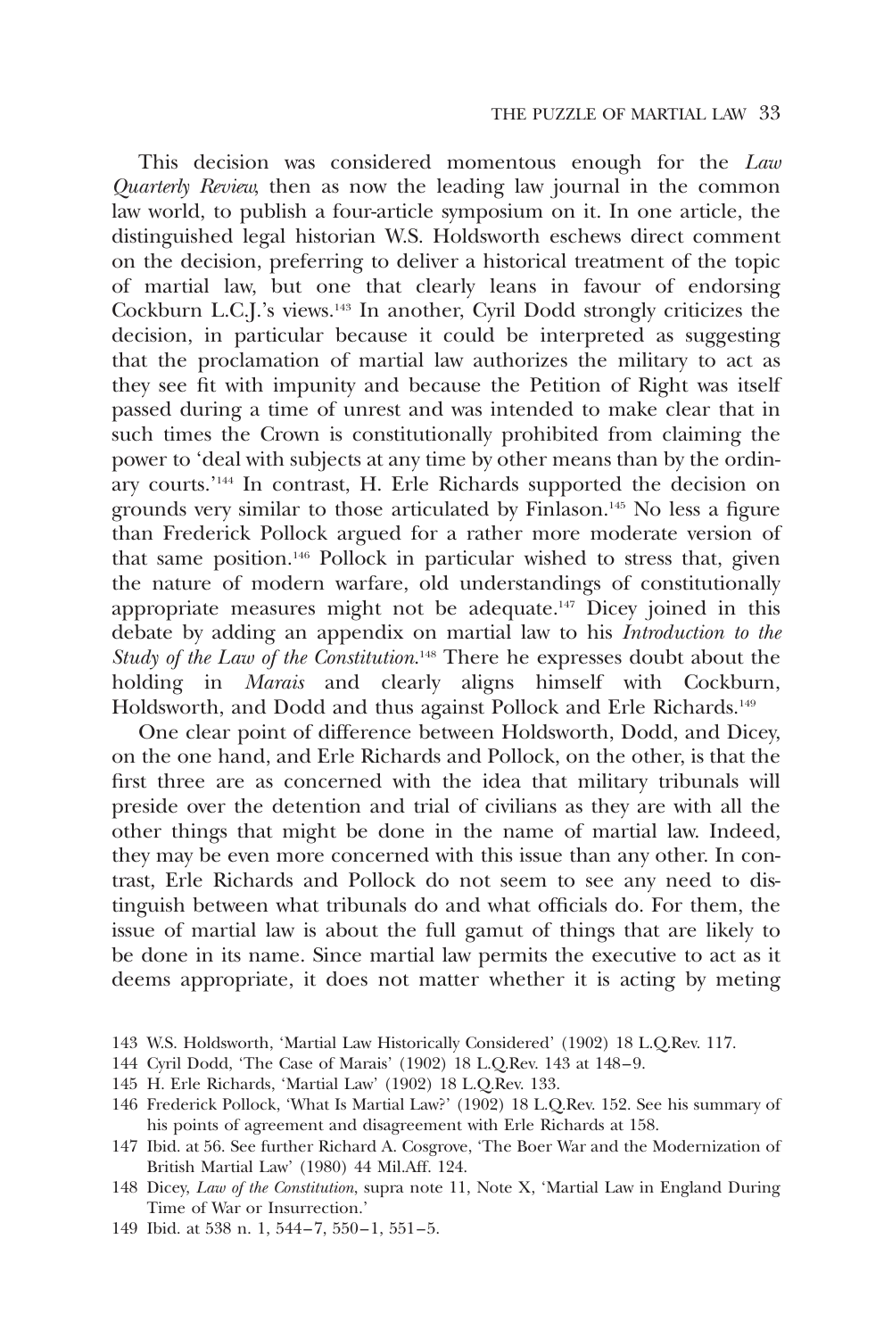This decision was considered momentous enough for the *Law Quarterly Review*, then as now the leading law journal in the common law world, to publish a four-article symposium on it. In one article, the distinguished legal historian W.S. Holdsworth eschews direct comment on the decision, preferring to deliver a historical treatment of the topic of martial law, but one that clearly leans in favour of endorsing Cockburn L.C.J.'s views.[143] In another, Cyril Dodd strongly criticizes the decision, in particular because it could be interpreted as suggesting that the proclamation of martial law authorizes the military to act as they see fit with impunity and because the Petition of Right was itself passed during a time of unrest and was intended to make clear that in such times the Crown is constitutionally prohibited from claiming the power to 'deal with subjects at any time by other means than by the ordinary courts.'[144] In contrast, H. Erle Richards supported the decision on grounds very similar to those articulated by Finlason.[145] No less a figure than Frederick Pollock argued for a rather more moderate version of that same position.[146] Pollock in particular wished to stress that, given the nature of modern warfare, old understandings of constitutionally appropriate measures might not be adequate.[147] Dicey joined in this debate by adding an appendix on martial law to his *Introduction to the Study of the Law of the Constitution*.[148] There he expresses doubt about the holding in *Marais* and clearly aligns himself with Cockburn, Holdsworth, and Dodd and thus against Pollock and Erle Richards.[149]

One clear point of difference between Holdsworth, Dodd, and Dicey, on the one hand, and Erle Richards and Pollock, on the other, is that the first three are as concerned with the idea that military tribunals will preside over the detention and trial of civilians as they are with all the other things that might be done in the name of martial law. Indeed, they may be even more concerned with this issue than any other. In contrast, Erle Richards and Pollock do not seem to see any need to distinguish between what tribunals do and what officials do. For them, the issue of martial law is about the full gamut of things that are likely to be done in its name. Since martial law permits the executive to act as it deems appropriate, it does not matter whether it is acting by meting

143 W.S. Holdsworth, 'Martial Law Historically Considered' (1902) 18 L.Q.Rev. 117.

144 Cyril Dodd, 'The Case of Marais' (1902) 18 L.Q.Rev. 143 at 148–9.

145 H. Erle Richards, 'Martial Law' (1902) 18 L.Q.Rev. 133.

146 Frederick Pollock, 'What Is Martial Law?' (1902) 18 L.Q.Rev. 152. See his summary of his points of agreement and disagreement with Erle Richards at 158.

147 Ibid. at 56. See further Richard A. Cosgrove, 'The Boer War and the Modernization of British Martial Law' (1980) 44 Mil.Aff. 124.

148 Dicey, *Law of the Constitution*, supra note 11, Note X, 'Martial Law in England During Time of War or Insurrection.'

149 Ibid. at 538 n. 1, 544–7, 550–1, 551–5.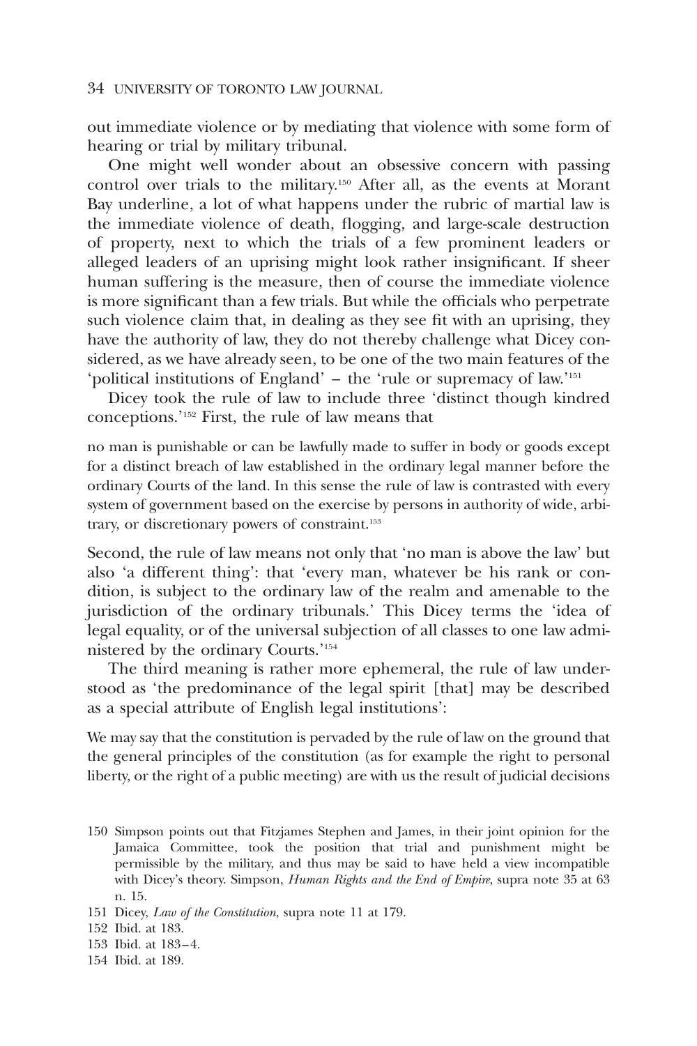out immediate violence or by mediating that violence with some form of hearing or trial by military tribunal.

One might well wonder about an obsessive concern with passing control over trials to the military.[150] After all, as the events at Morant Bay underline, a lot of what happens under the rubric of martial law is the immediate violence of death, flogging, and large-scale destruction of property, next to which the trials of a few prominent leaders or alleged leaders of an uprising might look rather insignificant. If sheer human suffering is the measure, then of course the immediate violence is more significant than a few trials. But while the officials who perpetrate such violence claim that, in dealing as they see fit with an uprising, they have the authority of law, they do not thereby challenge what Dicey considered, as we have already seen, to be one of the two main features of the 'political institutions of England' – the 'rule or supremacy of law.'[151]

Dicey took the rule of law to include three 'distinct though kindred conceptions.'[152] First, the rule of law means that

> no man is punishable or can be lawfully made to suffer in body or goods except for a distinct breach of law established in the ordinary legal manner before the ordinary Courts of the land. In this sense the rule of law is contrasted with every system of government based on the exercise by persons in authority of wide, arbitrary, or discretionary powers of constraint.[153]

Second, the rule of law means not only that 'no man is above the law' but also 'a different thing': that 'every man, whatever be his rank or condition, is subject to the ordinary law of the realm and amenable to the jurisdiction of the ordinary tribunals.' This Dicey terms the 'idea of legal equality, or of the universal subjection of all classes to one law administered by the ordinary Courts.'[154]

The third meaning is rather more ephemeral, the rule of law understood as 'the predominance of the legal spirit [that] may be described as a special attribute of English legal institutions':

> We may say that the constitution is pervaded by the rule of law on the ground that the general principles of the constitution (as for example the right to personal liberty, or the right of a public meeting) are with us the result of judicial decisions

150 Simpson points out that Fitzjames Stephen and James, in their joint opinion for the Jamaica Committee, took the position that trial and punishment might be permissible by the military, and thus may be said to have held a view incompatible with Dicey's theory. Simpson, *Human Rights and the End of Empire*, supra note 35 at 63 n. 15.

151 Dicey, *Law of the Constitution*, supra note 11 at 179.

152 Ibid. at 183.

153 Ibid. at 183–4.

154 Ibid. at 189.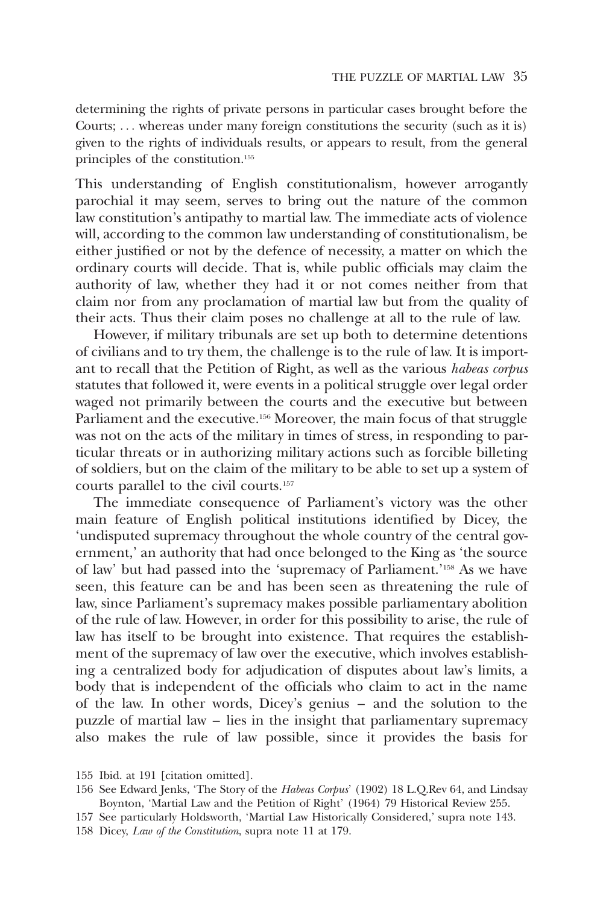determining the rights of private persons in particular cases brought before the Courts; . . . whereas under many foreign constitutions the security (such as it is) given to the rights of individuals results, or appears to result, from the general principles of the constitution.[155]

This understanding of English constitutionalism, however arrogantly parochial it may seem, serves to bring out the nature of the common law constitution's antipathy to martial law. The immediate acts of violence will, according to the common law understanding of constitutionalism, be either justified or not by the defence of necessity, a matter on which the ordinary courts will decide. That is, while public officials may claim the authority of law, whether they had it or not comes neither from that claim nor from any proclamation of martial law but from the quality of their acts. Thus their claim poses no challenge at all to the rule of law.

However, if military tribunals are set up both to determine detentions of civilians and to try them, the challenge is to the rule of law. It is important to recall that the Petition of Right, as well as the various *habeas corpus* statutes that followed it, were events in a political struggle over legal order waged not primarily between the courts and the executive but between Parliament and the executive.[156] Moreover, the main focus of that struggle was not on the acts of the military in times of stress, in responding to particular threats or in authorizing military actions such as forcible billeting of soldiers, but on the claim of the military to be able to set up a system of courts parallel to the civil courts.[157]

The immediate consequence of Parliament's victory was the other main feature of English political institutions identified by Dicey, the 'undisputed supremacy throughout the whole country of the central government,' an authority that had once belonged to the King as 'the source of law' but had passed into the 'supremacy of Parliament.'[158] As we have seen, this feature can be and has been seen as threatening the rule of law, since Parliament's supremacy makes possible parliamentary abolition of the rule of law. However, in order for this possibility to arise, the rule of law has itself to be brought into existence. That requires the establishment of the supremacy of law over the executive, which involves establishing a centralized body for adjudication of disputes about law's limits, a body that is independent of the officials who claim to act in the name of the law. In other words, Dicey's genius – and the solution to the puzzle of martial law – lies in the insight that parliamentary supremacy also makes the rule of law possible, since it provides the basis for

155 Ibid. at 191 [citation omitted].

156 See Edward Jenks, 'The Story of the *Habeas Corpus*' (1902) 18 L.Q.Rev 64, and Lindsay Boynton, 'Martial Law and the Petition of Right' (1964) 79 Historical Review 255.

157 See particularly Holdsworth, 'Martial Law Historically Considered,' supra note 143.

158 Dicey, *Law of the Constitution*, supra note 11 at 179.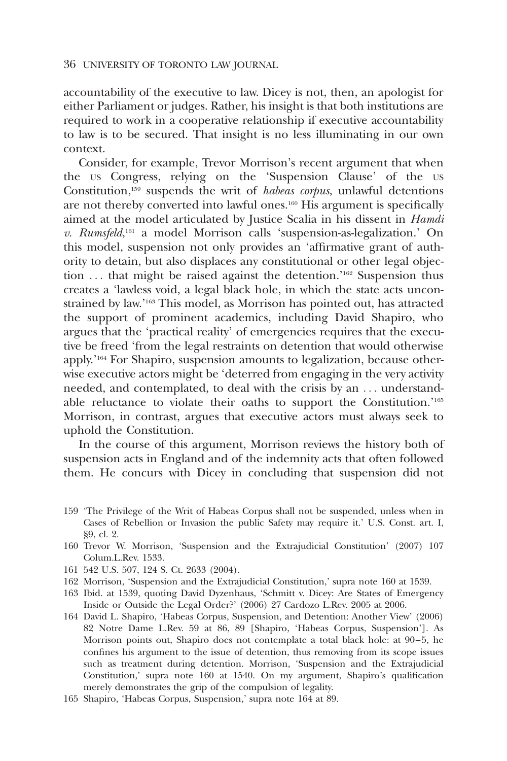accountability of the executive to law. Dicey is not, then, an apologist for either Parliament or judges. Rather, his insight is that both institutions are required to work in a cooperative relationship if executive accountability to law is to be secured. That insight is no less illuminating in our own context.

Consider, for example, Trevor Morrison's recent argument that when the US Congress, relying on the 'Suspension Clause' of the US Constitution,[159] suspends the writ of *habeas corpus*, unlawful detentions are not thereby converted into lawful ones.[160] His argument is specifically aimed at the model articulated by Justice Scalia in his dissent in *Hamdi v. Rumsfeld*,[161] a model Morrison calls 'suspension-as-legalization.' On this model, suspension not only provides an 'affirmative grant of authority to detain, but also displaces any constitutional or other legal objection ... that might be raised against the detention.'[162] Suspension thus creates a 'lawless void, a legal black hole, in which the state acts unconstrained by law.'[163] This model, as Morrison has pointed out, has attracted the support of prominent academics, including David Shapiro, who argues that the 'practical reality' of emergencies requires that the executive be freed 'from the legal restraints on detention that would otherwise apply.'[164] For Shapiro, suspension amounts to legalization, because otherwise executive actors might be 'deterred from engaging in the very activity needed, and contemplated, to deal with the crisis by an ... understandable reluctance to violate their oaths to support the Constitution.'[165] Morrison, in contrast, argues that executive actors must always seek to uphold the Constitution.

In the course of this argument, Morrison reviews the history both of suspension acts in England and of the indemnity acts that often followed them. He concurs with Dicey in concluding that suspension did not

159 'The Privilege of the Writ of Habeas Corpus shall not be suspended, unless when in Cases of Rebellion or Invasion the public Safety may require it.' U.S. Const. art. I, §9, cl. 2.

160 Trevor W. Morrison, 'Suspension and the Extrajudicial Constitution' (2007) 107 Colum.L.Rev. 1533.

161 542 U.S. 507, 124 S. Ct. 2633 (2004).

162 Morrison, 'Suspension and the Extrajudicial Constitution,' supra note 160 at 1539.

163 Ibid. at 1539, quoting David Dyzenhaus, 'Schmitt v. Dicey: Are States of Emergency Inside or Outside the Legal Order?' (2006) 27 Cardozo L.Rev. 2005 at 2006.

164 David L. Shapiro, 'Habeas Corpus, Suspension, and Detention: Another View' (2006) 82 Notre Dame L.Rev. 59 at 86, 89 [Shapiro, 'Habeas Corpus, Suspension']. As Morrison points out, Shapiro does not contemplate a total black hole: at 90–5, he confines his argument to the issue of detention, thus removing from its scope issues such as treatment during detention. Morrison, 'Suspension and the Extrajudicial Constitution,' supra note 160 at 1540. On my argument, Shapiro's qualification merely demonstrates the grip of the compulsion of legality.

165 Shapiro, 'Habeas Corpus, Suspension,' supra note 164 at 89.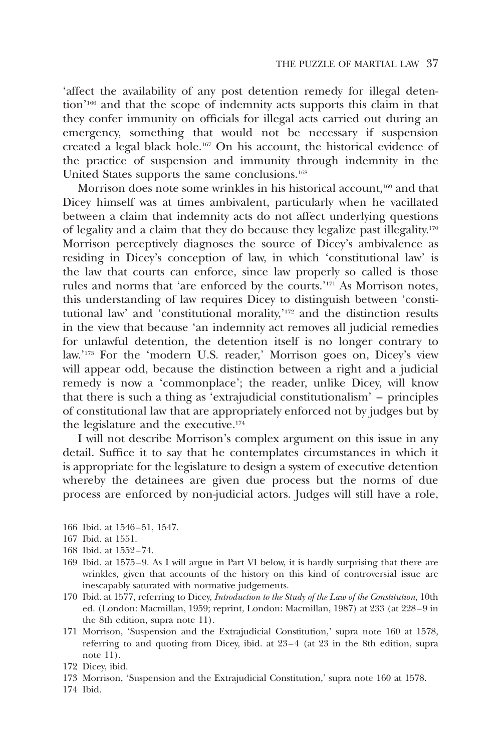'affect the availability of any post detention remedy for illegal detention'[166] and that the scope of indemnity acts supports this claim in that they confer immunity on officials for illegal acts carried out during an emergency, something that would not be necessary if suspension created a legal black hole.[167] On his account, the historical evidence of the practice of suspension and immunity through indemnity in the United States supports the same conclusions.[168]

Morrison does note some wrinkles in his historical account,[169] and that Dicey himself was at times ambivalent, particularly when he vacillated between a claim that indemnity acts do not affect underlying questions of legality and a claim that they do because they legalize past illegality.[170] Morrison perceptively diagnoses the source of Dicey's ambivalence as residing in Dicey's conception of law, in which 'constitutional law' is the law that courts can enforce, since law properly so called is those rules and norms that 'are enforced by the courts.'[171] As Morrison notes, this understanding of law requires Dicey to distinguish between 'constitutional law' and 'constitutional morality,'[172] and the distinction results in the view that because 'an indemnity act removes all judicial remedies for unlawful detention, the detention itself is no longer contrary to law.'[173] For the 'modern U.S. reader,' Morrison goes on, Dicey's view will appear odd, because the distinction between a right and a judicial remedy is now a 'commonplace'; the reader, unlike Dicey, will know that there is such a thing as 'extrajudicial constitutionalism' – principles of constitutional law that are appropriately enforced not by judges but by the legislature and the executive.[174]

I will not describe Morrison's complex argument on this issue in any detail. Suffice it to say that he contemplates circumstances in which it is appropriate for the legislature to design a system of executive detention whereby the detainees are given due process but the norms of due process are enforced by non-judicial actors. Judges will still have a role,

166 Ibid. at 1546–51, 1547.

167 Ibid. at 1551.

168 Ibid. at 1552–74.

169 Ibid. at 1575–9. As I will argue in Part VI below, it is hardly surprising that there are wrinkles, given that accounts of the history on this kind of controversial issue are inescapably saturated with normative judgements.

170 Ibid. at 1577, referring to Dicey, *Introduction to the Study of the Law of the Constitution*, 10th ed. (London: Macmillan, 1959; reprint, London: Macmillan, 1987) at 233 (at 228–9 in the 8th edition, supra note 11).

171 Morrison, 'Suspension and the Extrajudicial Constitution,' supra note 160 at 1578, referring to and quoting from Dicey, ibid. at 23–4 (at 23 in the 8th edition, supra note 11).

172 Dicey, ibid.

173 Morrison, 'Suspension and the Extrajudicial Constitution,' supra note 160 at 1578.

174 Ibid.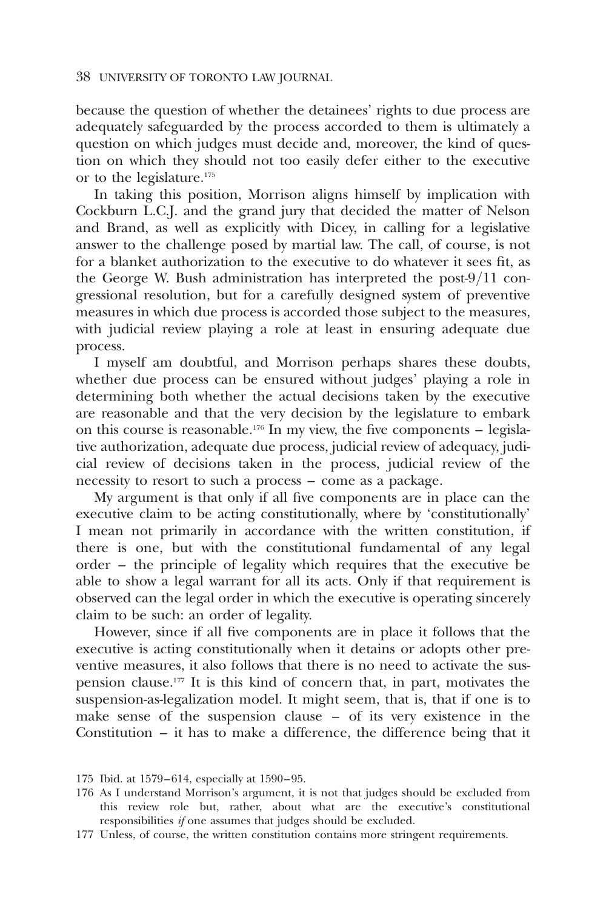because the question of whether the detainees' rights to due process are adequately safeguarded by the process accorded to them is ultimately a question on which judges must decide and, moreover, the kind of question on which they should not too easily defer either to the executive or to the legislature.[175]

In taking this position, Morrison aligns himself by implication with Cockburn L.C.J. and the grand jury that decided the matter of Nelson and Brand, as well as explicitly with Dicey, in calling for a legislative answer to the challenge posed by martial law. The call, of course, is not for a blanket authorization to the executive to do whatever it sees fit, as the George W. Bush administration has interpreted the post-9/11 congressional resolution, but for a carefully designed system of preventive measures in which due process is accorded those subject to the measures, with judicial review playing a role at least in ensuring adequate due process.

I myself am doubtful, and Morrison perhaps shares these doubts, whether due process can be ensured without judges' playing a role in determining both whether the actual decisions taken by the executive are reasonable and that the very decision by the legislature to embark on this course is reasonable.[176] In my view, the five components – legislative authorization, adequate due process, judicial review of adequacy, judicial review of decisions taken in the process, judicial review of the necessity to resort to such a process – come as a package.

My argument is that only if all five components are in place can the executive claim to be acting constitutionally, where by 'constitutionally' I mean not primarily in accordance with the written constitution, if there is one, but with the constitutional fundamental of any legal order – the principle of legality which requires that the executive be able to show a legal warrant for all its acts. Only if that requirement is observed can the legal order in which the executive is operating sincerely claim to be such: an order of legality.

However, since if all five components are in place it follows that the executive is acting constitutionally when it detains or adopts other preventive measures, it also follows that there is no need to activate the suspension clause.[177] It is this kind of concern that, in part, motivates the suspension-as-legalization model. It might seem, that is, that if one is to make sense of the suspension clause – of its very existence in the Constitution – it has to make a difference, the difference being that it

175 Ibid. at 1579–614, especially at 1590–95.

176 As I understand Morrison's argument, it is not that judges should be excluded from this review role but, rather, about what are the executive's constitutional responsibilities *if* one assumes that judges should be excluded.

177 Unless, of course, the written constitution contains more stringent requirements.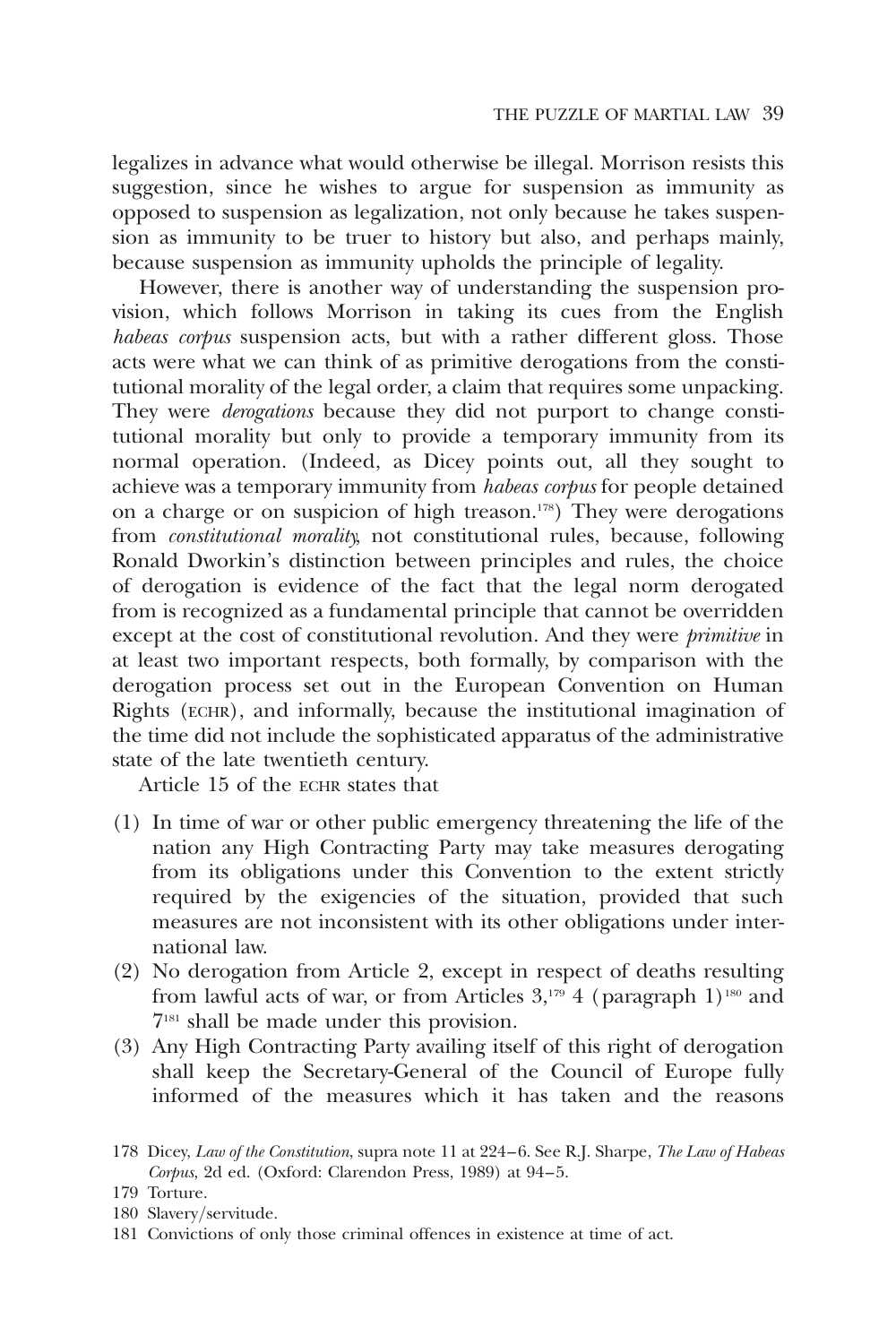legalizes in advance what would otherwise be illegal. Morrison resists this suggestion, since he wishes to argue for suspension as immunity as opposed to suspension as legalization, not only because he takes suspension as immunity to be truer to history but also, and perhaps mainly, because suspension as immunity upholds the principle of legality.

However, there is another way of understanding the suspension provision, which follows Morrison in taking its cues from the English *habeas corpus* suspension acts, but with a rather different gloss. Those acts were what we can think of as primitive derogations from the constitutional morality of the legal order, a claim that requires some unpacking. They were *derogations* because they did not purport to change constitutional morality but only to provide a temporary immunity from its normal operation. (Indeed, as Dicey points out, all they sought to achieve was a temporary immunity from *habeas corpus* for people detained on a charge or on suspicion of high treason.[178]) They were derogations from *constitutional morality*, not constitutional rules, because, following Ronald Dworkin's distinction between principles and rules, the choice of derogation is evidence of the fact that the legal norm derogated from is recognized as a fundamental principle that cannot be overridden except at the cost of constitutional revolution. And they were *primitive* in at least two important respects, both formally, by comparison with the derogation process set out in the European Convention on Human Rights (ECHR), and informally, because the institutional imagination of the time did not include the sophisticated apparatus of the administrative state of the late twentieth century.

Article 15 of the ECHR states that

(1) In time of war or other public emergency threatening the life of the nation any High Contracting Party may take measures derogating from its obligations under this Convention to the extent strictly required by the exigencies of the situation, provided that such measures are not inconsistent with its other obligations under international law.
(2) No derogation from Article 2, except in respect of deaths resulting from lawful acts of war, or from Articles 3,[179] 4 (paragraph 1)[180] and 7[181] shall be made under this provision.
(3) Any High Contracting Party availing itself of this right of derogation shall keep the Secretary-General of the Council of Europe fully informed of the measures which it has taken and the reasons

178 Dicey, *Law of the Constitution*, supra note 11 at 224–6. See R.J. Sharpe, *The Law of Habeas Corpus*, 2d ed. (Oxford: Clarendon Press, 1989) at 94–5.

179 Torture.

180 Slavery/servitude.

181 Convictions of only those criminal offences in existence at time of act.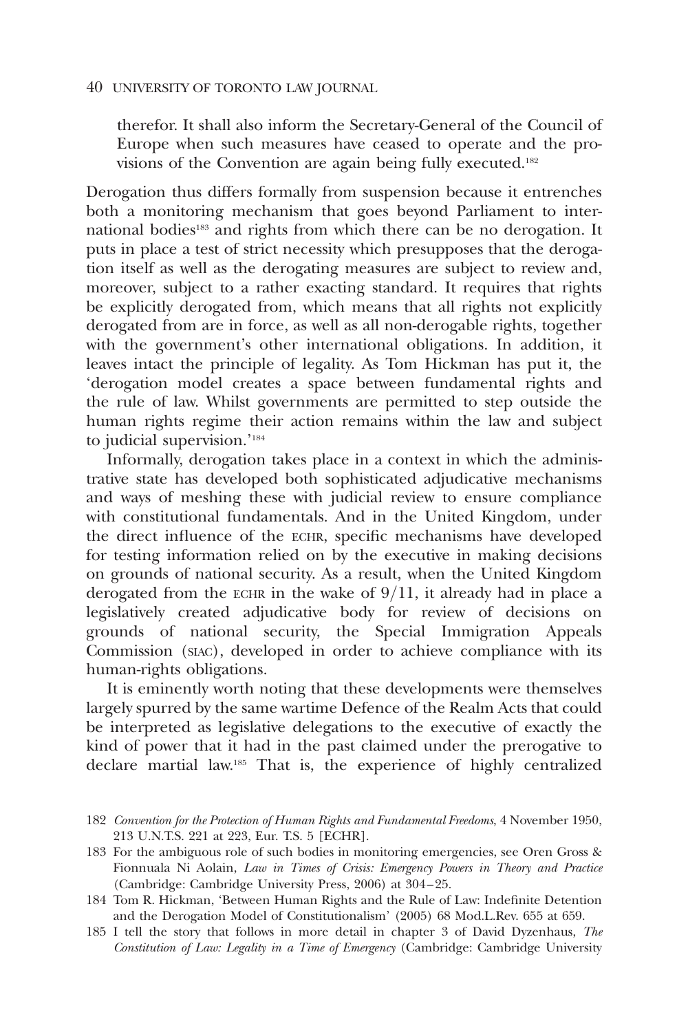> therefor. It shall also inform the Secretary-General of the Council of Europe when such measures have ceased to operate and the provisions of the Convention are again being fully executed.[182]

Derogation thus differs formally from suspension because it entrenches both a monitoring mechanism that goes beyond Parliament to international bodies[183] and rights from which there can be no derogation. It puts in place a test of strict necessity which presupposes that the derogation itself as well as the derogating measures are subject to review and, moreover, subject to a rather exacting standard. It requires that rights be explicitly derogated from, which means that all rights not explicitly derogated from are in force, as well as all non-derogable rights, together with the government's other international obligations. In addition, it leaves intact the principle of legality. As Tom Hickman has put it, the 'derogation model creates a space between fundamental rights and the rule of law. Whilst governments are permitted to step outside the human rights regime their action remains within the law and subject to judicial supervision.'[184]

Informally, derogation takes place in a context in which the administrative state has developed both sophisticated adjudicative mechanisms and ways of meshing these with judicial review to ensure compliance with constitutional fundamentals. And in the United Kingdom, under the direct influence of the ECHR, specific mechanisms have developed for testing information relied on by the executive in making decisions on grounds of national security. As a result, when the United Kingdom derogated from the ECHR in the wake of 9/11, it already had in place a legislatively created adjudicative body for review of decisions on grounds of national security, the Special Immigration Appeals Commission (SIAC), developed in order to achieve compliance with its human-rights obligations.

It is eminently worth noting that these developments were themselves largely spurred by the same wartime Defence of the Realm Acts that could be interpreted as legislative delegations to the executive of exactly the kind of power that it had in the past claimed under the prerogative to declare martial law.[185] That is, the experience of highly centralized

182 *Convention for the Protection of Human Rights and Fundamental Freedoms*, 4 November 1950, 213 U.N.T.S. 221 at 223, Eur. T.S. 5 [ECHR].

183 For the ambiguous role of such bodies in monitoring emergencies, see Oren Gross & Fionnuala Ni Aolain, *Law in Times of Crisis: Emergency Powers in Theory and Practice* (Cambridge: Cambridge University Press, 2006) at 304–25.

184 Tom R. Hickman, 'Between Human Rights and the Rule of Law: Indefinite Detention and the Derogation Model of Constitutionalism' (2005) 68 Mod.L.Rev. 655 at 659.

185 I tell the story that follows in more detail in chapter 3 of David Dyzenhaus, *The Constitution of Law: Legality in a Time of Emergency* (Cambridge: Cambridge University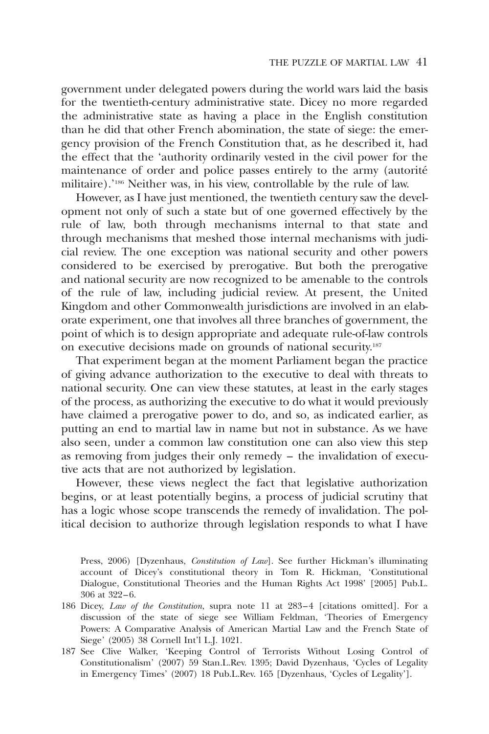government under delegated powers during the world wars laid the basis for the twentieth-century administrative state. Dicey no more regarded the administrative state as having a place in the English constitution than he did that other French abomination, the state of siege: the emergency provision of the French Constitution that, as he described it, had the effect that the 'authority ordinarily vested in the civil power for the maintenance of order and police passes entirely to the army (autorité militaire).'[186] Neither was, in his view, controllable by the rule of law.

However, as I have just mentioned, the twentieth century saw the development not only of such a state but of one governed effectively by the rule of law, both through mechanisms internal to that state and through mechanisms that meshed those internal mechanisms with judicial review. The one exception was national security and other powers considered to be exercised by prerogative. But both the prerogative and national security are now recognized to be amenable to the controls of the rule of law, including judicial review. At present, the United Kingdom and other Commonwealth jurisdictions are involved in an elaborate experiment, one that involves all three branches of government, the point of which is to design appropriate and adequate rule-of-law controls on executive decisions made on grounds of national security.[187]

That experiment began at the moment Parliament began the practice of giving advance authorization to the executive to deal with threats to national security. One can view these statutes, at least in the early stages of the process, as authorizing the executive to do what it would previously have claimed a prerogative power to do, and so, as indicated earlier, as putting an end to martial law in name but not in substance. As we have also seen, under a common law constitution one can also view this step as removing from judges their only remedy – the invalidation of executive acts that are not authorized by legislation.

However, these views neglect the fact that legislative authorization begins, or at least potentially begins, a process of judicial scrutiny that has a logic whose scope transcends the remedy of invalidation. The political decision to authorize through legislation responds to what I have

Press, 2006) [Dyzenhaus, *Constitution of Law*]. See further Hickman's illuminating account of Dicey's constitutional theory in Tom R. Hickman, 'Constitutional Dialogue, Constitutional Theories and the Human Rights Act 1998' [2005] Pub.L. 306 at 322–6.

186 Dicey, *Law of the Constitution*, supra note 11 at 283–4 [citations omitted]. For a discussion of the state of siege see William Feldman, 'Theories of Emergency Powers: A Comparative Analysis of American Martial Law and the French State of Siege' (2005) 38 Cornell Int'l L.J. 1021.

187 See Clive Walker, 'Keeping Control of Terrorists Without Losing Control of Constitutionalism' (2007) 59 Stan.L.Rev. 1395; David Dyzenhaus, 'Cycles of Legality in Emergency Times' (2007) 18 Pub.L.Rev. 165 [Dyzenhaus, 'Cycles of Legality'].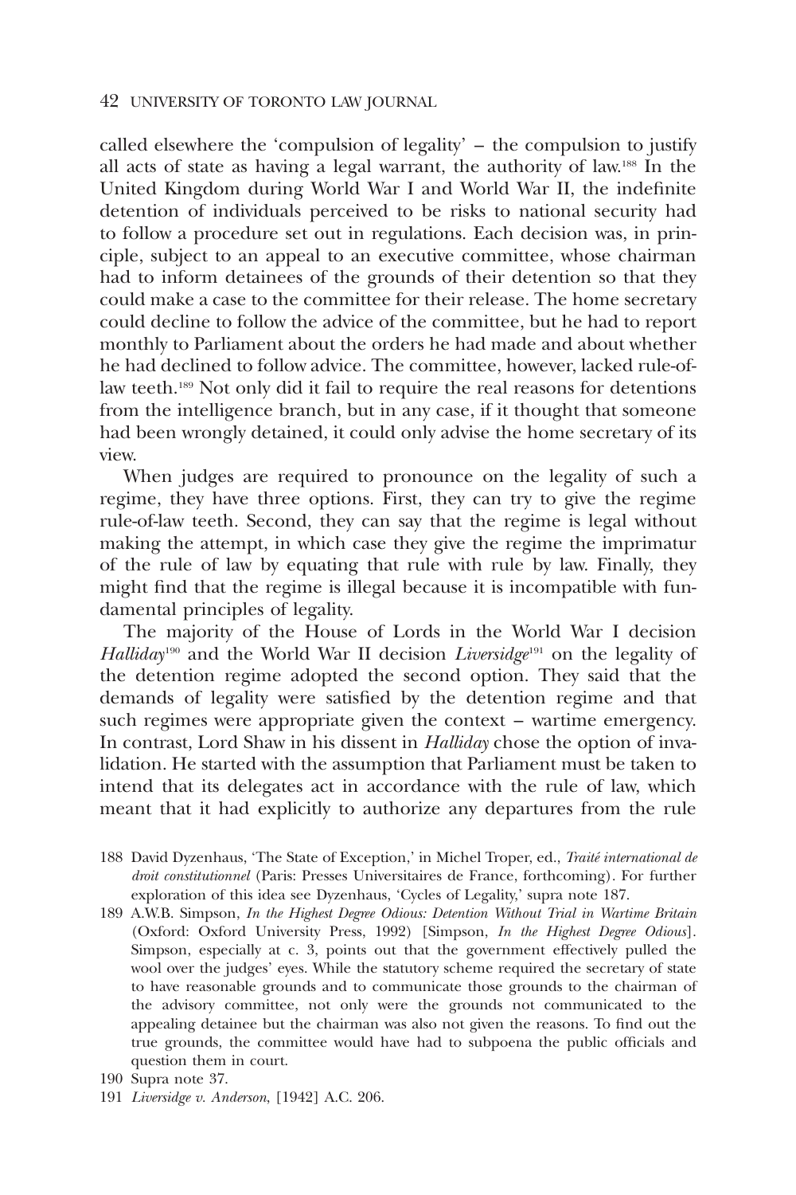called elsewhere the 'compulsion of legality' – the compulsion to justify all acts of state as having a legal warrant, the authority of law.[188] In the United Kingdom during World War I and World War II, the indefinite detention of individuals perceived to be risks to national security had to follow a procedure set out in regulations. Each decision was, in principle, subject to an appeal to an executive committee, whose chairman had to inform detainees of the grounds of their detention so that they could make a case to the committee for their release. The home secretary could decline to follow the advice of the committee, but he had to report monthly to Parliament about the orders he had made and about whether he had declined to follow advice. The committee, however, lacked rule-of-law teeth.[189] Not only did it fail to require the real reasons for detentions from the intelligence branch, but in any case, if it thought that someone had been wrongly detained, it could only advise the home secretary of its view.

When judges are required to pronounce on the legality of such a regime, they have three options. First, they can try to give the regime rule-of-law teeth. Second, they can say that the regime is legal without making the attempt, in which case they give the regime the imprimatur of the rule of law by equating that rule with rule by law. Finally, they might find that the regime is illegal because it is incompatible with fundamental principles of legality.

The majority of the House of Lords in the World War I decision *Halliday*[190] and the World War II decision *Liversidge*[191] on the legality of the detention regime adopted the second option. They said that the demands of legality were satisfied by the detention regime and that such regimes were appropriate given the context – wartime emergency. In contrast, Lord Shaw in his dissent in *Halliday* chose the option of invalidation. He started with the assumption that Parliament must be taken to intend that its delegates act in accordance with the rule of law, which meant that it had explicitly to authorize any departures from the rule

188 David Dyzenhaus, 'The State of Exception,' in Michel Troper, ed., *Traité international de droit constitutionnel* (Paris: Presses Universitaires de France, forthcoming). For further exploration of this idea see Dyzenhaus, 'Cycles of Legality,' supra note 187.

189 A.W.B. Simpson, *In the Highest Degree Odious: Detention Without Trial in Wartime Britain* (Oxford: Oxford University Press, 1992) [Simpson, *In the Highest Degree Odious*]. Simpson, especially at c. 3, points out that the government effectively pulled the wool over the judges' eyes. While the statutory scheme required the secretary of state to have reasonable grounds and to communicate those grounds to the chairman of the advisory committee, not only were the grounds not communicated to the appealing detainee but the chairman was also not given the reasons. To find out the true grounds, the committee would have had to subpoena the public officials and question them in court.

190 Supra note 37.

191 *Liversidge v. Anderson*, [1942] A.C. 206.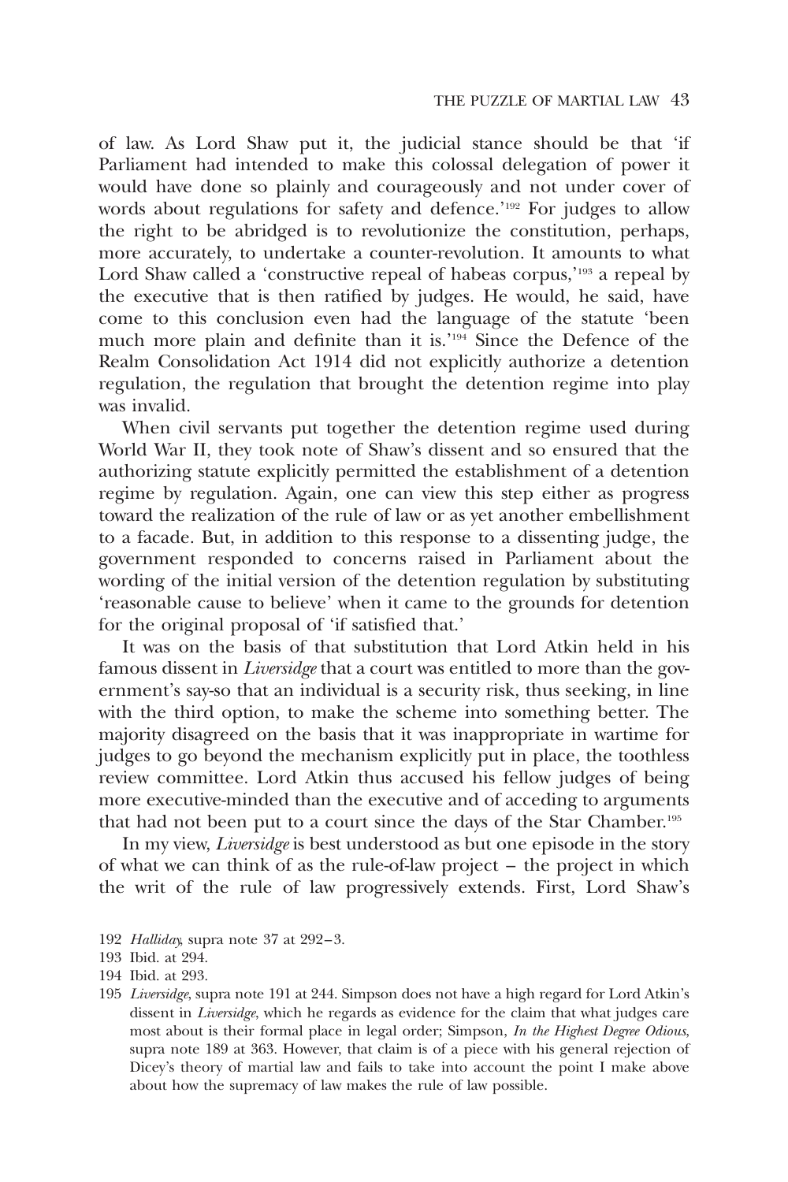of law. As Lord Shaw put it, the judicial stance should be that 'if Parliament had intended to make this colossal delegation of power it would have done so plainly and courageously and not under cover of words about regulations for safety and defence.'[192] For judges to allow the right to be abridged is to revolutionize the constitution, perhaps, more accurately, to undertake a counter-revolution. It amounts to what Lord Shaw called a 'constructive repeal of habeas corpus,'[193] a repeal by the executive that is then ratified by judges. He would, he said, have come to this conclusion even had the language of the statute 'been much more plain and definite than it is.'[194] Since the Defence of the Realm Consolidation Act 1914 did not explicitly authorize a detention regulation, the regulation that brought the detention regime into play was invalid.

When civil servants put together the detention regime used during World War II, they took note of Shaw's dissent and so ensured that the authorizing statute explicitly permitted the establishment of a detention regime by regulation. Again, one can view this step either as progress toward the realization of the rule of law or as yet another embellishment to a facade. But, in addition to this response to a dissenting judge, the government responded to concerns raised in Parliament about the wording of the initial version of the detention regulation by substituting 'reasonable cause to believe' when it came to the grounds for detention for the original proposal of 'if satisfied that.'

It was on the basis of that substitution that Lord Atkin held in his famous dissent in *Liversidge* that a court was entitled to more than the government's say-so that an individual is a security risk, thus seeking, in line with the third option, to make the scheme into something better. The majority disagreed on the basis that it was inappropriate in wartime for judges to go beyond the mechanism explicitly put in place, the toothless review committee. Lord Atkin thus accused his fellow judges of being more executive-minded than the executive and of acceding to arguments that had not been put to a court since the days of the Star Chamber.[195]

In my view, *Liversidge* is best understood as but one episode in the story of what we can think of as the rule-of-law project – the project in which the writ of the rule of law progressively extends. First, Lord Shaw's

192 *Halliday*, supra note 37 at 292–3.

193 Ibid. at 294.

194 Ibid. at 293.

195 *Liversidge*, supra note 191 at 244. Simpson does not have a high regard for Lord Atkin's dissent in *Liversidge*, which he regards as evidence for the claim that what judges care most about is their formal place in legal order; Simpson, *In the Highest Degree Odious*, supra note 189 at 363. However, that claim is of a piece with his general rejection of Dicey's theory of martial law and fails to take into account the point I make above about how the supremacy of law makes the rule of law possible.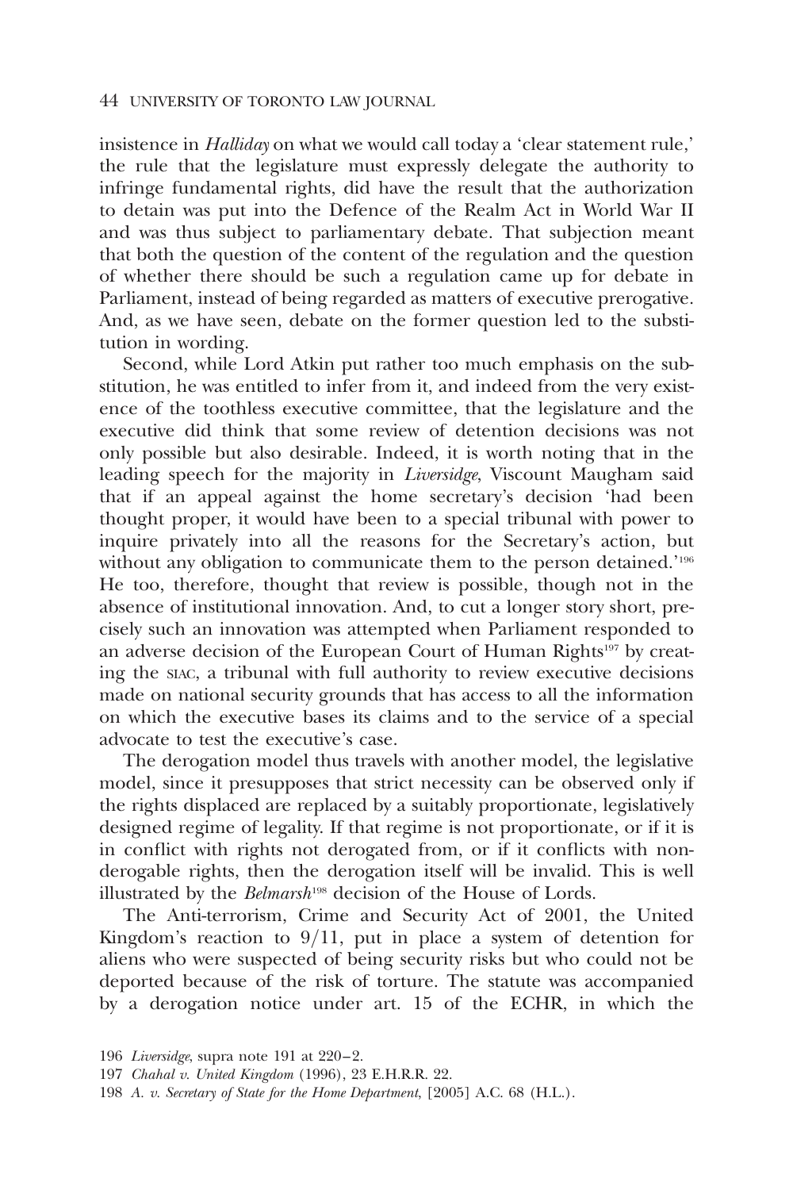insistence in *Halliday* on what we would call today a 'clear statement rule,' the rule that the legislature must expressly delegate the authority to infringe fundamental rights, did have the result that the authorization to detain was put into the Defence of the Realm Act in World War II and was thus subject to parliamentary debate. That subjection meant that both the question of the content of the regulation and the question of whether there should be such a regulation came up for debate in Parliament, instead of being regarded as matters of executive prerogative. And, as we have seen, debate on the former question led to the substitution in wording.

Second, while Lord Atkin put rather too much emphasis on the substitution, he was entitled to infer from it, and indeed from the very existence of the toothless executive committee, that the legislature and the executive did think that some review of detention decisions was not only possible but also desirable. Indeed, it is worth noting that in the leading speech for the majority in *Liversidge*, Viscount Maugham said that if an appeal against the home secretary's decision 'had been thought proper, it would have been to a special tribunal with power to inquire privately into all the reasons for the Secretary's action, but without any obligation to communicate them to the person detained.'[196] He too, therefore, thought that review is possible, though not in the absence of institutional innovation. And, to cut a longer story short, precisely such an innovation was attempted when Parliament responded to an adverse decision of the European Court of Human Rights[197] by creating the SIAC, a tribunal with full authority to review executive decisions made on national security grounds that has access to all the information on which the executive bases its claims and to the service of a special advocate to test the executive's case.

The derogation model thus travels with another model, the legislative model, since it presupposes that strict necessity can be observed only if the rights displaced are replaced by a suitably proportionate, legislatively designed regime of legality. If that regime is not proportionate, or if it is in conflict with rights not derogated from, or if it conflicts with non-derogable rights, then the derogation itself will be invalid. This is well illustrated by the *Belmarsh*[198] decision of the House of Lords.

The Anti-terrorism, Crime and Security Act of 2001, the United Kingdom's reaction to 9/11, put in place a system of detention for aliens who were suspected of being security risks but who could not be deported because of the risk of torture. The statute was accompanied by a derogation notice under art. 15 of the ECHR, in which the

196 *Liversidge*, supra note 191 at 220–2.

197 *Chahal v. United Kingdom* (1996), 23 E.H.R.R. 22.

198 *A. v. Secretary of State for the Home Department*, [2005] A.C. 68 (H.L.).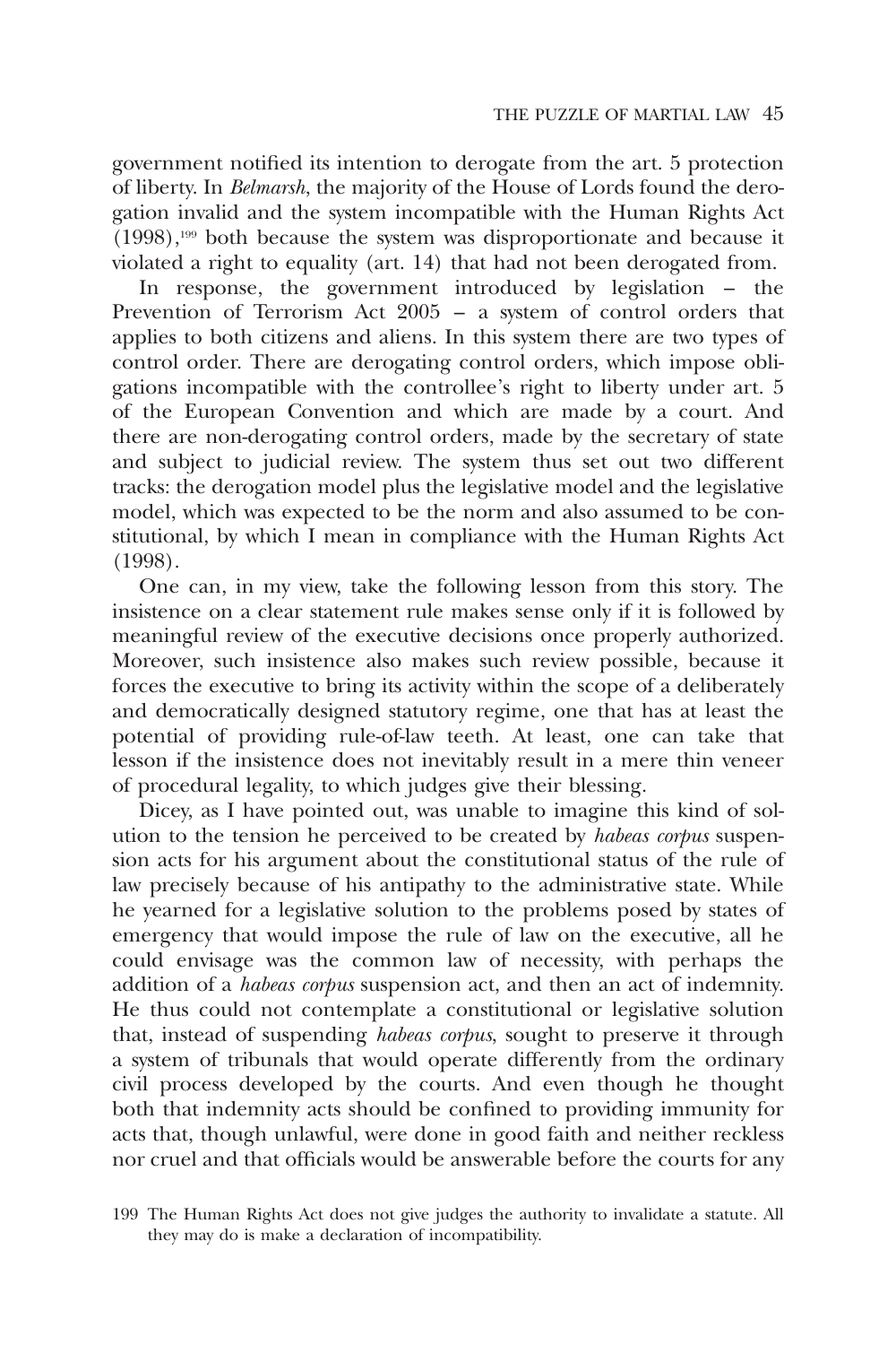government notified its intention to derogate from the art. 5 protection of liberty. In *Belmarsh*, the majority of the House of Lords found the derogation invalid and the system incompatible with the Human Rights Act (1998),[199] both because the system was disproportionate and because it violated a right to equality (art. 14) that had not been derogated from.

In response, the government introduced by legislation – the Prevention of Terrorism Act 2005 – a system of control orders that applies to both citizens and aliens. In this system there are two types of control order. There are derogating control orders, which impose obligations incompatible with the controllee's right to liberty under art. 5 of the European Convention and which are made by a court. And there are non-derogating control orders, made by the secretary of state and subject to judicial review. The system thus set out two different tracks: the derogation model plus the legislative model and the legislative model, which was expected to be the norm and also assumed to be constitutional, by which I mean in compliance with the Human Rights Act (1998).

One can, in my view, take the following lesson from this story. The insistence on a clear statement rule makes sense only if it is followed by meaningful review of the executive decisions once properly authorized. Moreover, such insistence also makes such review possible, because it forces the executive to bring its activity within the scope of a deliberately and democratically designed statutory regime, one that has at least the potential of providing rule-of-law teeth. At least, one can take that lesson if the insistence does not inevitably result in a mere thin veneer of procedural legality, to which judges give their blessing.

Dicey, as I have pointed out, was unable to imagine this kind of solution to the tension he perceived to be created by *habeas corpus* suspension acts for his argument about the constitutional status of the rule of law precisely because of his antipathy to the administrative state. While he yearned for a legislative solution to the problems posed by states of emergency that would impose the rule of law on the executive, all he could envisage was the common law of necessity, with perhaps the addition of a *habeas corpus* suspension act, and then an act of indemnity. He thus could not contemplate a constitutional or legislative solution that, instead of suspending *habeas corpus*, sought to preserve it through a system of tribunals that would operate differently from the ordinary civil process developed by the courts. And even though he thought both that indemnity acts should be confined to providing immunity for acts that, though unlawful, were done in good faith and neither reckless nor cruel and that officials would be answerable before the courts for any

199 The Human Rights Act does not give judges the authority to invalidate a statute. All they may do is make a declaration of incompatibility.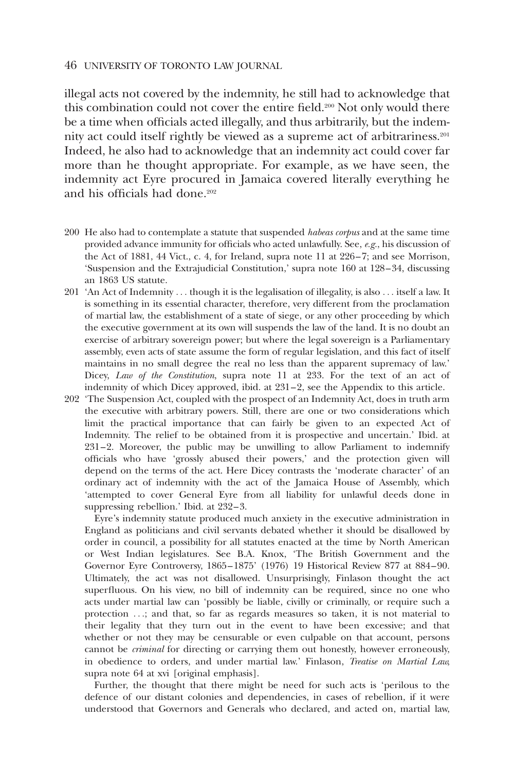illegal acts not covered by the indemnity, he still had to acknowledge that this combination could not cover the entire field.[200] Not only would there be a time when officials acted illegally, and thus arbitrarily, but the indemnity act could itself rightly be viewed as a supreme act of arbitrariness.[201] Indeed, he also had to acknowledge that an indemnity act could cover far more than he thought appropriate. For example, as we have seen, the indemnity act Eyre procured in Jamaica covered literally everything he and his officials had done.[202]

200 He also had to contemplate a statute that suspended *habeas corpus* and at the same time provided advance immunity for officials who acted unlawfully. See, *e.g.*, his discussion of the Act of 1881, 44 Vict., c. 4, for Ireland, supra note 11 at 226–7; and see Morrison, 'Suspension and the Extrajudicial Constitution,' supra note 160 at 128–34, discussing an 1863 US statute.

201 'An Act of Indemnity . . . though it is the legalisation of illegality, is also . . . itself a law. It is something in its essential character, therefore, very different from the proclamation of martial law, the establishment of a state of siege, or any other proceeding by which the executive government at its own will suspends the law of the land. It is no doubt an exercise of arbitrary sovereign power; but where the legal sovereign is a Parliamentary assembly, even acts of state assume the form of regular legislation, and this fact of itself maintains in no small degree the real no less than the apparent supremacy of law.' Dicey, *Law of the Constitution*, supra note 11 at 233. For the text of an act of indemnity of which Dicey approved, ibid. at 231–2, see the Appendix to this article.

202 'The Suspension Act, coupled with the prospect of an Indemnity Act, does in truth arm the executive with arbitrary powers. Still, there are one or two considerations which limit the practical importance that can fairly be given to an expected Act of Indemnity. The relief to be obtained from it is prospective and uncertain.' Ibid. at 231–2. Moreover, the public may be unwilling to allow Parliament to indemnify officials who have 'grossly abused their powers,' and the protection given will depend on the terms of the act. Here Dicey contrasts the 'moderate character' of an ordinary act of indemnity with the act of the Jamaica House of Assembly, which 'attempted to cover General Eyre from all liability for unlawful deeds done in suppressing rebellion.' Ibid. at 232–3.

Eyre's indemnity statute produced much anxiety in the executive administration in England as politicians and civil servants debated whether it should be disallowed by order in council, a possibility for all statutes enacted at the time by North American or West Indian legislatures. See B.A. Knox, 'The British Government and the Governor Eyre Controversy, 1865–1875' (1976) 19 Historical Review 877 at 884–90. Ultimately, the act was not disallowed. Unsurprisingly, Finlason thought the act superfluous. On his view, no bill of indemnity can be required, since no one who acts under martial law can 'possibly be liable, civilly or criminally, or require such a protection . . .; and that, so far as regards measures so taken, it is not material to their legality that they turn out in the event to have been excessive; and that whether or not they may be censurable or even culpable on that account, persons cannot be *criminal* for directing or carrying them out honestly, however erroneously, in obedience to orders, and under martial law.' Finlason, *Treatise on Martial Law*, supra note 64 at xvi [original emphasis].

Further, the thought that there might be need for such acts is 'perilous to the defence of our distant colonies and dependencies, in cases of rebellion, if it were understood that Governors and Generals who declared, and acted on, martial law,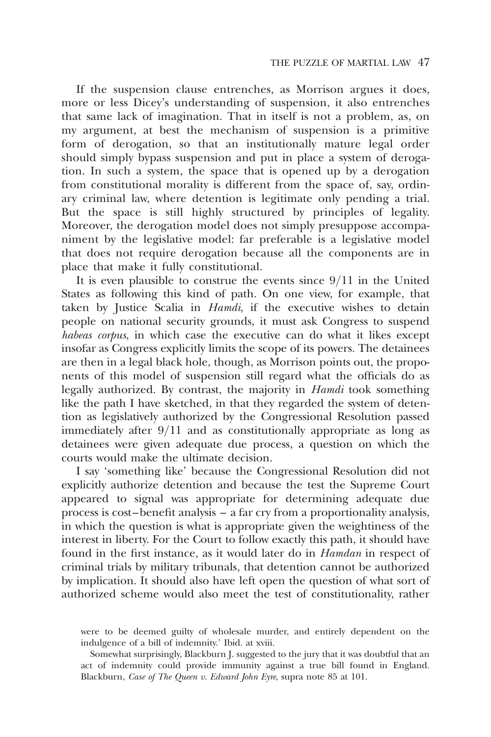If the suspension clause entrenches, as Morrison argues it does, more or less Dicey's understanding of suspension, it also entrenches that same lack of imagination. That in itself is not a problem, as, on my argument, at best the mechanism of suspension is a primitive form of derogation, so that an institutionally mature legal order should simply bypass suspension and put in place a system of derogation. In such a system, the space that is opened up by a derogation from constitutional morality is different from the space of, say, ordinary criminal law, where detention is legitimate only pending a trial. But the space is still highly structured by principles of legality. Moreover, the derogation model does not simply presuppose accompaniment by the legislative model: far preferable is a legislative model that does not require derogation because all the components are in place that make it fully constitutional.

It is even plausible to construe the events since 9/11 in the United States as following this kind of path. On one view, for example, that taken by Justice Scalia in *Hamdi*, if the executive wishes to detain people on national security grounds, it must ask Congress to suspend *habeas corpus*, in which case the executive can do what it likes except insofar as Congress explicitly limits the scope of its powers. The detainees are then in a legal black hole, though, as Morrison points out, the proponents of this model of suspension still regard what the officials do as legally authorized. By contrast, the majority in *Hamdi* took something like the path I have sketched, in that they regarded the system of detention as legislatively authorized by the Congressional Resolution passed immediately after 9/11 and as constitutionally appropriate as long as detainees were given adequate due process, a question on which the courts would make the ultimate decision.

I say 'something like' because the Congressional Resolution did not explicitly authorize detention and because the test the Supreme Court appeared to signal was appropriate for determining adequate due process is cost–benefit analysis – a far cry from a proportionality analysis, in which the question is what is appropriate given the weightiness of the interest in liberty. For the Court to follow exactly this path, it should have found in the first instance, as it would later do in *Hamdan* in respect of criminal trials by military tribunals, that detention cannot be authorized by implication. It should also have left open the question of what sort of authorized scheme would also meet the test of constitutionality, rather

were to be deemed guilty of wholesale murder, and entirely dependent on the indulgence of a bill of indemnity.' Ibid. at xviii.

Somewhat surprisingly, Blackburn J. suggested to the jury that it was doubtful that an act of indemnity could provide immunity against a true bill found in England. Blackburn, *Case of The Queen v. Edward John Eyre*, supra note 85 at 101.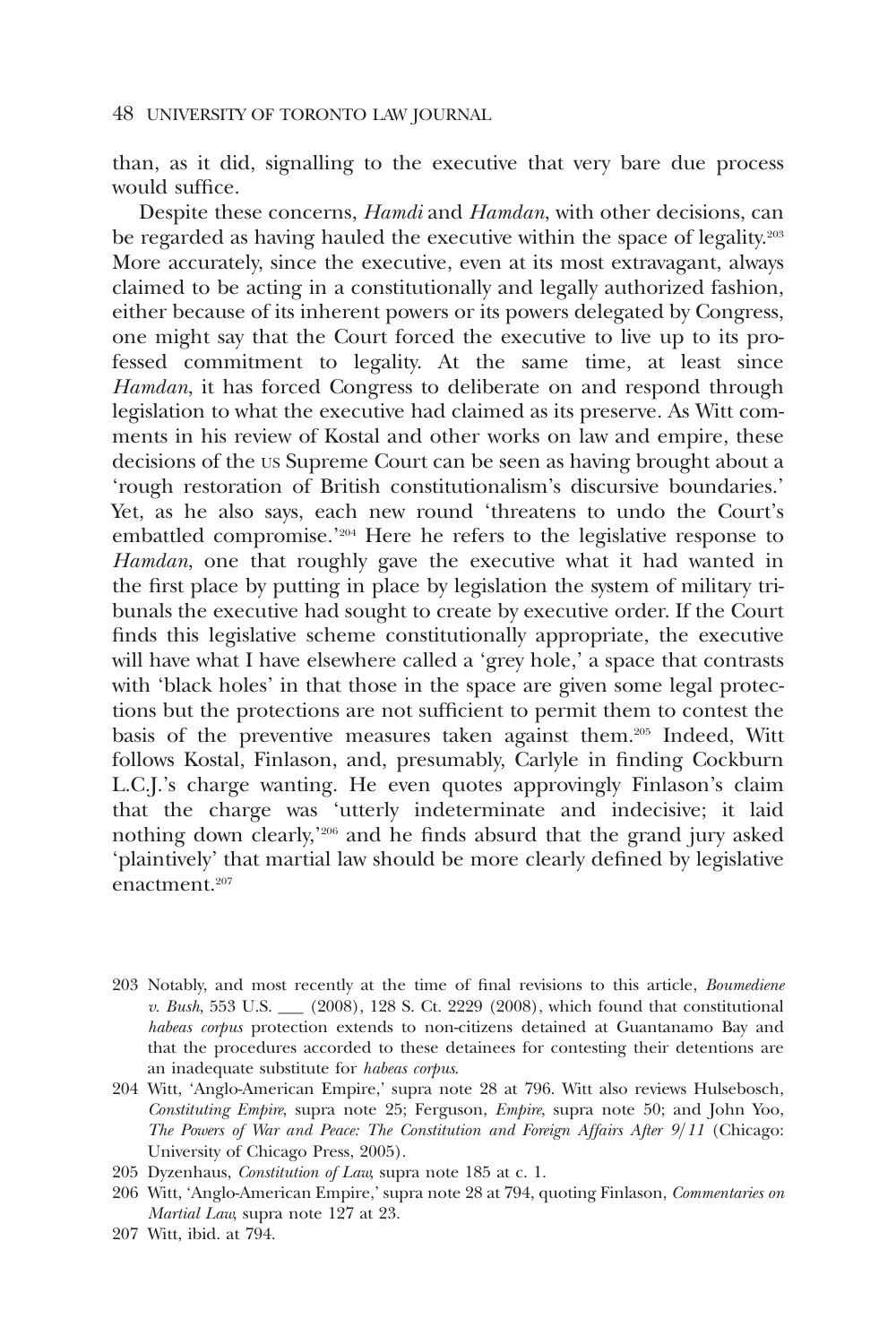than, as it did, signalling to the executive that very bare due process would suffice.

Despite these concerns, *Hamdi* and *Hamdan*, with other decisions, can be regarded as having hauled the executive within the space of legality.[203] More accurately, since the executive, even at its most extravagant, always claimed to be acting in a constitutionally and legally authorized fashion, either because of its inherent powers or its powers delegated by Congress, one might say that the Court forced the executive to live up to its professed commitment to legality. At the same time, at least since *Hamdan*, it has forced Congress to deliberate on and respond through legislation to what the executive had claimed as its preserve. As Witt comments in his review of Kostal and other works on law and empire, these decisions of the US Supreme Court can be seen as having brought about a 'rough restoration of British constitutionalism's discursive boundaries.' Yet, as he also says, each new round 'threatens to undo the Court's embattled compromise.'[204] Here he refers to the legislative response to *Hamdan*, one that roughly gave the executive what it had wanted in the first place by putting in place by legislation the system of military tribunals the executive had sought to create by executive order. If the Court finds this legislative scheme constitutionally appropriate, the executive will have what I have elsewhere called a 'grey hole,' a space that contrasts with 'black holes' in that those in the space are given some legal protections but the protections are not sufficient to permit them to contest the basis of the preventive measures taken against them.[205] Indeed, Witt follows Kostal, Finlason, and, presumably, Carlyle in finding Cockburn L.C.J.'s charge wanting. He even quotes approvingly Finlason's claim that the charge was 'utterly indeterminate and indecisive; it laid nothing down clearly,'[206] and he finds absurd that the grand jury asked 'plaintively' that martial law should be more clearly defined by legislative enactment.[207]

203 Notably, and most recently at the time of final revisions to this article, *Boumediene v. Bush*, 553 U.S. ___ (2008), 128 S. Ct. 2229 (2008), which found that constitutional *habeas corpus* protection extends to non-citizens detained at Guantanamo Bay and that the procedures accorded to these detainees for contesting their detentions are an inadequate substitute for *habeas corpus*.

204 Witt, 'Anglo-American Empire,' supra note 28 at 796. Witt also reviews Hulsebosch, *Constituting Empire*, supra note 25; Ferguson, *Empire*, supra note 50; and John Yoo, *The Powers of War and Peace: The Constitution and Foreign Affairs After 9/11* (Chicago: University of Chicago Press, 2005).

205 Dyzenhaus, *Constitution of Law*, supra note 185 at c. 1.

206 Witt, 'Anglo-American Empire,' supra note 28 at 794, quoting Finlason, *Commentaries on Martial Law*, supra note 127 at 23.

207 Witt, ibid. at 794.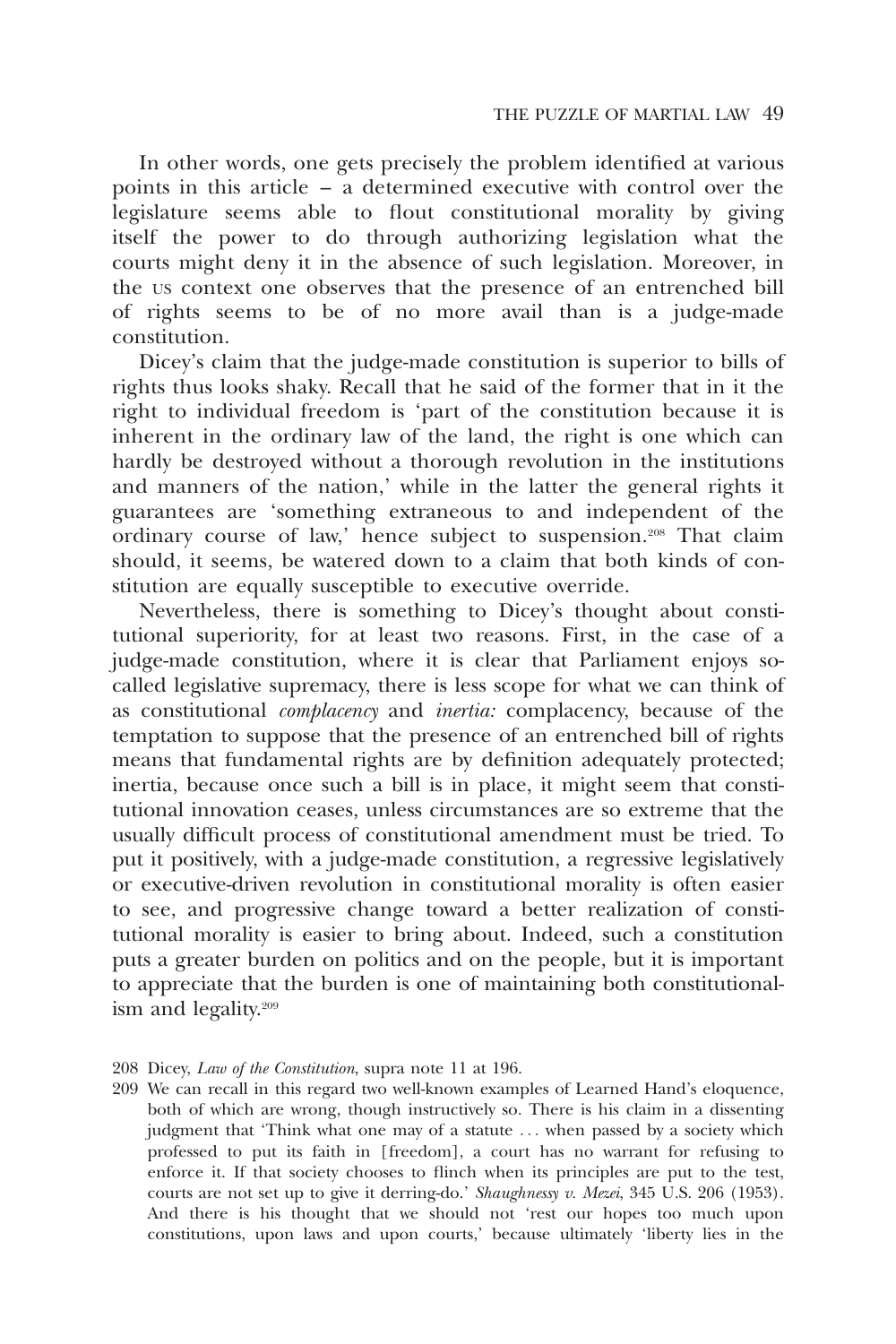In other words, one gets precisely the problem identified at various points in this article – a determined executive with control over the legislature seems able to flout constitutional morality by giving itself the power to do through authorizing legislation what the courts might deny it in the absence of such legislation. Moreover, in the US context one observes that the presence of an entrenched bill of rights seems to be of no more avail than is a judge-made constitution.

Dicey's claim that the judge-made constitution is superior to bills of rights thus looks shaky. Recall that he said of the former that in it the right to individual freedom is 'part of the constitution because it is inherent in the ordinary law of the land, the right is one which can hardly be destroyed without a thorough revolution in the institutions and manners of the nation,' while in the latter the general rights it guarantees are 'something extraneous to and independent of the ordinary course of law,' hence subject to suspension.[208] That claim should, it seems, be watered down to a claim that both kinds of constitution are equally susceptible to executive override.

Nevertheless, there is something to Dicey's thought about constitutional superiority, for at least two reasons. First, in the case of a judge-made constitution, where it is clear that Parliament enjoys so-called legislative supremacy, there is less scope for what we can think of as constitutional *complacency* and *inertia:* complacency, because of the temptation to suppose that the presence of an entrenched bill of rights means that fundamental rights are by definition adequately protected; inertia, because once such a bill is in place, it might seem that constitutional innovation ceases, unless circumstances are so extreme that the usually difficult process of constitutional amendment must be tried. To put it positively, with a judge-made constitution, a regressive legislatively or executive-driven revolution in constitutional morality is often easier to see, and progressive change toward a better realization of constitutional morality is easier to bring about. Indeed, such a constitution puts a greater burden on politics and on the people, but it is important to appreciate that the burden is one of maintaining both constitutionalism and legality.[209]

208 Dicey, *Law of the Constitution*, supra note 11 at 196.

209 We can recall in this regard two well-known examples of Learned Hand's eloquence, both of which are wrong, though instructively so. There is his claim in a dissenting judgment that 'Think what one may of a statute . . . when passed by a society which professed to put its faith in [freedom], a court has no warrant for refusing to enforce it. If that society chooses to flinch when its principles are put to the test, courts are not set up to give it derring-do.' *Shaughnessy v. Mezei*, 345 U.S. 206 (1953). And there is his thought that we should not 'rest our hopes too much upon constitutions, upon laws and upon courts,' because ultimately 'liberty lies in the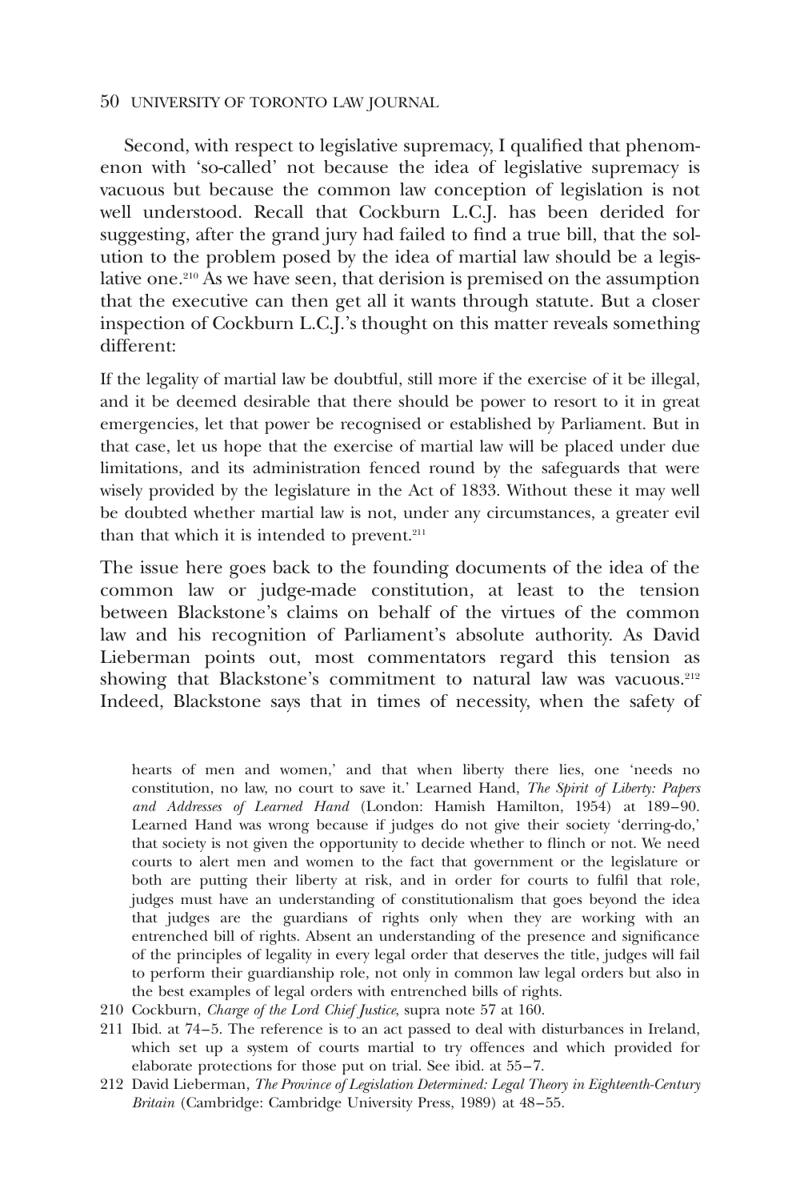Second, with respect to legislative supremacy, I qualified that phenomenon with 'so-called' not because the idea of legislative supremacy is vacuous but because the common law conception of legislation is not well understood. Recall that Cockburn L.C.J. has been derided for suggesting, after the grand jury had failed to find a true bill, that the solution to the problem posed by the idea of martial law should be a legislative one.[210] As we have seen, that derision is premised on the assumption that the executive can then get all it wants through statute. But a closer inspection of Cockburn L.C.J.'s thought on this matter reveals something different:

> If the legality of martial law be doubtful, still more if the exercise of it be illegal, and it be deemed desirable that there should be power to resort to it in great emergencies, let that power be recognised or established by Parliament. But in that case, let us hope that the exercise of martial law will be placed under due limitations, and its administration fenced round by the safeguards that were wisely provided by the legislature in the Act of 1833. Without these it may well be doubted whether martial law is not, under any circumstances, a greater evil than that which it is intended to prevent.[211]

The issue here goes back to the founding documents of the idea of the common law or judge-made constitution, at least to the tension between Blackstone's claims on behalf of the virtues of the common law and his recognition of Parliament's absolute authority. As David Lieberman points out, most commentators regard this tension as showing that Blackstone's commitment to natural law was vacuous.[212] Indeed, Blackstone says that in times of necessity, when the safety of

hearts of men and women,' and that when liberty there lies, one 'needs no constitution, no law, no court to save it.' Learned Hand, *The Spirit of Liberty: Papers and Addresses of Learned Hand* (London: Hamish Hamilton, 1954) at 189–90. Learned Hand was wrong because if judges do not give their society 'derring-do,' that society is not given the opportunity to decide whether to flinch or not. We need courts to alert men and women to the fact that government or the legislature or both are putting their liberty at risk, and in order for courts to fulfil that role, judges must have an understanding of constitutionalism that goes beyond the idea that judges are the guardians of rights only when they are working with an entrenched bill of rights. Absent an understanding of the presence and significance of the principles of legality in every legal order that deserves the title, judges will fail to perform their guardianship role, not only in common law legal orders but also in the best examples of legal orders with entrenched bills of rights.

210 Cockburn, *Charge of the Lord Chief Justice*, supra note 57 at 160.

211 Ibid. at 74–5. The reference is to an act passed to deal with disturbances in Ireland, which set up a system of courts martial to try offences and which provided for elaborate protections for those put on trial. See ibid. at 55–7.

212 David Lieberman, *The Province of Legislation Determined: Legal Theory in Eighteenth-Century Britain* (Cambridge: Cambridge University Press, 1989) at 48–55.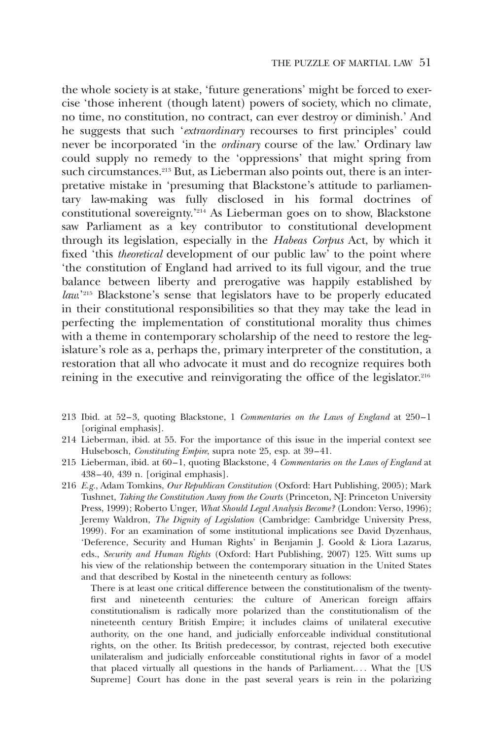the whole society is at stake, 'future generations' might be forced to exercise 'those inherent (though latent) powers of society, which no climate, no time, no constitution, no contract, can ever destroy or diminish.' And he suggests that such '*extraordinary* recourses to first principles' could never be incorporated 'in the *ordinary* course of the law.' Ordinary law could supply no remedy to the 'oppressions' that might spring from such circumstances.[213] But, as Lieberman also points out, there is an interpretative mistake in 'presuming that Blackstone's attitude to parliamentary law-making was fully disclosed in his formal doctrines of constitutional sovereignty.'[214] As Lieberman goes on to show, Blackstone saw Parliament as a key contributor to constitutional development through its legislation, especially in the *Habeas Corpus* Act, by which it fixed 'this *theoretical* development of our public law' to the point where 'the constitution of England had arrived to its full vigour, and the true balance between liberty and prerogative was happily established by *law*.'[215] Blackstone's sense that legislators have to be properly educated in their constitutional responsibilities so that they may take the lead in perfecting the implementation of constitutional morality thus chimes with a theme in contemporary scholarship of the need to restore the legislature's role as a, perhaps the, primary interpreter of the constitution, a restoration that all who advocate it must and do recognize requires both reining in the executive and reinvigorating the office of the legislator.[216]

213 Ibid. at 52–3, quoting Blackstone, 1 *Commentaries on the Laws of England* at 250–1 [original emphasis].

214 Lieberman, ibid. at 55. For the importance of this issue in the imperial context see Hulsebosch, *Constituting Empire*, supra note 25, esp. at 39–41.

215 Lieberman, ibid. at 60–1, quoting Blackstone, 4 *Commentaries on the Laws of England* at 438–40, 439 n. [original emphasis].

216 *E.g.*, Adam Tomkins, *Our Republican Constitution* (Oxford: Hart Publishing, 2005); Mark Tushnet, *Taking the Constitution Away from the Courts* (Princeton, NJ: Princeton University Press, 1999); Roberto Unger, *What Should Legal Analysis Become?* (London: Verso, 1996); Jeremy Waldron, *The Dignity of Legislation* (Cambridge: Cambridge University Press, 1999). For an examination of some institutional implications see David Dyzenhaus, 'Deference, Security and Human Rights' in Benjamin J. Goold & Liora Lazarus, eds., *Security and Human Rights* (Oxford: Hart Publishing, 2007) 125. Witt sums up his view of the relationship between the contemporary situation in the United States and that described by Kostal in the nineteenth century as follows:

> There is at least one critical difference between the constitutionalism of the twenty-first and nineteenth centuries: the culture of American foreign affairs constitutionalism is radically more polarized than the constitutionalism of the nineteenth century British Empire; it includes claims of unilateral executive authority, on the one hand, and judicially enforceable individual constitutional rights, on the other. Its British predecessor, by contrast, rejected both executive unilateralism and judicially enforceable constitutional rights in favor of a model that placed virtually all questions in the hands of Parliament.... What the [US Supreme] Court has done in the past several years is rein in the polarizing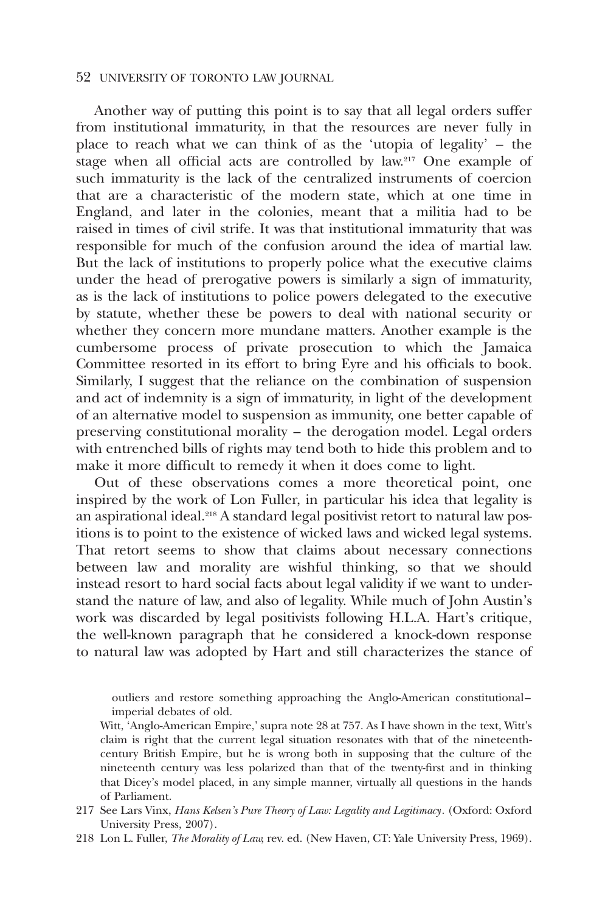Another way of putting this point is to say that all legal orders suffer from institutional immaturity, in that the resources are never fully in place to reach what we can think of as the 'utopia of legality' – the stage when all official acts are controlled by law.[217] One example of such immaturity is the lack of the centralized instruments of coercion that are a characteristic of the modern state, which at one time in England, and later in the colonies, meant that a militia had to be raised in times of civil strife. It was that institutional immaturity that was responsible for much of the confusion around the idea of martial law. But the lack of institutions to properly police what the executive claims under the head of prerogative powers is similarly a sign of immaturity, as is the lack of institutions to police powers delegated to the executive by statute, whether these be powers to deal with national security or whether they concern more mundane matters. Another example is the cumbersome process of private prosecution to which the Jamaica Committee resorted in its effort to bring Eyre and his officials to book. Similarly, I suggest that the reliance on the combination of suspension and act of indemnity is a sign of immaturity, in light of the development of an alternative model to suspension as immunity, one better capable of preserving constitutional morality – the derogation model. Legal orders with entrenched bills of rights may tend both to hide this problem and to make it more difficult to remedy it when it does come to light.

Out of these observations comes a more theoretical point, one inspired by the work of Lon Fuller, in particular his idea that legality is an aspirational ideal.[218] A standard legal positivist retort to natural law positions is to point to the existence of wicked laws and wicked legal systems. That retort seems to show that claims about necessary connections between law and morality are wishful thinking, so that we should instead resort to hard social facts about legal validity if we want to understand the nature of law, and also of legality. While much of John Austin's work was discarded by legal positivists following H.L.A. Hart's critique, the well-known paragraph that he considered a knock-down response to natural law was adopted by Hart and still characterizes the stance of

> outliers and restore something approaching the Anglo-American constitutional–imperial debates of old.

Witt, 'Anglo-American Empire,' supra note 28 at 757. As I have shown in the text, Witt's claim is right that the current legal situation resonates with that of the nineteenth-century British Empire, but he is wrong both in supposing that the culture of the nineteenth century was less polarized than that of the twenty-first and in thinking that Dicey's model placed, in any simple manner, virtually all questions in the hands of Parliament.

217 See Lars Vinx, *Hans Kelsen's Pure Theory of Law: Legality and Legitimacy*. (Oxford: Oxford University Press, 2007).

218 Lon L. Fuller, *The Morality of Law*, rev. ed. (New Haven, CT: Yale University Press, 1969).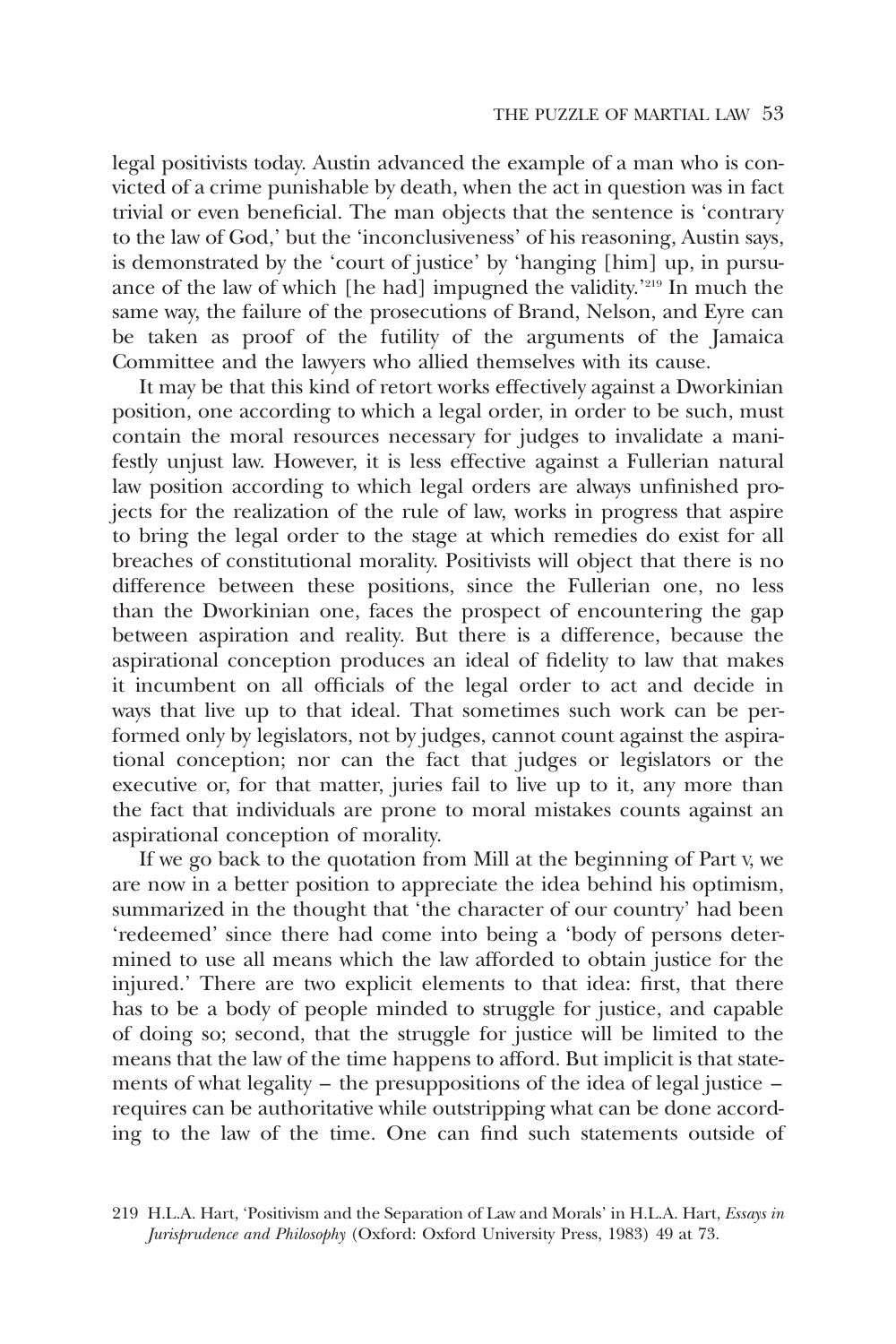legal positivists today. Austin advanced the example of a man who is convicted of a crime punishable by death, when the act in question was in fact trivial or even beneficial. The man objects that the sentence is 'contrary to the law of God,' but the 'inconclusiveness' of his reasoning, Austin says, is demonstrated by the 'court of justice' by 'hanging [him] up, in pursuance of the law of which [he had] impugned the validity.'[219] In much the same way, the failure of the prosecutions of Brand, Nelson, and Eyre can be taken as proof of the futility of the arguments of the Jamaica Committee and the lawyers who allied themselves with its cause.

It may be that this kind of retort works effectively against a Dworkinian position, one according to which a legal order, in order to be such, must contain the moral resources necessary for judges to invalidate a manifestly unjust law. However, it is less effective against a Fullerian natural law position according to which legal orders are always unfinished projects for the realization of the rule of law, works in progress that aspire to bring the legal order to the stage at which remedies do exist for all breaches of constitutional morality. Positivists will object that there is no difference between these positions, since the Fullerian one, no less than the Dworkinian one, faces the prospect of encountering the gap between aspiration and reality. But there is a difference, because the aspirational conception produces an ideal of fidelity to law that makes it incumbent on all officials of the legal order to act and decide in ways that live up to that ideal. That sometimes such work can be performed only by legislators, not by judges, cannot count against the aspirational conception; nor can the fact that judges or legislators or the executive or, for that matter, juries fail to live up to it, any more than the fact that individuals are prone to moral mistakes counts against an aspirational conception of morality.

If we go back to the quotation from Mill at the beginning of Part v, we are now in a better position to appreciate the idea behind his optimism, summarized in the thought that 'the character of our country' had been 'redeemed' since there had come into being a 'body of persons determined to use all means which the law afforded to obtain justice for the injured.' There are two explicit elements to that idea: first, that there has to be a body of people minded to struggle for justice, and capable of doing so; second, that the struggle for justice will be limited to the means that the law of the time happens to afford. But implicit is that statements of what legality – the presuppositions of the idea of legal justice – requires can be authoritative while outstripping what can be done according to the law of the time. One can find such statements outside of

219 H.L.A. Hart, 'Positivism and the Separation of Law and Morals' in H.L.A. Hart, *Essays in Jurisprudence and Philosophy* (Oxford: Oxford University Press, 1983) 49 at 73.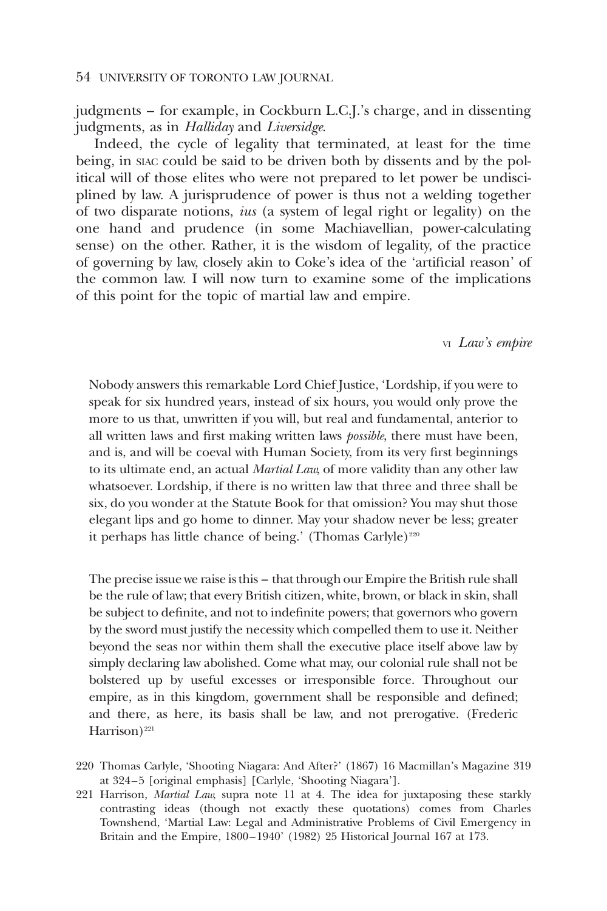judgments – for example, in Cockburn L.C.J.'s charge, and in dissenting judgments, as in *Halliday* and *Liversidge*.

Indeed, the cycle of legality that terminated, at least for the time being, in SIAC could be said to be driven both by dissents and by the political will of those elites who were not prepared to let power be undisciplined by law. A jurisprudence of power is thus not a welding together of two disparate notions, *ius* (a system of legal right or legality) on the one hand and prudence (in some Machiavellian, power-calculating sense) on the other. Rather, it is the wisdom of legality, of the practice of governing by law, closely akin to Coke's idea of the 'artificial reason' of the common law. I will now turn to examine some of the implications of this point for the topic of martial law and empire.

## VI *Law's empire*

> Nobody answers this remarkable Lord Chief Justice, 'Lordship, if you were to speak for six hundred years, instead of six hours, you would only prove the more to us that, unwritten if you will, but real and fundamental, anterior to all written laws and first making written laws *possible*, there must have been, and is, and will be coeval with Human Society, from its very first beginnings to its ultimate end, an actual *Martial Law*, of more validity than any other law whatsoever. Lordship, if there is no written law that three and three shall be six, do you wonder at the Statute Book for that omission? You may shut those elegant lips and go home to dinner. May your shadow never be less; greater it perhaps has little chance of being.' (Thomas Carlyle)[220]

> The precise issue we raise is this – that through our Empire the British rule shall be the rule of law; that every British citizen, white, brown, or black in skin, shall be subject to definite, and not to indefinite powers; that governors who govern by the sword must justify the necessity which compelled them to use it. Neither beyond the seas nor within them shall the executive place itself above law by simply declaring law abolished. Come what may, our colonial rule shall not be bolstered up by useful excesses or irresponsible force. Throughout our empire, as in this kingdom, government shall be responsible and defined; and there, as here, its basis shall be law, and not prerogative. (Frederic Harrison)[221]

220 Thomas Carlyle, 'Shooting Niagara: And After?' (1867) 16 Macmillan's Magazine 319 at 324–5 [original emphasis] [Carlyle, 'Shooting Niagara'].

221 Harrison, *Martial Law*, supra note 11 at 4. The idea for juxtaposing these starkly contrasting ideas (though not exactly these quotations) comes from Charles Townshend, 'Martial Law: Legal and Administrative Problems of Civil Emergency in Britain and the Empire, 1800–1940' (1982) 25 Historical Journal 167 at 173.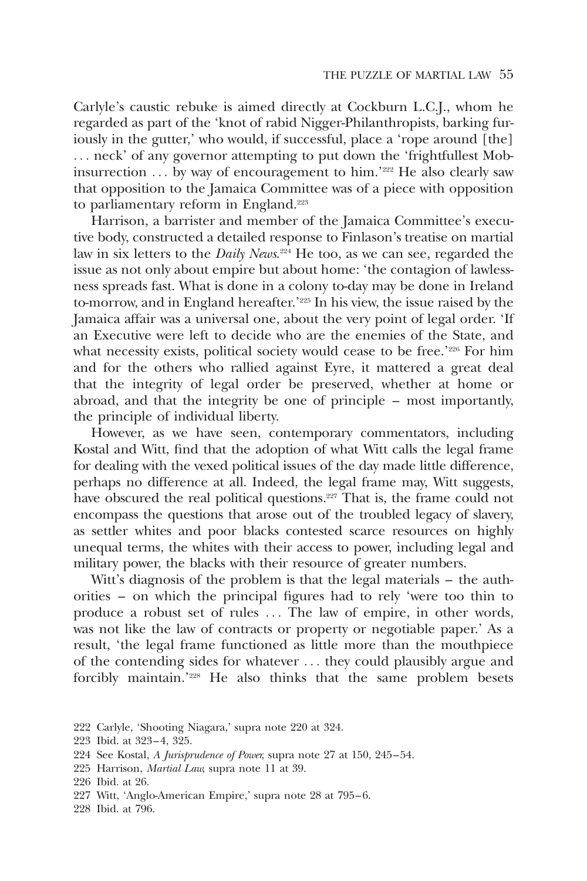Carlyle's caustic rebuke is aimed directly at Cockburn L.C.J., whom he regarded as part of the 'knot of rabid Nigger-Philanthropists, barking furiously in the gutter,' who would, if successful, place a 'rope around [the] . . . neck' of any governor attempting to put down the 'frightfullest Mob-insurrection . . . by way of encouragement to him.'[222] He also clearly saw that opposition to the Jamaica Committee was of a piece with opposition to parliamentary reform in England.[223]

Harrison, a barrister and member of the Jamaica Committee's executive body, constructed a detailed response to Finlason's treatise on martial law in six letters to the *Daily News*.[224] He too, as we can see, regarded the issue as not only about empire but about home: 'the contagion of lawlessness spreads fast. What is done in a colony to-day may be done in Ireland to-morrow, and in England hereafter.'[225] In his view, the issue raised by the Jamaica affair was a universal one, about the very point of legal order. 'If an Executive were left to decide who are the enemies of the State, and what necessity exists, political society would cease to be free.'[226] For him and for the others who rallied against Eyre, it mattered a great deal that the integrity of legal order be preserved, whether at home or abroad, and that the integrity be one of principle – most importantly, the principle of individual liberty.

However, as we have seen, contemporary commentators, including Kostal and Witt, find that the adoption of what Witt calls the legal frame for dealing with the vexed political issues of the day made little difference, perhaps no difference at all. Indeed, the legal frame may, Witt suggests, have obscured the real political questions.[227] That is, the frame could not encompass the questions that arose out of the troubled legacy of slavery, as settler whites and poor blacks contested scarce resources on highly unequal terms, the whites with their access to power, including legal and military power, the blacks with their resource of greater numbers.

Witt's diagnosis of the problem is that the legal materials – the authorities – on which the principal figures had to rely 'were too thin to produce a robust set of rules . . . The law of empire, in other words, was not like the law of contracts or property or negotiable paper.' As a result, 'the legal frame functioned as little more than the mouthpiece of the contending sides for whatever . . . they could plausibly argue and forcibly maintain.'[228] He also thinks that the same problem besets

222 Carlyle, 'Shooting Niagara,' supra note 220 at 324.

223 Ibid. at 323–4, 325.

224 See Kostal, *A Jurisprudence of Power*, supra note 27 at 150, 245–54.

225 Harrison, *Martial Law*, supra note 11 at 39.

226 Ibid. at 26.

227 Witt, 'Anglo-American Empire,' supra note 28 at 795–6.

228 Ibid. at 796.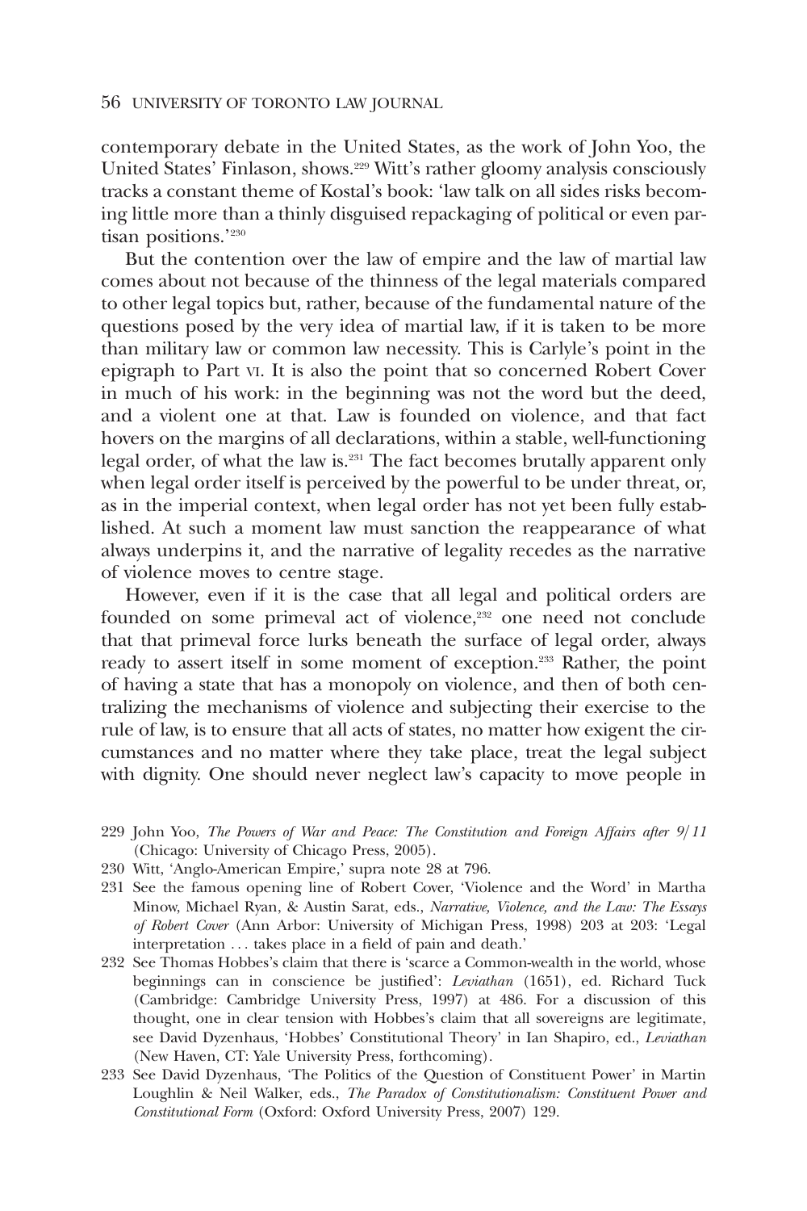contemporary debate in the United States, as the work of John Yoo, the United States' Finlason, shows.[229] Witt's rather gloomy analysis consciously tracks a constant theme of Kostal's book: 'law talk on all sides risks becoming little more than a thinly disguised repackaging of political or even partisan positions.'[230]

But the contention over the law of empire and the law of martial law comes about not because of the thinness of the legal materials compared to other legal topics but, rather, because of the fundamental nature of the questions posed by the very idea of martial law, if it is taken to be more than military law or common law necessity. This is Carlyle's point in the epigraph to Part VI. It is also the point that so concerned Robert Cover in much of his work: in the beginning was not the word but the deed, and a violent one at that. Law is founded on violence, and that fact hovers on the margins of all declarations, within a stable, well-functioning legal order, of what the law is.[231] The fact becomes brutally apparent only when legal order itself is perceived by the powerful to be under threat, or, as in the imperial context, when legal order has not yet been fully established. At such a moment law must sanction the reappearance of what always underpins it, and the narrative of legality recedes as the narrative of violence moves to centre stage.

However, even if it is the case that all legal and political orders are founded on some primeval act of violence,[232] one need not conclude that that primeval force lurks beneath the surface of legal order, always ready to assert itself in some moment of exception.[233] Rather, the point of having a state that has a monopoly on violence, and then of both centralizing the mechanisms of violence and subjecting their exercise to the rule of law, is to ensure that all acts of states, no matter how exigent the circumstances and no matter where they take place, treat the legal subject with dignity. One should never neglect law's capacity to move people in

229 John Yoo, *The Powers of War and Peace: The Constitution and Foreign Affairs after 9/11* (Chicago: University of Chicago Press, 2005).

230 Witt, 'Anglo-American Empire,' supra note 28 at 796.

231 See the famous opening line of Robert Cover, 'Violence and the Word' in Martha Minow, Michael Ryan, & Austin Sarat, eds., *Narrative, Violence, and the Law: The Essays of Robert Cover* (Ann Arbor: University of Michigan Press, 1998) 203 at 203: 'Legal interpretation ... takes place in a field of pain and death.'

232 See Thomas Hobbes's claim that there is 'scarce a Common-wealth in the world, whose beginnings can in conscience be justified': *Leviathan* (1651), ed. Richard Tuck (Cambridge: Cambridge University Press, 1997) at 486. For a discussion of this thought, one in clear tension with Hobbes's claim that all sovereigns are legitimate, see David Dyzenhaus, 'Hobbes' Constitutional Theory' in Ian Shapiro, ed., *Leviathan* (New Haven, CT: Yale University Press, forthcoming).

233 See David Dyzenhaus, 'The Politics of the Question of Constituent Power' in Martin Loughlin & Neil Walker, eds., *The Paradox of Constitutionalism: Constituent Power and Constitutional Form* (Oxford: Oxford University Press, 2007) 129.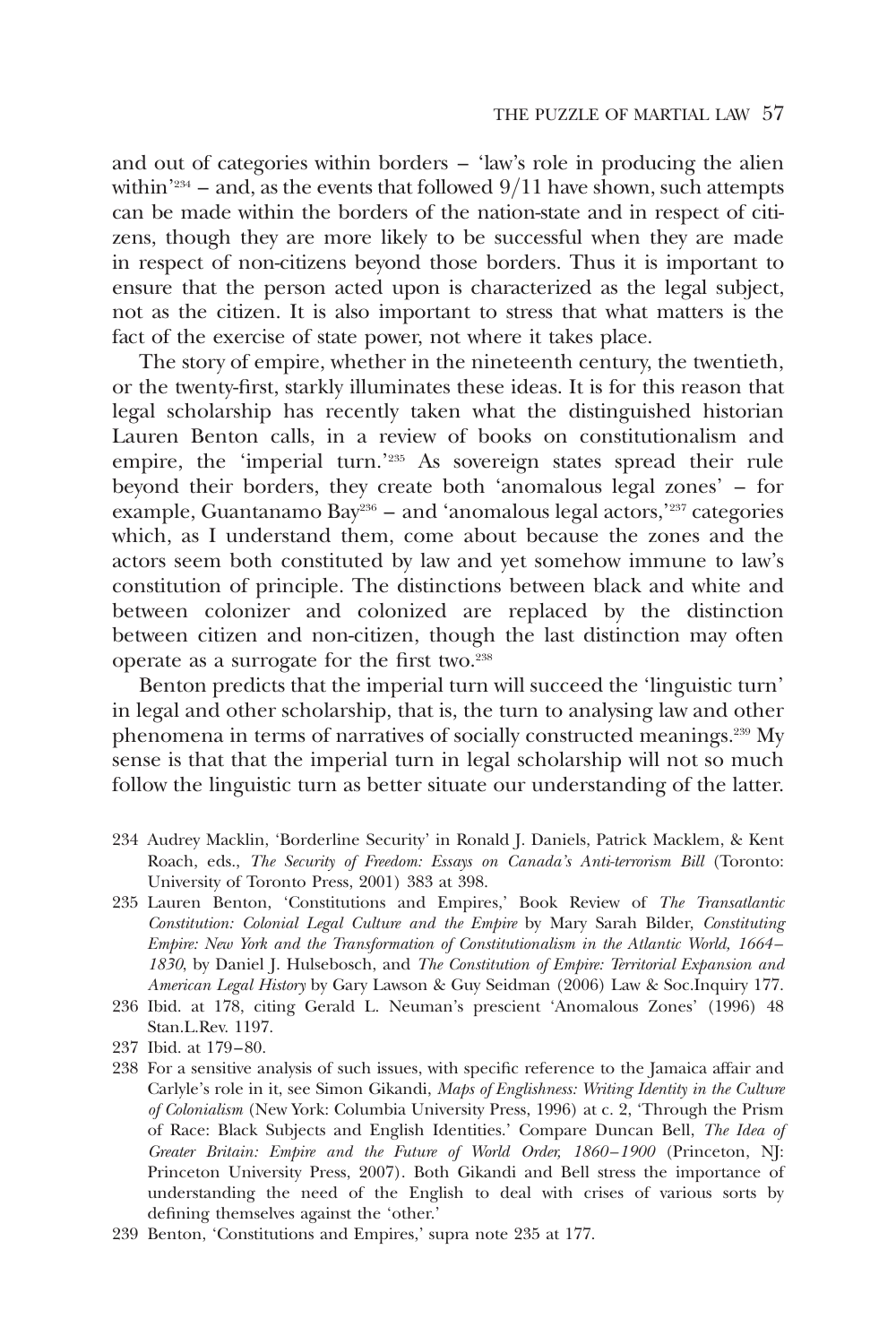and out of categories within borders – 'law's role in producing the alien within'[234] – and, as the events that followed 9/11 have shown, such attempts can be made within the borders of the nation-state and in respect of citizens, though they are more likely to be successful when they are made in respect of non-citizens beyond those borders. Thus it is important to ensure that the person acted upon is characterized as the legal subject, not as the citizen. It is also important to stress that what matters is the fact of the exercise of state power, not where it takes place.

The story of empire, whether in the nineteenth century, the twentieth, or the twenty-first, starkly illuminates these ideas. It is for this reason that legal scholarship has recently taken what the distinguished historian Lauren Benton calls, in a review of books on constitutionalism and empire, the 'imperial turn.'[235] As sovereign states spread their rule beyond their borders, they create both 'anomalous legal zones' – for example, Guantanamo Bay[236] – and 'anomalous legal actors,'[237] categories which, as I understand them, come about because the zones and the actors seem both constituted by law and yet somehow immune to law's constitution of principle. The distinctions between black and white and between colonizer and colonized are replaced by the distinction between citizen and non-citizen, though the last distinction may often operate as a surrogate for the first two.[238]

Benton predicts that the imperial turn will succeed the 'linguistic turn' in legal and other scholarship, that is, the turn to analysing law and other phenomena in terms of narratives of socially constructed meanings.[239] My sense is that that the imperial turn in legal scholarship will not so much follow the linguistic turn as better situate our understanding of the latter.

234 Audrey Macklin, 'Borderline Security' in Ronald J. Daniels, Patrick Macklem, & Kent Roach, eds., *The Security of Freedom: Essays on Canada's Anti-terrorism Bill* (Toronto: University of Toronto Press, 2001) 383 at 398.

235 Lauren Benton, 'Constitutions and Empires,' Book Review of *The Transatlantic Constitution: Colonial Legal Culture and the Empire* by Mary Sarah Bilder, *Constituting Empire: New York and the Transformation of Constitutionalism in the Atlantic World, 1664–1830*, by Daniel J. Hulsebosch, and *The Constitution of Empire: Territorial Expansion and American Legal History* by Gary Lawson & Guy Seidman (2006) Law & Soc.Inquiry 177.

236 Ibid. at 178, citing Gerald L. Neuman's prescient 'Anomalous Zones' (1996) 48 Stan.L.Rev. 1197.

237 Ibid. at 179–80.

238 For a sensitive analysis of such issues, with specific reference to the Jamaica affair and Carlyle's role in it, see Simon Gikandi, *Maps of Englishness: Writing Identity in the Culture of Colonialism* (New York: Columbia University Press, 1996) at c. 2, 'Through the Prism of Race: Black Subjects and English Identities.' Compare Duncan Bell, *The Idea of Greater Britain: Empire and the Future of World Order, 1860–1900* (Princeton, NJ: Princeton University Press, 2007). Both Gikandi and Bell stress the importance of understanding the need of the English to deal with crises of various sorts by defining themselves against the 'other.'

239 Benton, 'Constitutions and Empires,' supra note 235 at 177.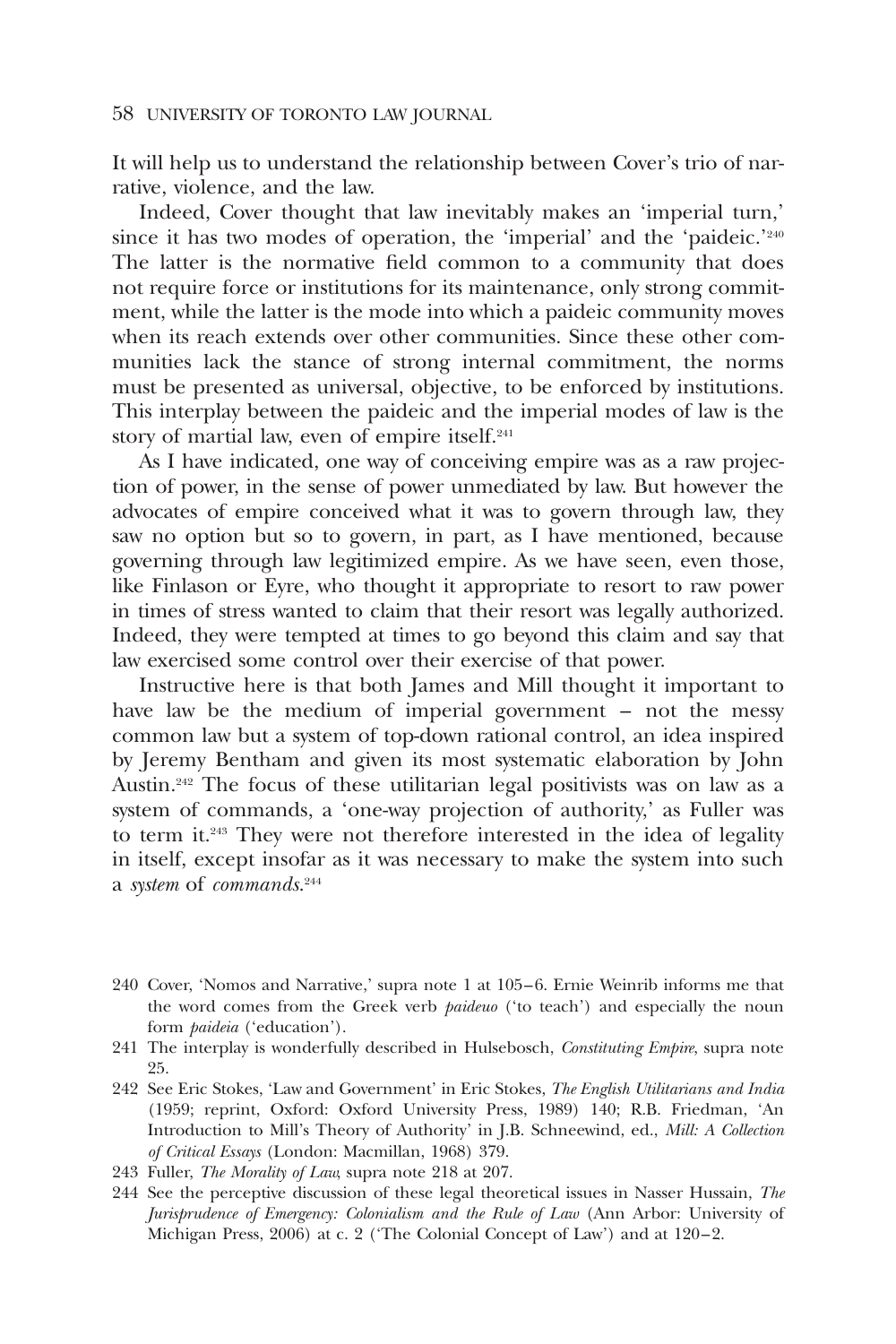It will help us to understand the relationship between Cover's trio of narrative, violence, and the law.

Indeed, Cover thought that law inevitably makes an 'imperial turn,' since it has two modes of operation, the 'imperial' and the 'paideic.'[240] The latter is the normative field common to a community that does not require force or institutions for its maintenance, only strong commitment, while the latter is the mode into which a paideic community moves when its reach extends over other communities. Since these other communities lack the stance of strong internal commitment, the norms must be presented as universal, objective, to be enforced by institutions. This interplay between the paideic and the imperial modes of law is the story of martial law, even of empire itself.[241]

As I have indicated, one way of conceiving empire was as a raw projection of power, in the sense of power unmediated by law. But however the advocates of empire conceived what it was to govern through law, they saw no option but so to govern, in part, as I have mentioned, because governing through law legitimized empire. As we have seen, even those, like Finlason or Eyre, who thought it appropriate to resort to raw power in times of stress wanted to claim that their resort was legally authorized. Indeed, they were tempted at times to go beyond this claim and say that law exercised some control over their exercise of that power.

Instructive here is that both James and Mill thought it important to have law be the medium of imperial government – not the messy common law but a system of top-down rational control, an idea inspired by Jeremy Bentham and given its most systematic elaboration by John Austin.[242] The focus of these utilitarian legal positivists was on law as a system of commands, a 'one-way projection of authority,' as Fuller was to term it.[243] They were not therefore interested in the idea of legality in itself, except insofar as it was necessary to make the system into such a *system* of *commands*.[244]

240 Cover, 'Nomos and Narrative,' supra note 1 at 105–6. Ernie Weinrib informs me that the word comes from the Greek verb *paideuo* ('to teach') and especially the noun form *paideia* ('education').

241 The interplay is wonderfully described in Hulsebosch, *Constituting Empire*, supra note 25.

242 See Eric Stokes, 'Law and Government' in Eric Stokes, *The English Utilitarians and India* (1959; reprint, Oxford: Oxford University Press, 1989) 140; R.B. Friedman, 'An Introduction to Mill's Theory of Authority' in J.B. Schneewind, ed., *Mill: A Collection of Critical Essays* (London: Macmillan, 1968) 379.

243 Fuller, *The Morality of Law*, supra note 218 at 207.

244 See the perceptive discussion of these legal theoretical issues in Nasser Hussain, *The Jurisprudence of Emergency: Colonialism and the Rule of Law* (Ann Arbor: University of Michigan Press, 2006) at c. 2 ('The Colonial Concept of Law') and at 120–2.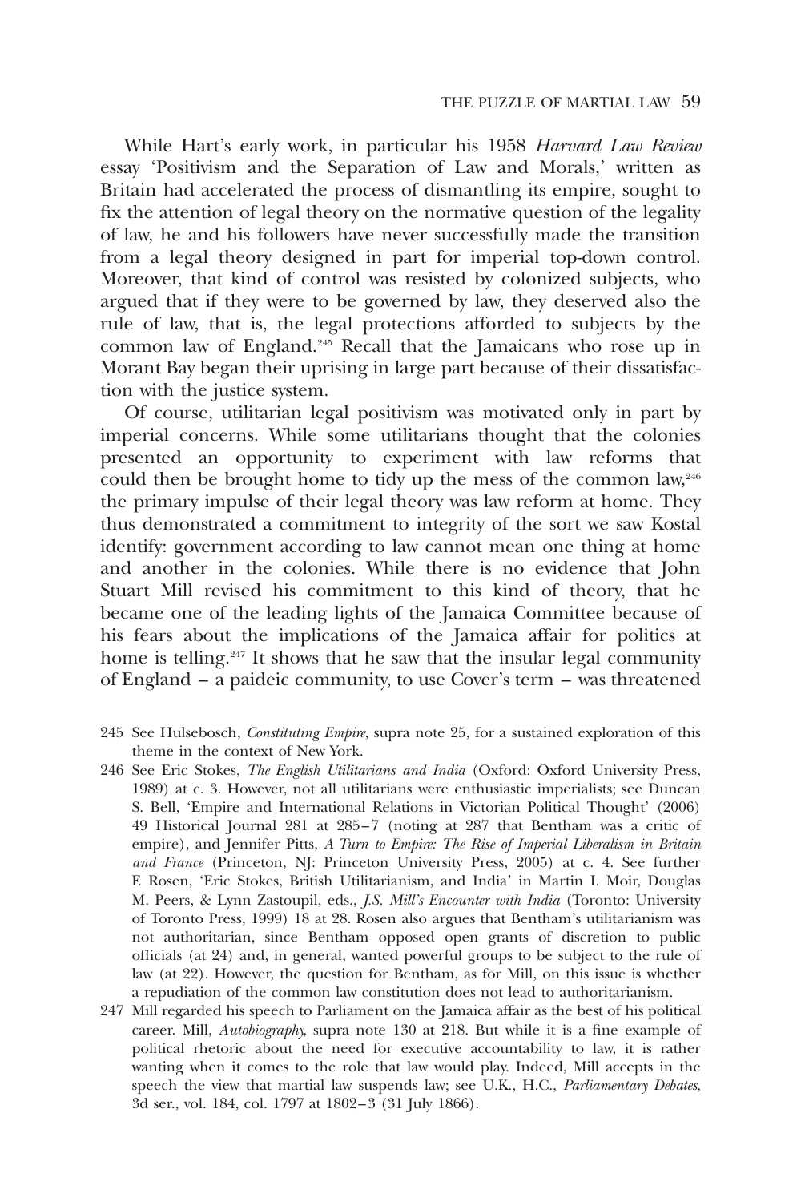While Hart's early work, in particular his 1958 *Harvard Law Review* essay 'Positivism and the Separation of Law and Morals,' written as Britain had accelerated the process of dismantling its empire, sought to fix the attention of legal theory on the normative question of the legality of law, he and his followers have never successfully made the transition from a legal theory designed in part for imperial top-down control. Moreover, that kind of control was resisted by colonized subjects, who argued that if they were to be governed by law, they deserved also the rule of law, that is, the legal protections afforded to subjects by the common law of England.[245] Recall that the Jamaicans who rose up in Morant Bay began their uprising in large part because of their dissatisfaction with the justice system.

Of course, utilitarian legal positivism was motivated only in part by imperial concerns. While some utilitarians thought that the colonies presented an opportunity to experiment with law reforms that could then be brought home to tidy up the mess of the common law,[246] the primary impulse of their legal theory was law reform at home. They thus demonstrated a commitment to integrity of the sort we saw Kostal identify: government according to law cannot mean one thing at home and another in the colonies. While there is no evidence that John Stuart Mill revised his commitment to this kind of theory, that he became one of the leading lights of the Jamaica Committee because of his fears about the implications of the Jamaica affair for politics at home is telling.[247] It shows that he saw that the insular legal community of England – a paideic community, to use Cover's term – was threatened

245 See Hulsebosch, *Constituting Empire*, supra note 25, for a sustained exploration of this theme in the context of New York.

246 See Eric Stokes, *The English Utilitarians and India* (Oxford: Oxford University Press, 1989) at c. 3. However, not all utilitarians were enthusiastic imperialists; see Duncan S. Bell, 'Empire and International Relations in Victorian Political Thought' (2006) 49 Historical Journal 281 at 285–7 (noting at 287 that Bentham was a critic of empire), and Jennifer Pitts, *A Turn to Empire: The Rise of Imperial Liberalism in Britain and France* (Princeton, NJ: Princeton University Press, 2005) at c. 4. See further F. Rosen, 'Eric Stokes, British Utilitarianism, and India' in Martin I. Moir, Douglas M. Peers, & Lynn Zastoupil, eds., *J.S. Mill's Encounter with India* (Toronto: University of Toronto Press, 1999) 18 at 28. Rosen also argues that Bentham's utilitarianism was not authoritarian, since Bentham opposed open grants of discretion to public officials (at 24) and, in general, wanted powerful groups to be subject to the rule of law (at 22). However, the question for Bentham, as for Mill, on this issue is whether a repudiation of the common law constitution does not lead to authoritarianism.

247 Mill regarded his speech to Parliament on the Jamaica affair as the best of his political career. Mill, *Autobiography*, supra note 130 at 218. But while it is a fine example of political rhetoric about the need for executive accountability to law, it is rather wanting when it comes to the role that law would play. Indeed, Mill accepts in the speech the view that martial law suspends law; see U.K., H.C., *Parliamentary Debates*, 3d ser., vol. 184, col. 1797 at 1802–3 (31 July 1866).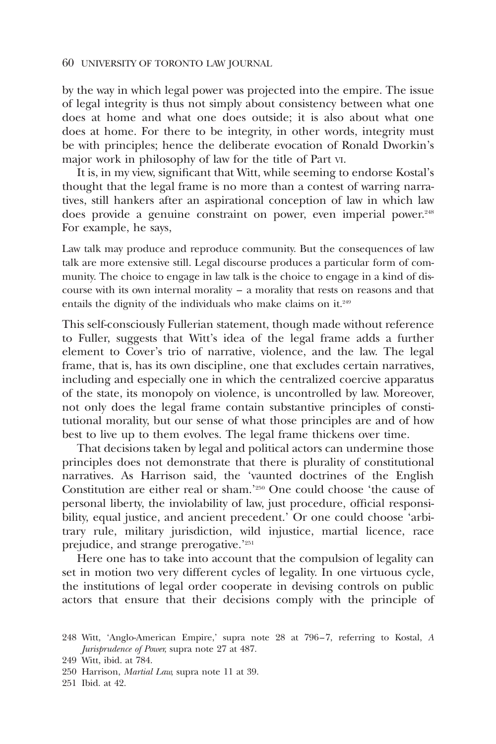by the way in which legal power was projected into the empire. The issue of legal integrity is thus not simply about consistency between what one does at home and what one does outside; it is also about what one does at home. For there to be integrity, in other words, integrity must be with principles; hence the deliberate evocation of Ronald Dworkin's major work in philosophy of law for the title of Part VI.

It is, in my view, significant that Witt, while seeming to endorse Kostal's thought that the legal frame is no more than a contest of warring narratives, still hankers after an aspirational conception of law in which law does provide a genuine constraint on power, even imperial power.[248] For example, he says,

> Law talk may produce and reproduce community. But the consequences of law talk are more extensive still. Legal discourse produces a particular form of community. The choice to engage in law talk is the choice to engage in a kind of discourse with its own internal morality – a morality that rests on reasons and that entails the dignity of the individuals who make claims on it.[249]

This self-consciously Fullerian statement, though made without reference to Fuller, suggests that Witt's idea of the legal frame adds a further element to Cover's trio of narrative, violence, and the law. The legal frame, that is, has its own discipline, one that excludes certain narratives, including and especially one in which the centralized coercive apparatus of the state, its monopoly on violence, is uncontrolled by law. Moreover, not only does the legal frame contain substantive principles of constitutional morality, but our sense of what those principles are and of how best to live up to them evolves. The legal frame thickens over time.

That decisions taken by legal and political actors can undermine those principles does not demonstrate that there is plurality of constitutional narratives. As Harrison said, the 'vaunted doctrines of the English Constitution are either real or sham.'[250] One could choose 'the cause of personal liberty, the inviolability of law, just procedure, official responsibility, equal justice, and ancient precedent.' Or one could choose 'arbitrary rule, military jurisdiction, wild injustice, martial licence, race prejudice, and strange prerogative.'[251]

Here one has to take into account that the compulsion of legality can set in motion two very different cycles of legality. In one virtuous cycle, the institutions of legal order cooperate in devising controls on public actors that ensure that their decisions comply with the principle of

---

248 Witt, 'Anglo-American Empire,' supra note 28 at 796–7, referring to Kostal, *A Jurisprudence of Power*, supra note 27 at 487.

249 Witt, ibid. at 784.

250 Harrison, *Martial Law*, supra note 11 at 39.

251 Ibid. at 42.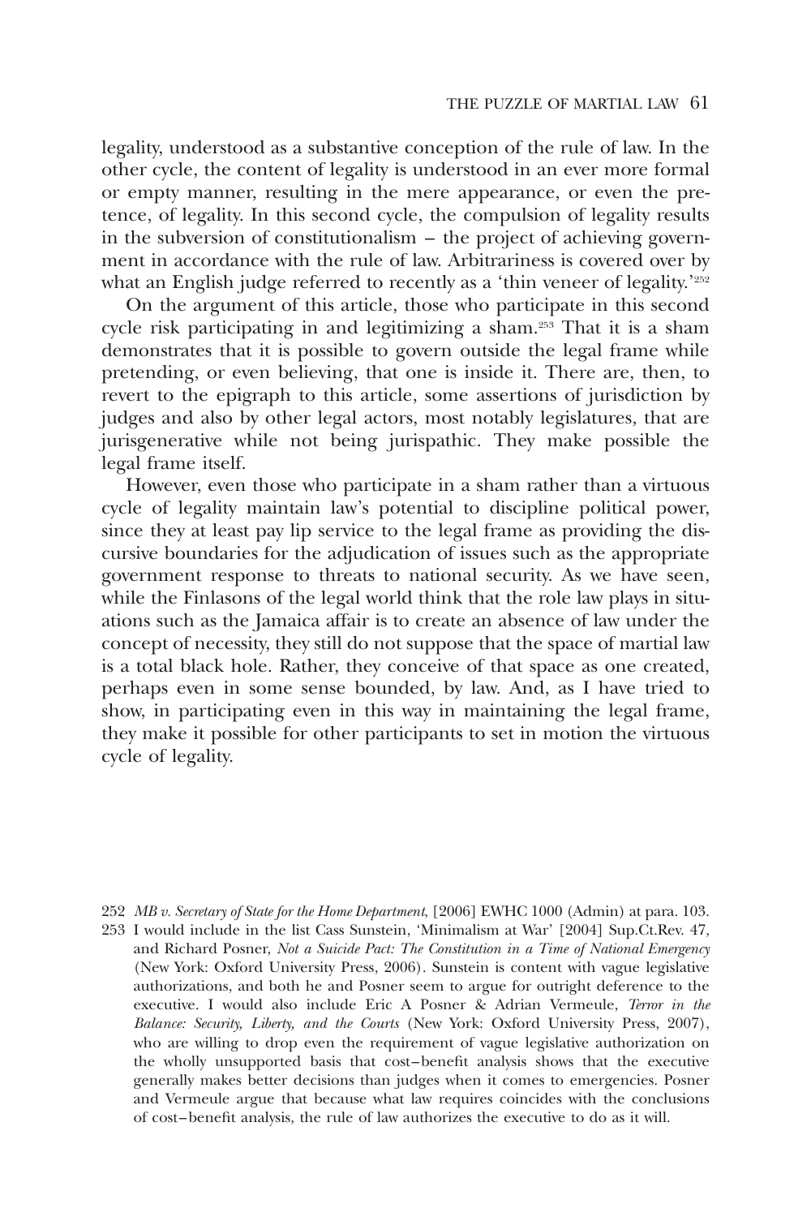legality, understood as a substantive conception of the rule of law. In the other cycle, the content of legality is understood in an ever more formal or empty manner, resulting in the mere appearance, or even the pretence, of legality. In this second cycle, the compulsion of legality results in the subversion of constitutionalism – the project of achieving government in accordance with the rule of law. Arbitrariness is covered over by what an English judge referred to recently as a 'thin veneer of legality.'[252]

On the argument of this article, those who participate in this second cycle risk participating in and legitimizing a sham.[253] That it is a sham demonstrates that it is possible to govern outside the legal frame while pretending, or even believing, that one is inside it. There are, then, to revert to the epigraph to this article, some assertions of jurisdiction by judges and also by other legal actors, most notably legislatures, that are jurisgenerative while not being jurispathic. They make possible the legal frame itself.

However, even those who participate in a sham rather than a virtuous cycle of legality maintain law's potential to discipline political power, since they at least pay lip service to the legal frame as providing the discursive boundaries for the adjudication of issues such as the appropriate government response to threats to national security. As we have seen, while the Finlasons of the legal world think that the role law plays in situations such as the Jamaica affair is to create an absence of law under the concept of necessity, they still do not suppose that the space of martial law is a total black hole. Rather, they conceive of that space as one created, perhaps even in some sense bounded, by law. And, as I have tried to show, in participating even in this way in maintaining the legal frame, they make it possible for other participants to set in motion the virtuous cycle of legality.

252 *MB v. Secretary of State for the Home Department*, [2006] EWHC 1000 (Admin) at para. 103.

253 I would include in the list Cass Sunstein, 'Minimalism at War' [2004] Sup.Ct.Rev. 47, and Richard Posner, *Not a Suicide Pact: The Constitution in a Time of National Emergency* (New York: Oxford University Press, 2006). Sunstein is content with vague legislative authorizations, and both he and Posner seem to argue for outright deference to the executive. I would also include Eric A Posner & Adrian Vermeule, *Terror in the Balance: Security, Liberty, and the Courts* (New York: Oxford University Press, 2007), who are willing to drop even the requirement of vague legislative authorization on the wholly unsupported basis that cost–benefit analysis shows that the executive generally makes better decisions than judges when it comes to emergencies. Posner and Vermeule argue that because what law requires coincides with the conclusions of cost–benefit analysis, the rule of law authorizes the executive to do as it will.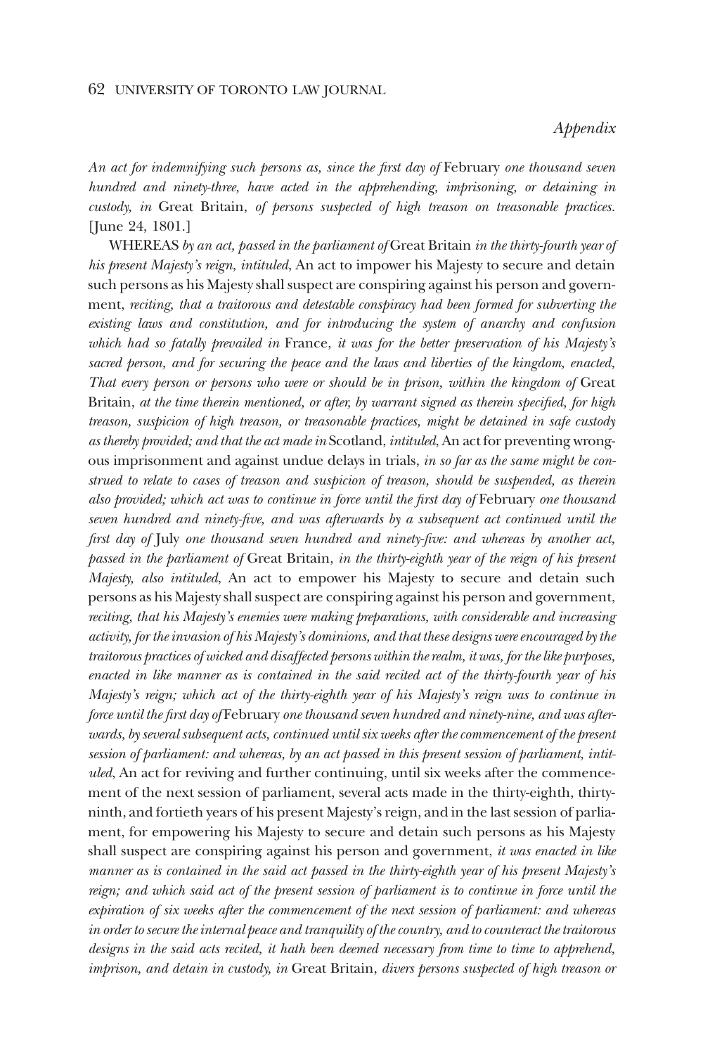*Appendix*

*An act for indemnifying such persons as, since the first day of* February *one thousand seven hundred and ninety-three, have acted in the apprehending, imprisoning, or detaining in custody, in* Great Britain, *of persons suspected of high treason on treasonable practices.* [June 24, 1801.]

WHEREAS *by an act, passed in the parliament of* Great Britain *in the thirty-fourth year of his present Majesty's reign, intituled,* An act to impower his Majesty to secure and detain such persons as his Majesty shall suspect are conspiring against his person and government, *reciting, that a traitorous and detestable conspiracy had been formed for subverting the existing laws and constitution, and for introducing the system of anarchy and confusion which had so fatally prevailed in* France, *it was for the better preservation of his Majesty's sacred person, and for securing the peace and the laws and liberties of the kingdom, enacted, That every person or persons who were or should be in prison, within the kingdom of* Great Britain, *at the time therein mentioned, or after, by warrant signed as therein specified, for high treason, suspicion of high treason, or treasonable practices, might be detained in safe custody as thereby provided; and that the act made in* Scotland, *intituled,* An act for preventing wrongous imprisonment and against undue delays in trials, *in so far as the same might be construed to relate to cases of treason and suspicion of treason, should be suspended, as therein also provided; which act was to continue in force until the first day of* February *one thousand seven hundred and ninety-five, and was afterwards by a subsequent act continued until the first day of* July *one thousand seven hundred and ninety-five: and whereas by another act, passed in the parliament of* Great Britain, *in the thirty-eighth year of the reign of his present Majesty, also intituled,* An act to empower his Majesty to secure and detain such persons as his Majesty shall suspect are conspiring against his person and government, *reciting, that his Majesty's enemies were making preparations, with considerable and increasing activity, for the invasion of his Majesty's dominions, and that these designs were encouraged by the traitorous practices of wicked and disaffected persons within the realm, it was, for the like purposes, enacted in like manner as is contained in the said recited act of the thirty-fourth year of his Majesty's reign; which act of the thirty-eighth year of his Majesty's reign was to continue in force until the first day of* February *one thousand seven hundred and ninety-nine, and was afterwards, by several subsequent acts, continued until six weeks after the commencement of the present session of parliament: and whereas, by an act passed in this present session of parliament, intituled,* An act for reviving and further continuing, until six weeks after the commencement of the next session of parliament, several acts made in the thirty-eighth, thirty-ninth, and fortieth years of his present Majesty's reign, and in the last session of parliament, for empowering his Majesty to secure and detain such persons as his Majesty shall suspect are conspiring against his person and government, *it was enacted in like manner as is contained in the said act passed in the thirty-eighth year of his present Majesty's reign; and which said act of the present session of parliament is to continue in force until the expiration of six weeks after the commencement of the next session of parliament: and whereas in order to secure the internal peace and tranquility of the country, and to counteract the traitorous designs in the said acts recited, it hath been deemed necessary from time to time to apprehend, imprison, and detain in custody, in* Great Britain, *divers persons suspected of high treason or*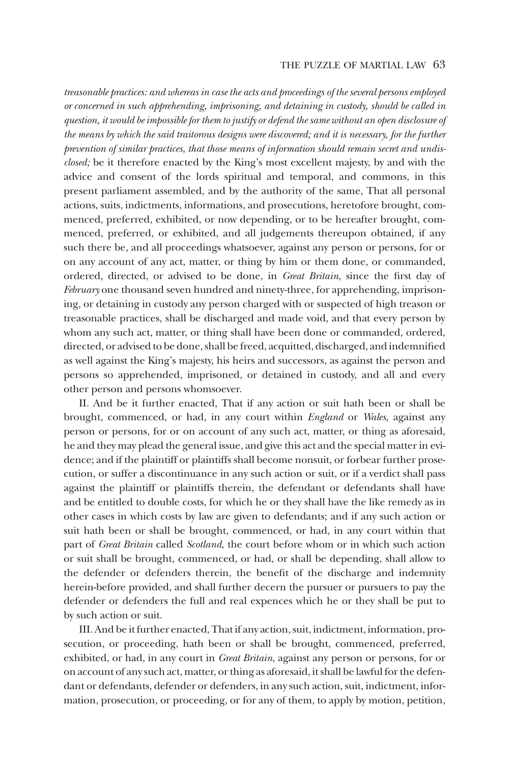*treasonable practices: and whereas in case the acts and proceedings of the several persons employed or concerned in such apprehending, imprisoning, and detaining in custody, should be called in question, it would be impossible for them to justify or defend the same without an open disclosure of the means by which the said traitorous designs were discovered; and it is necessary, for the further prevention of similar practices, that those means of information should remain secret and undisclosed;* be it therefore enacted by the King's most excellent majesty, by and with the advice and consent of the lords spiritual and temporal, and commons, in this present parliament assembled, and by the authority of the same, That all personal actions, suits, indictments, informations, and prosecutions, heretofore brought, commenced, preferred, exhibited, or now depending, or to be hereafter brought, commenced, preferred, or exhibited, and all judgements thereupon obtained, if any such there be, and all proceedings whatsoever, against any person or persons, for or on any account of any act, matter, or thing by him or them done, or commanded, ordered, directed, or advised to be done, in *Great Britain*, since the first day of *February* one thousand seven hundred and ninety-three, for apprehending, imprisoning, or detaining in custody any person charged with or suspected of high treason or treasonable practices, shall be discharged and made void, and that every person by whom any such act, matter, or thing shall have been done or commanded, ordered, directed, or advised to be done, shall be freed, acquitted, discharged, and indemnified as well against the King's majesty, his heirs and successors, as against the person and persons so apprehended, imprisoned, or detained in custody, and all and every other person and persons whomsoever.

II. And be it further enacted, That if any action or suit hath been or shall be brought, commenced, or had, in any court within *England* or *Wales*, against any person or persons, for or on account of any such act, matter, or thing as aforesaid, he and they may plead the general issue, and give this act and the special matter in evidence; and if the plaintiff or plaintiffs shall become nonsuit, or forbear further prosecution, or suffer a discontinuance in any such action or suit, or if a verdict shall pass against the plaintiff or plaintiffs therein, the defendant or defendants shall have and be entitled to double costs, for which he or they shall have the like remedy as in other cases in which costs by law are given to defendants; and if any such action or suit hath been or shall be brought, commenced, or had, in any court within that part of *Great Britain* called *Scotland*, the court before whom or in which such action or suit shall be brought, commenced, or had, or shall be depending, shall allow to the defender or defenders therein, the benefit of the discharge and indemnity herein-before provided, and shall further decern the pursuer or pursuers to pay the defender or defenders the full and real expences which he or they shall be put to by such action or suit.

III. And be it further enacted, That if any action, suit, indictment, information, prosecution, or proceeding, hath been or shall be brought, commenced, preferred, exhibited, or had, in any court in *Great Britain*, against any person or persons, for or on account of any such act, matter, or thing as aforesaid, it shall be lawful for the defendant or defendants, defender or defenders, in any such action, suit, indictment, information, prosecution, or proceeding, or for any of them, to apply by motion, petition,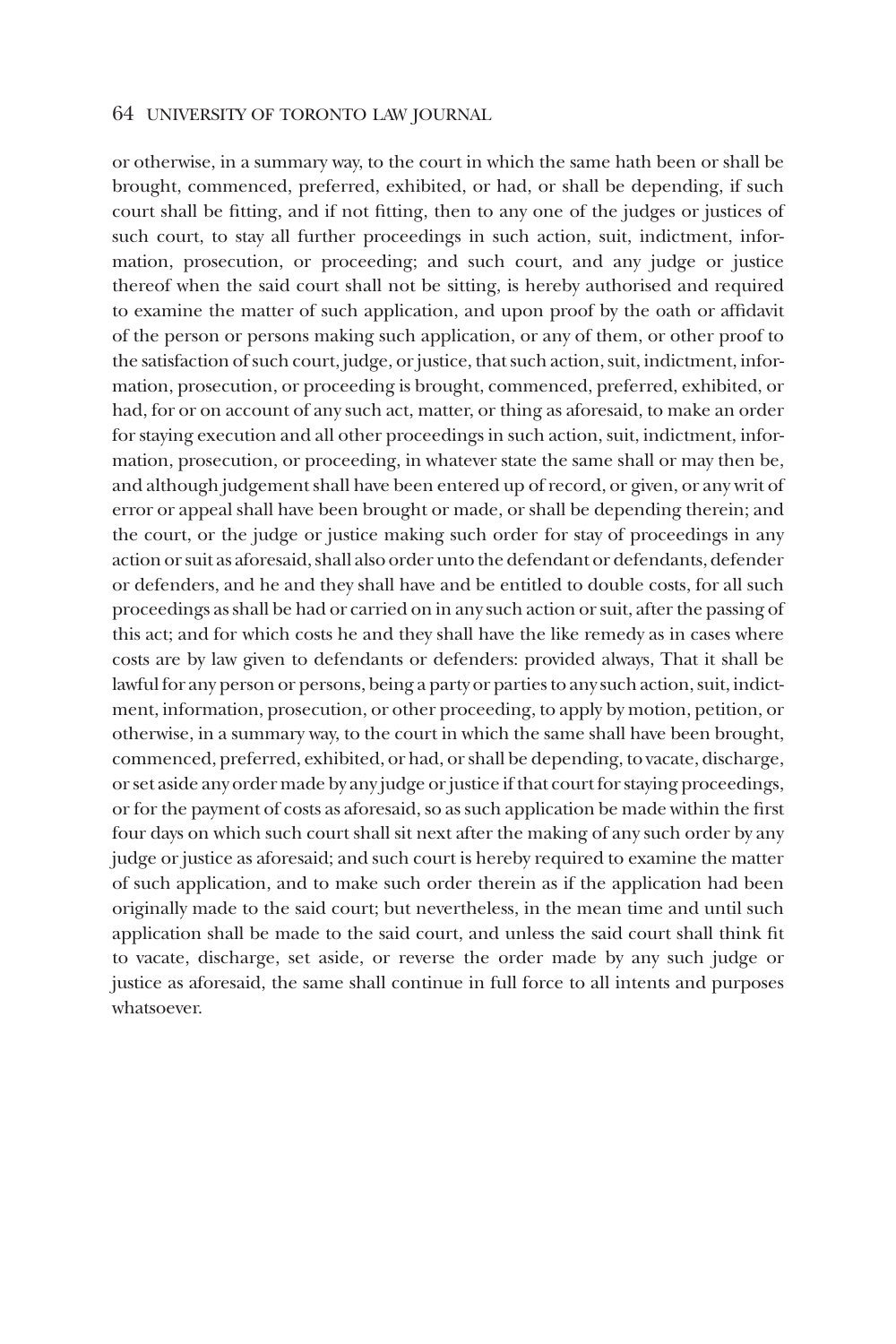or otherwise, in a summary way, to the court in which the same hath been or shall be brought, commenced, preferred, exhibited, or had, or shall be depending, if such court shall be fitting, and if not fitting, then to any one of the judges or justices of such court, to stay all further proceedings in such action, suit, indictment, information, prosecution, or proceeding; and such court, and any judge or justice thereof when the said court shall not be sitting, is hereby authorised and required to examine the matter of such application, and upon proof by the oath or affidavit of the person or persons making such application, or any of them, or other proof to the satisfaction of such court, judge, or justice, that such action, suit, indictment, information, prosecution, or proceeding is brought, commenced, preferred, exhibited, or had, for or on account of any such act, matter, or thing as aforesaid, to make an order for staying execution and all other proceedings in such action, suit, indictment, information, prosecution, or proceeding, in whatever state the same shall or may then be, and although judgement shall have been entered up of record, or given, or any writ of error or appeal shall have been brought or made, or shall be depending therein; and the court, or the judge or justice making such order for stay of proceedings in any action or suit as aforesaid, shall also order unto the defendant or defendants, defender or defenders, and he and they shall have and be entitled to double costs, for all such proceedings as shall be had or carried on in any such action or suit, after the passing of this act; and for which costs he and they shall have the like remedy as in cases where costs are by law given to defendants or defenders: provided always, That it shall be lawful for any person or persons, being a party or parties to any such action, suit, indictment, information, prosecution, or other proceeding, to apply by motion, petition, or otherwise, in a summary way, to the court in which the same shall have been brought, commenced, preferred, exhibited, or had, or shall be depending, to vacate, discharge, or set aside any order made by any judge or justice if that court for staying proceedings, or for the payment of costs as aforesaid, so as such application be made within the first four days on which such court shall sit next after the making of any such order by any judge or justice as aforesaid; and such court is hereby required to examine the matter of such application, and to make such order therein as if the application had been originally made to the said court; but nevertheless, in the mean time and until such application shall be made to the said court, and unless the said court shall think fit to vacate, discharge, set aside, or reverse the order made by any such judge or justice as aforesaid, the same shall continue in full force to all intents and purposes whatsoever.